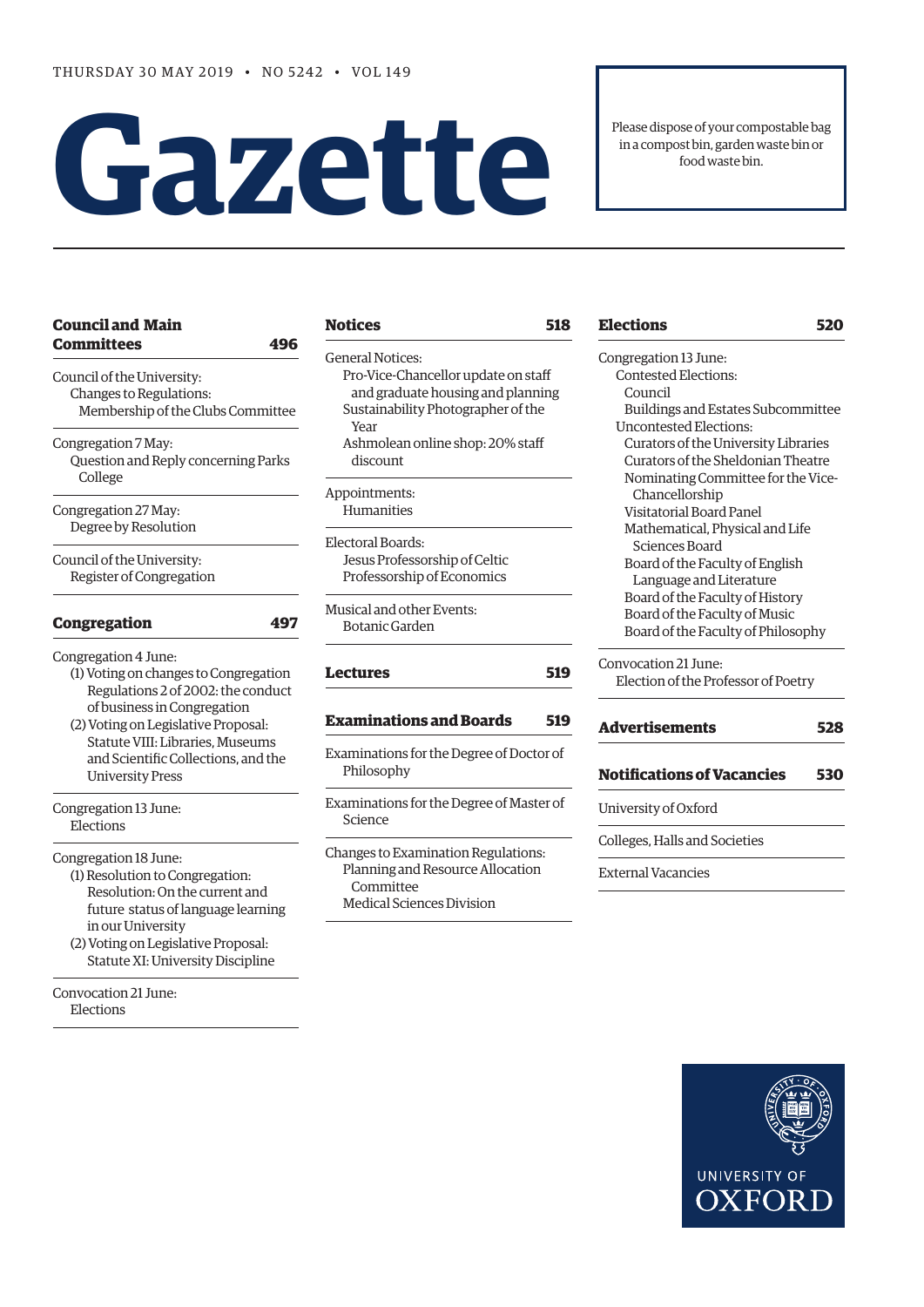THURSDAY 30 MAY 2019 • NO 5242 • VOL 149

# Gazette

Please dispose of your compostable bag in a compost bin, garden waste bin or food waste bin.

## Council and Main Committees — 496

Council of the University:
- Changes to Regulations:
  - Membership of the Clubs Committee

Congregation 7 May:
- Question and Reply concerning Parks College

Congregation 27 May:
- Degree by Resolution

Council of the University:
- Register of Congregation

## Congregation — 497

Congregation 4 June:
- (1) Voting on changes to Congregation Regulations 2 of 2002: the conduct of business in Congregation
- (2) Voting on Legislative Proposal: Statute VIII: Libraries, Museums and Scientific Collections, and the University Press

Congregation 13 June:
- Elections

Congregation 18 June:
- (1) Resolution to Congregation: Resolution: On the current and future status of language learning in our University
- (2) Voting on Legislative Proposal: Statute XI: University Discipline

Convocation 21 June:
- Elections

## Notices — 518

General Notices:
- Pro-Vice-Chancellor update on staff and graduate housing and planning
- Sustainability Photographer of the Year
- Ashmolean online shop: 20% staff discount

Appointments:
- Humanities

Electoral Boards:
- Jesus Professorship of Celtic
- Professorship of Economics

Musical and other Events:
- Botanic Garden

## Lectures — 519

## Examinations and Boards — 519

Examinations for the Degree of Doctor of Philosophy

Examinations for the Degree of Master of Science

Changes to Examination Regulations:
- Planning and Resource Allocation Committee
- Medical Sciences Division

## Elections — 520

Congregation 13 June:
- Contested Elections:
  - Council
  - Buildings and Estates Subcommittee
- Uncontested Elections:
  - Curators of the University Libraries
  - Curators of the Sheldonian Theatre
  - Nominating Committee for the Vice-Chancellorship
  - Visitatorial Board Panel
  - Mathematical, Physical and Life Sciences Board
  - Board of the Faculty of English Language and Literature
  - Board of the Faculty of History
  - Board of the Faculty of Music
  - Board of the Faculty of Philosophy

Convocation 21 June:
- Election of the Professor of Poetry

## Advertisements — 528

## Notifications of Vacancies — 530

University of Oxford

Colleges, Halls and Societies

External Vacancies

UNIVERSITY OF OXFORD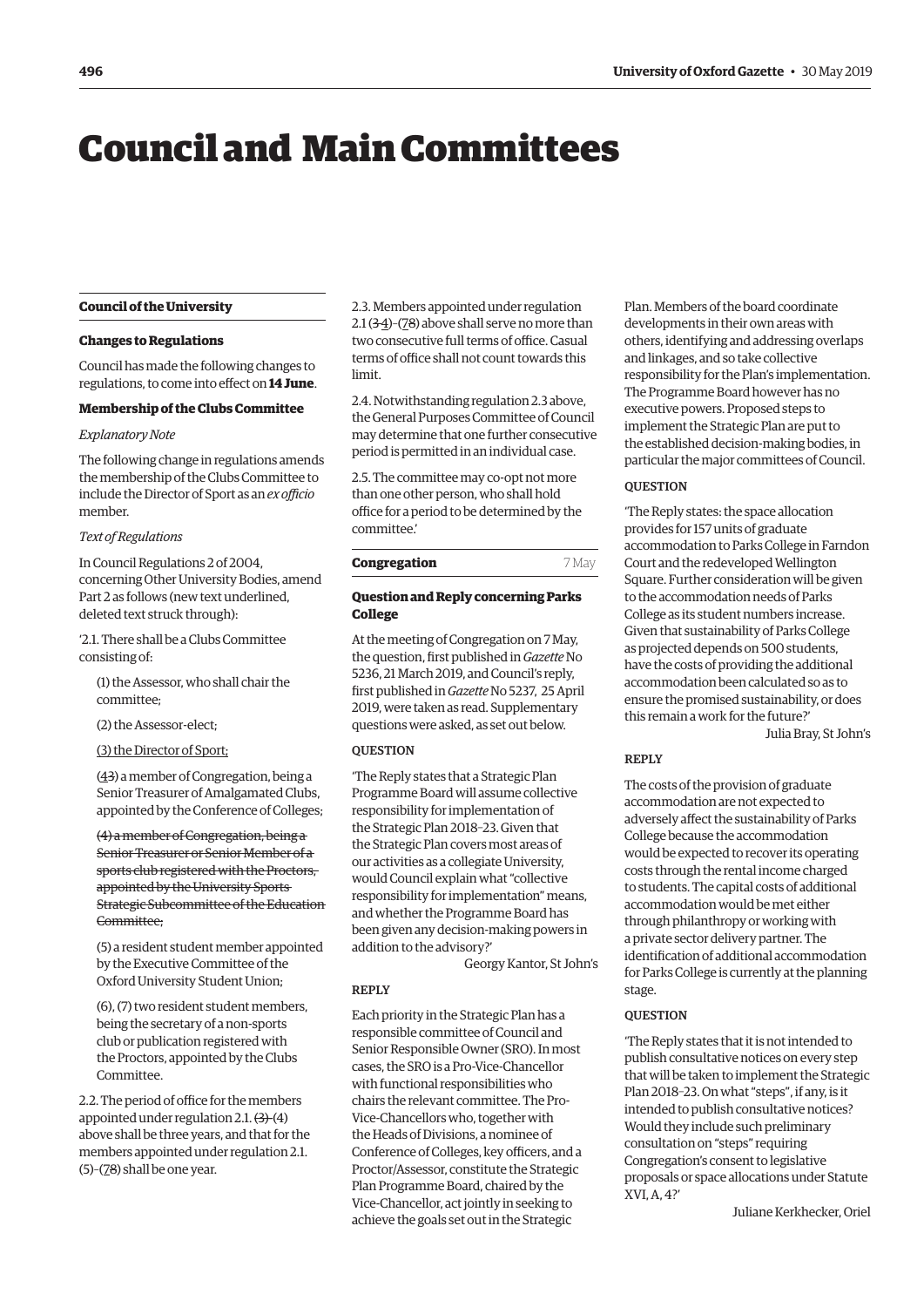# Council and Main Committees

## Council of the University

### Changes to Regulations

Council has made the following changes to regulations, to come into effect on **14 June**.

#### Membership of the Clubs Committee

*Explanatory Note*

The following change in regulations amends the membership of the Clubs Committee to include the Director of Sport as an *ex officio* member.

*Text of Regulations*

In Council Regulations 2 of 2004, concerning Other University Bodies, amend Part 2 as follows (new text underlined, deleted text struck through):

'2.1. There shall be a Clubs Committee consisting of:

(1) the Assessor, who shall chair the committee;

(2) the Assessor-elect;

<u>(3) the Director of Sport;</u>

(<u>4</u>~~3~~) a member of Congregation, being a Senior Treasurer of Amalgamated Clubs, appointed by the Conference of Colleges;

~~(4) a member of Congregation, being a Senior Treasurer or Senior Member of a sports club registered with the Proctors, appointed by the University Sports Strategic Subcommittee of the Education Committee;~~

(5) a resident student member appointed by the Executive Committee of the Oxford University Student Union;

(6), (7) two resident student members, being the secretary of a non-sports club or publication registered with the Proctors, appointed by the Clubs Committee.

2.2. The period of office for the members appointed under regulation 2.1. ~~(3)~~-(4) above shall be three years, and that for the members appointed under regulation 2.1. (5)–(<u>7</u>8) shall be one year.

2.3. Members appointed under regulation 2.1 (~~3~~<u>4</u>)–(<u>7</u>8) above shall serve no more than two consecutive full terms of office. Casual terms of office shall not count towards this limit.

2.4. Notwithstanding regulation 2.3 above, the General Purposes Committee of Council may determine that one further consecutive period is permitted in an individual case.

2.5. The committee may co-opt not more than one other person, who shall hold office for a period to be determined by the committee.'

## Congregation 7 May

### Question and Reply concerning Parks College

At the meeting of Congregation on 7 May, the question, first published in *Gazette* No 5236, 21 March 2019, and Council's reply, first published in *Gazette* No 5237, 25 April 2019, were taken as read. Supplementary questions were asked, as set out below.

QUESTION

'The Reply states that a Strategic Plan Programme Board will assume collective responsibility for implementation of the Strategic Plan 2018–23. Given that the Strategic Plan covers most areas of our activities as a collegiate University, would Council explain what "collective responsibility for implementation" means, and whether the Programme Board has been given any decision-making powers in addition to the advisory?'

Georgy Kantor, St John's

REPLY

Each priority in the Strategic Plan has a responsible committee of Council and Senior Responsible Owner (SRO). In most cases, the SRO is a Pro-Vice-Chancellor with functional responsibilities who chairs the relevant committee. The Pro-Vice-Chancellors who, together with the Heads of Divisions, a nominee of Conference of Colleges, key officers, and a Proctor/Assessor, constitute the Strategic Plan Programme Board, chaired by the Vice-Chancellor, act jointly in seeking to achieve the goals set out in the Strategic Plan. Members of the board coordinate developments in their own areas with others, identifying and addressing overlaps and linkages, and so take collective responsibility for the Plan's implementation. The Programme Board however has no executive powers. Proposed steps to implement the Strategic Plan are put to the established decision-making bodies, in particular the major committees of Council.

QUESTION

'The Reply states: the space allocation provides for 157 units of graduate accommodation to Parks College in Farndon Court and the redeveloped Wellington Square. Further consideration will be given to the accommodation needs of Parks College as its student numbers increase. Given that sustainability of Parks College as projected depends on 500 students, have the costs of providing the additional accommodation been calculated so as to ensure the promised sustainability, or does this remain a work for the future?'

Julia Bray, St John's

REPLY

The costs of the provision of graduate accommodation are not expected to adversely affect the sustainability of Parks College because the accommodation would be expected to recover its operating costs through the rental income charged to students. The capital costs of additional accommodation would be met either through philanthropy or working with a private sector delivery partner. The identification of additional accommodation for Parks College is currently at the planning stage.

QUESTION

'The Reply states that it is not intended to publish consultative notices on every step that will be taken to implement the Strategic Plan 2018–23. On what "steps", if any, is it intended to publish consultative notices? Would they include such preliminary consultation on "steps" requiring Congregation's consent to legislative proposals or space allocations under Statute XVI, A, 4?'

Juliane Kerkhecker, Oriel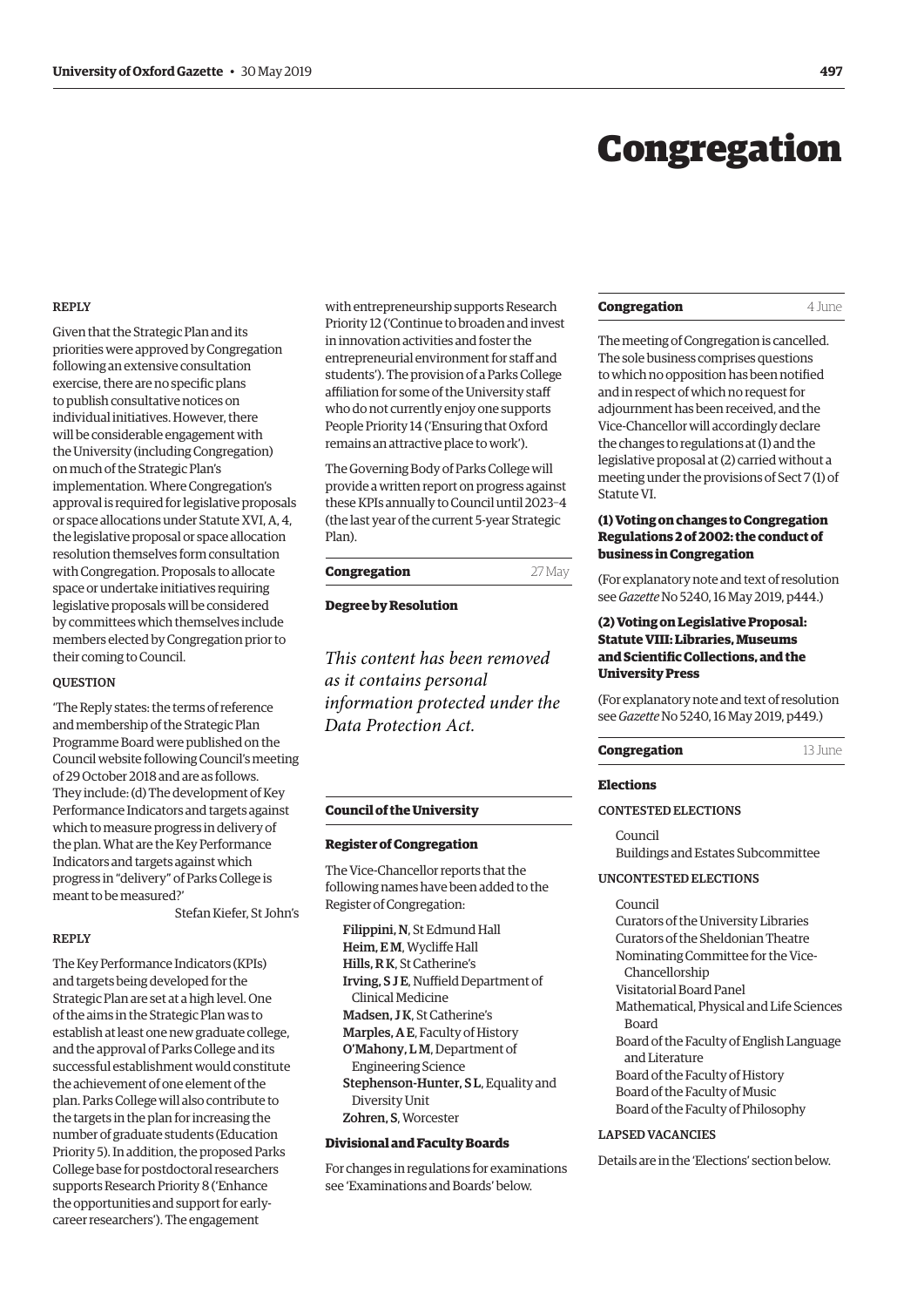# Congregation

REPLY

Given that the Strategic Plan and its priorities were approved by Congregation following an extensive consultation exercise, there are no specific plans to publish consultative notices on individual initiatives. However, there will be considerable engagement with the University (including Congregation) on much of the Strategic Plan's implementation. Where Congregation's approval is required for legislative proposals or space allocations under Statute XVI, A, 4, the legislative proposal or space allocation resolution themselves form consultation with Congregation. Proposals to allocate space or undertake initiatives requiring legislative proposals will be considered by committees which themselves include members elected by Congregation prior to their coming to Council.

QUESTION

'The Reply states: the terms of reference and membership of the Strategic Plan Programme Board were published on the Council website following Council's meeting of 29 October 2018 and are as follows. They include: (d) The development of Key Performance Indicators and targets against which to measure progress in delivery of the plan. What are the Key Performance Indicators and targets against which progress in "delivery" of Parks College is meant to be measured?'

Stefan Kiefer, St John's

REPLY

The Key Performance Indicators (KPIs) and targets being developed for the Strategic Plan are set at a high level. One of the aims in the Strategic Plan was to establish at least one new graduate college, and the approval of Parks College and its successful establishment would constitute the achievement of one element of the plan. Parks College will also contribute to the targets in the plan for increasing the number of graduate students (Education Priority 5). In addition, the proposed Parks College base for postdoctoral researchers supports Research Priority 8 ('Enhance the opportunities and support for early-career researchers'). The engagement with entrepreneurship supports Research Priority 12 ('Continue to broaden and invest in innovation activities and foster the entrepreneurial environment for staff and students'). The provision of a Parks College affiliation for some of the University staff who do not currently enjoy one supports People Priority 14 ('Ensuring that Oxford remains an attractive place to work').

The Governing Body of Parks College will provide a written report on progress against these KPIs annually to Council until 2023–4 (the last year of the current 5-year Strategic Plan).

## Congregation 27 May

### Degree by Resolution

*This content has been removed as it contains personal information protected under the Data Protection Act.*

## Council of the University

### Register of Congregation

The Vice-Chancellor reports that the following names have been added to the Register of Congregation:

**Filippini, N**, St Edmund Hall
**Heim, E M**, Wycliffe Hall
**Hills, R K**, St Catherine's
**Irving, S J E**, Nuffield Department of Clinical Medicine
**Madsen, J K**, St Catherine's
**Marples, A E**, Faculty of History
**O'Mahony, L M**, Department of Engineering Science
**Stephenson-Hunter, S L**, Equality and Diversity Unit
**Zohren, S**, Worcester

### Divisional and Faculty Boards

For changes in regulations for examinations see 'Examinations and Boards' below.

## Congregation 4 June

The meeting of Congregation is cancelled. The sole business comprises questions to which no opposition has been notified and in respect of which no request for adjournment has been received, and the Vice-Chancellor will accordingly declare the changes to regulations at (1) and the legislative proposal at (2) carried without a meeting under the provisions of Sect 7 (1) of Statute VI.

### (1) Voting on changes to Congregation Regulations 2 of 2002: the conduct of business in Congregation

(For explanatory note and text of resolution see *Gazette* No 5240, 16 May 2019, p444.)

### (2) Voting on Legislative Proposal: Statute VIII: Libraries, Museums and Scientific Collections, and the University Press

(For explanatory note and text of resolution see *Gazette* No 5240, 16 May 2019, p449.)

## Congregation 13 June

### Elections

CONTESTED ELECTIONS

Council
Buildings and Estates Subcommittee

UNCONTESTED ELECTIONS

Council
Curators of the University Libraries
Curators of the Sheldonian Theatre
Nominating Committee for the Vice-Chancellorship
Visitatorial Board Panel
Mathematical, Physical and Life Sciences Board
Board of the Faculty of English Language and Literature
Board of the Faculty of History
Board of the Faculty of Music
Board of the Faculty of Philosophy

LAPSED VACANCIES

Details are in the 'Elections' section below.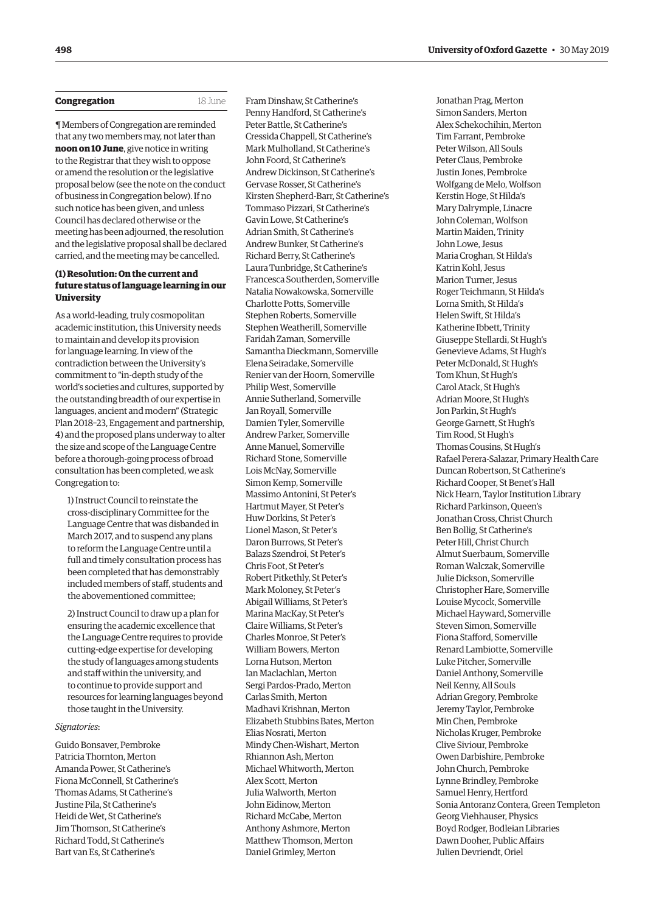## Congregation 18 June

¶ Members of Congregation are reminded that any two members may, not later than **noon on 10 June**, give notice in writing to the Registrar that they wish to oppose or amend the resolution or the legislative proposal below (see the note on the conduct of business in Congregation below). If no such notice has been given, and unless Council has declared otherwise or the meeting has been adjourned, the resolution and the legislative proposal shall be declared carried, and the meeting may be cancelled.

### (1) Resolution: On the current and future status of language learning in our University

As a world-leading, truly cosmopolitan academic institution, this University needs to maintain and develop its provision for language learning. In view of the contradiction between the University's commitment to "in-depth study of the world's societies and cultures, supported by the outstanding breadth of our expertise in languages, ancient and modern" (Strategic Plan 2018–23, Engagement and partnership, 4) and the proposed plans underway to alter the size and scope of the Language Centre before a thorough-going process of broad consultation has been completed, we ask Congregation to:

1) Instruct Council to reinstate the cross-disciplinary Committee for the Language Centre that was disbanded in March 2017, and to suspend any plans to reform the Language Centre until a full and timely consultation process has been completed that has demonstrably included members of staff, students and the abovementioned committee;

2) Instruct Council to draw up a plan for ensuring the academic excellence that the Language Centre requires to provide cutting-edge expertise for developing the study of languages among students and staff within the university, and to continue to provide support and resources for learning languages beyond those taught in the University.

*Signatories*:

Guido Bonsaver, Pembroke
Patricia Thornton, Merton
Amanda Power, St Catherine's
Fiona McConnell, St Catherine's
Thomas Adams, St Catherine's
Justine Pila, St Catherine's
Heidi de Wet, St Catherine's
Jim Thomson, St Catherine's
Richard Todd, St Catherine's
Bart van Es, St Catherine's
Fram Dinshaw, St Catherine's
Penny Handford, St Catherine's
Peter Battle, St Catherine's
Cressida Chappell, St Catherine's
Mark Mulholland, St Catherine's
John Foord, St Catherine's
Andrew Dickinson, St Catherine's
Gervase Rosser, St Catherine's
Kirsten Shepherd-Barr, St Catherine's
Tommaso Pizzari, St Catherine's
Gavin Lowe, St Catherine's
Adrian Smith, St Catherine's
Andrew Bunker, St Catherine's
Richard Berry, St Catherine's
Laura Tunbridge, St Catherine's
Francesca Southerden, Somerville
Natalia Nowakowska, Somerville
Charlotte Potts, Somerville
Stephen Roberts, Somerville
Stephen Weatherill, Somerville
Faridah Zaman, Somerville
Samantha Dieckmann, Somerville
Elena Seiradake, Somerville
Renier van der Hoorn, Somerville
Philip West, Somerville
Annie Sutherland, Somerville
Jan Royall, Somerville
Damien Tyler, Somerville
Andrew Parker, Somerville
Anne Manuel, Somerville
Richard Stone, Somerville
Lois McNay, Somerville
Simon Kemp, Somerville
Massimo Antonini, St Peter's
Hartmut Mayer, St Peter's
Huw Dorkins, St Peter's
Lionel Mason, St Peter's
Daron Burrows, St Peter's
Balazs Szendroi, St Peter's
Chris Foot, St Peter's
Robert Pitkethly, St Peter's
Mark Moloney, St Peter's
Abigail Williams, St Peter's
Marina MacKay, St Peter's
Claire Williams, St Peter's
Charles Monroe, St Peter's
William Bowers, Merton
Lorna Hutson, Merton
Ian Maclachlan, Merton
Sergi Pardos-Prado, Merton
Carlas Smith, Merton
Madhavi Krishnan, Merton
Elizabeth Stubbins Bates, Merton
Elias Nosrati, Merton
Mindy Chen-Wishart, Merton
Rhiannon Ash, Merton
Michael Whitworth, Merton
Alex Scott, Merton
Julia Walworth, Merton
John Eidinow, Merton
Richard McCabe, Merton
Anthony Ashmore, Merton
Matthew Thomson, Merton
Daniel Grimley, Merton
Jonathan Prag, Merton
Simon Sanders, Merton
Alex Schekochihin, Merton
Tim Farrant, Pembroke
Peter Wilson, All Souls
Peter Claus, Pembroke
Justin Jones, Pembroke
Wolfgang de Melo, Wolfson
Kerstin Hoge, St Hilda's
Mary Dalrymple, Linacre
John Coleman, Wolfson
Martin Maiden, Trinity
John Lowe, Jesus
Maria Croghan, St Hilda's
Katrin Kohl, Jesus
Marion Turner, Jesus
Roger Teichmann, St Hilda's
Lorna Smith, St Hilda's
Helen Swift, St Hilda's
Katherine Ibbett, Trinity
Giuseppe Stellardi, St Hugh's
Genevieve Adams, St Hugh's
Peter McDonald, St Hugh's
Tom Khun, St Hugh's
Carol Atack, St Hugh's
Adrian Moore, St Hugh's
Jon Parkin, St Hugh's
George Garnett, St Hugh's
Tim Rood, St Hugh's
Thomas Cousins, St Hugh's
Rafael Perera-Salazar, Primary Health Care
Duncan Robertson, St Catherine's
Richard Cooper, St Benet's Hall
Nick Hearn, Taylor Institution Library
Richard Parkinson, Queen's
Jonathan Cross, Christ Church
Ben Bollig, St Catherine's
Peter Hill, Christ Church
Almut Suerbaum, Somerville
Roman Walczak, Somerville
Julie Dickson, Somerville
Christopher Hare, Somerville
Louise Mycock, Somerville
Michael Hayward, Somerville
Steven Simon, Somerville
Fiona Stafford, Somerville
Renard Lambiotte, Somerville
Luke Pitcher, Somerville
Daniel Anthony, Somerville
Neil Kenny, All Souls
Adrian Gregory, Pembroke
Jeremy Taylor, Pembroke
Min Chen, Pembroke
Nicholas Kruger, Pembroke
Clive Siviour, Pembroke
Owen Darbishire, Pembroke
John Church, Pembroke
Lynne Brindley, Pembroke
Samuel Henry, Hertford
Sonia Antoranz Contera, Green Templeton
Georg Viehhauser, Physics
Boyd Rodger, Bodleian Libraries
Dawn Dooher, Public Affairs
Julien Devriendt, Oriel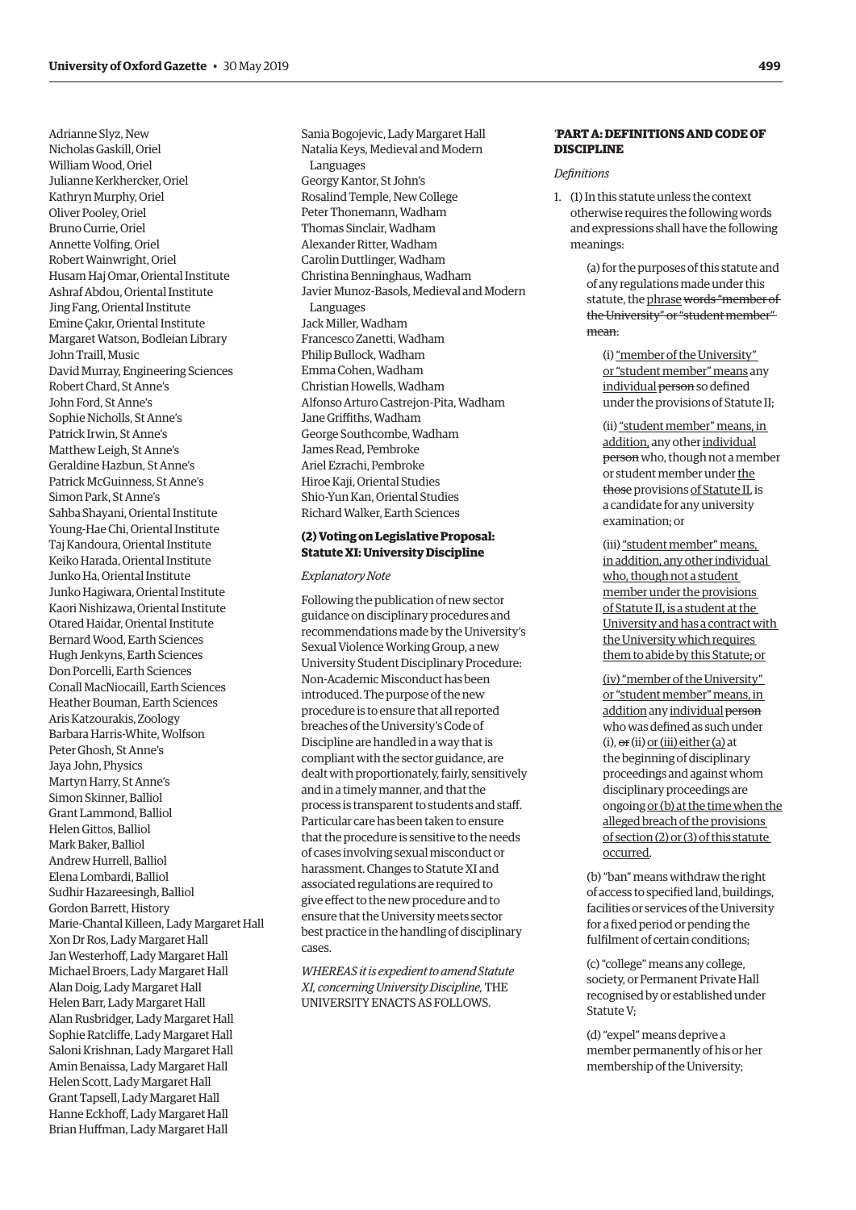Adrianne Slyz, New
Nicholas Gaskill, Oriel
William Wood, Oriel
Julianne Kerkhercker, Oriel
Kathryn Murphy, Oriel
Oliver Pooley, Oriel
Bruno Currie, Oriel
Annette Volfing, Oriel
Robert Wainwright, Oriel
Husam Haj Omar, Oriental Institute
Ashraf Abdou, Oriental Institute
Jing Fang, Oriental Institute
Emine Çakır, Oriental Institute
Margaret Watson, Bodleian Library
John Traill, Music
David Murray, Engineering Sciences
Robert Chard, St Anne's
John Ford, St Anne's
Sophie Nicholls, St Anne's
Patrick Irwin, St Anne's
Matthew Leigh, St Anne's
Geraldine Hazbun, St Anne's
Patrick McGuinness, St Anne's
Simon Park, St Anne's
Sahba Shayani, Oriental Institute
Young-Hae Chi, Oriental Institute
Taj Kandoura, Oriental Institute
Keiko Harada, Oriental Institute
Junko Ha, Oriental Institute
Junko Hagiwara, Oriental Institute
Kaori Nishizawa, Oriental Institute
Otared Haidar, Oriental Institute
Bernard Wood, Earth Sciences
Hugh Jenkyns, Earth Sciences
Don Porcelli, Earth Sciences
Conall MacNiocaill, Earth Sciences
Heather Bouman, Earth Sciences
Aris Katzourakis, Zoology
Barbara Harris-White, Wolfson
Peter Ghosh, St Anne's
Jaya John, Physics
Martyn Harry, St Anne's
Simon Skinner, Balliol
Grant Lammond, Balliol
Helen Gittos, Balliol
Mark Baker, Balliol
Andrew Hurrell, Balliol
Elena Lombardi, Balliol
Sudhir Hazareesingh, Balliol
Gordon Barrett, History
Marie-Chantal Killeen, Lady Margaret Hall
Xon Dr Ros, Lady Margaret Hall
Jan Westerhoff, Lady Margaret Hall
Michael Broers, Lady Margaret Hall
Alan Doig, Lady Margaret Hall
Helen Barr, Lady Margaret Hall
Alan Rusbridger, Lady Margaret Hall
Sophie Ratcliffe, Lady Margaret Hall
Saloni Krishnan, Lady Margaret Hall
Amin Benaissa, Lady Margaret Hall
Helen Scott, Lady Margaret Hall
Grant Tapsell, Lady Margaret Hall
Hanne Eckhoff, Lady Margaret Hall
Brian Huffman, Lady Margaret Hall
Sania Bogojevic, Lady Margaret Hall
Natalia Keys, Medieval and Modern Languages
Georgy Kantor, St John's
Rosalind Temple, New College
Peter Thonemann, Wadham
Thomas Sinclair, Wadham
Alexander Ritter, Wadham
Carolin Duttlinger, Wadham
Christina Benninghaus, Wadham
Javier Munoz-Basols, Medieval and Modern Languages
Jack Miller, Wadham
Francesco Zanetti, Wadham
Philip Bullock, Wadham
Emma Cohen, Wadham
Christian Howells, Wadham
Alfonso Arturo Castrejon-Pita, Wadham
Jane Griffiths, Wadham
George Southcombe, Wadham
James Read, Pembroke
Ariel Ezrachi, Pembroke
Hiroe Kaji, Oriental Studies
Shio-Yun Kan, Oriental Studies
Richard Walker, Earth Sciences

### (2) Voting on Legislative Proposal: Statute XI: University Discipline

*Explanatory Note*

Following the publication of new sector guidance on disciplinary procedures and recommendations made by the University's Sexual Violence Working Group, a new University Student Disciplinary Procedure: Non-Academic Misconduct has been introduced. The purpose of the new procedure is to ensure that all reported breaches of the University's Code of Discipline are handled in a way that is compliant with the sector guidance, are dealt with proportionately, fairly, sensitively and in a timely manner, and that the process is transparent to students and staff. Particular care has been taken to ensure that the procedure is sensitive to the needs of cases involving sexual misconduct or harassment. Changes to Statute XI and associated regulations are required to give effect to the new procedure and to ensure that the University meets sector best practice in the handling of disciplinary cases.

*WHEREAS it is expedient to amend Statute XI, concerning University Discipline,* THE UNIVERSITY ENACTS AS FOLLOWS.

'**PART A: DEFINITIONS AND CODE OF DISCIPLINE**

*Definitions*

1. (1) In this statute unless the context otherwise requires the following words and expressions shall have the following meanings:

   (a) for the purposes of this statute and of any regulations made under this statute, the <u>phrase</u> ~~words "member of the University" or "student member" mean~~:

   (i) <u>"member of the University" or "student member" means</u> any <u>individual</u> ~~person~~ so defined under the provisions of Statute II;

   (ii) <u>"student member" means, in addition,</u> any other <u>individual</u> ~~person~~ who, though not a member or student member under <u>the</u> ~~those~~ provisions <u>of Statute II</u>, is a candidate for any university examination; or

   (iii) <u>"student member" means, in addition, any other individual who, though not a student member under the provisions of Statute II, is a student at the University and has a contract with the University which requires them to abide by this Statute; or</u>

   <u>(iv) "member of the University" or "student member" means, in addition</u> any <u>individual</u> ~~person~~ who was defined as such under (i), ~~or~~ (ii) <u>or (iii) either (a)</u> at the beginning of disciplinary proceedings and against whom disciplinary proceedings are ongoing <u>or (b) at the time when the alleged breach of the provisions of section (2) or (3) of this statute occurred</u>.

   (b) "ban" means withdraw the right of access to specified land, buildings, facilities or services of the University for a fixed period or pending the fulfilment of certain conditions;

   (c) "college" means any college, society, or Permanent Private Hall recognised by or established under Statute V;

   (d) "expel" means deprive a member permanently of his or her membership of the University;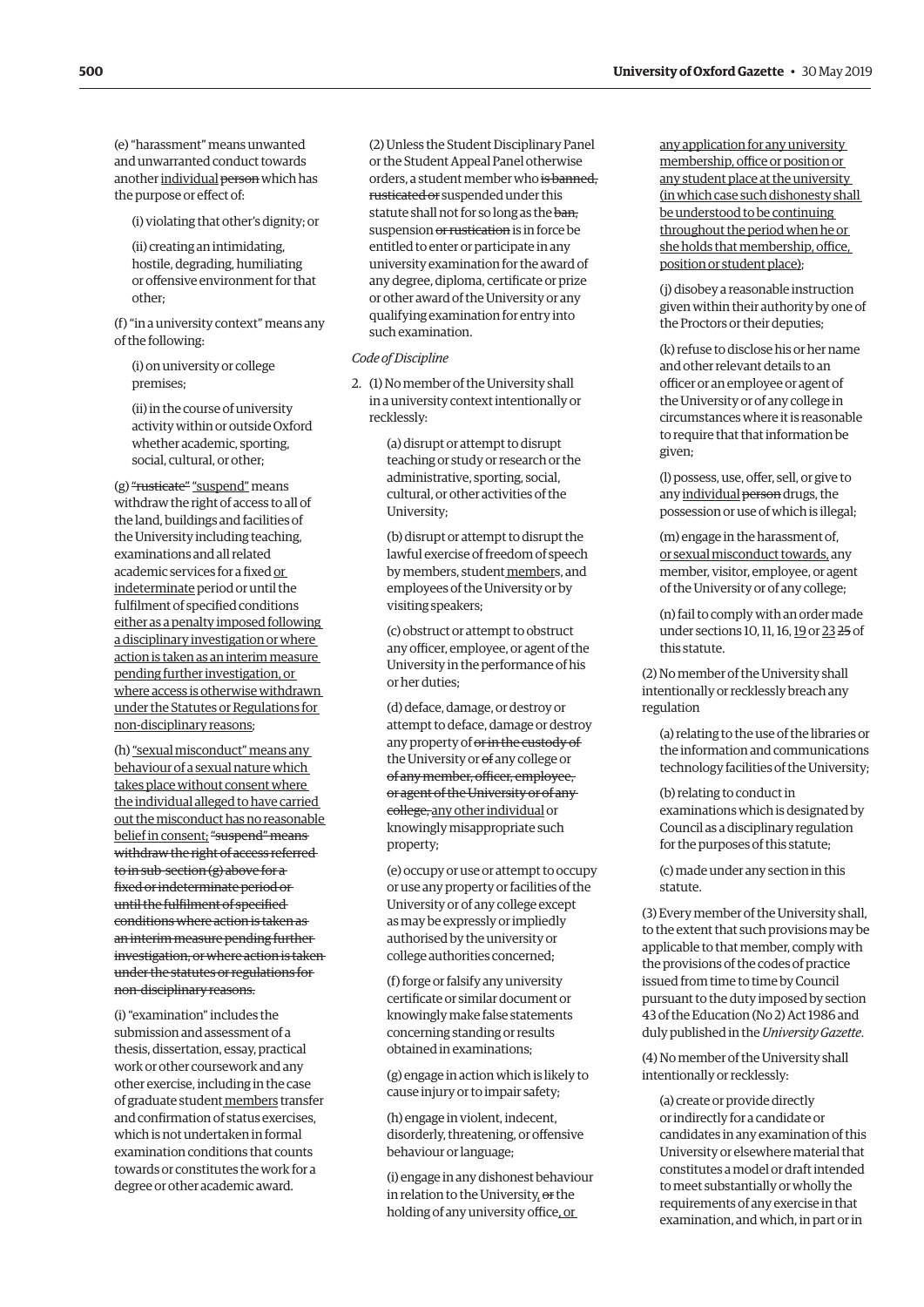(e) "harassment" means unwanted and unwarranted conduct towards another individual ~~person~~ which has the purpose or effect of:

(i) violating that other's dignity; or

(ii) creating an intimidating, hostile, degrading, humiliating or offensive environment for that other;

(f) "in a university context" means any of the following:

(i) on university or college premises;

(ii) in the course of university activity within or outside Oxford whether academic, sporting, social, cultural, or other;

(g) ~~"rusticate"~~ "suspend" means withdraw the right of access to all of the land, buildings and facilities of the University including teaching, examinations and all related academic services for a fixed or indeterminate period or until the fulfilment of specified conditions either as a penalty imposed following a disciplinary investigation or where action is taken as an interim measure pending further investigation, or where access is otherwise withdrawn under the Statutes or Regulations for non-disciplinary reasons;

(h) "sexual misconduct" means any behaviour of a sexual nature which takes place without consent where the individual alleged to have carried out the misconduct has no reasonable belief in consent; ~~"suspend" means withdraw the right of access referred to in sub-section (g) above for a fixed or indeterminate period or until the fulfilment of specified conditions where action is taken as an interim measure pending further investigation, or where action is taken under the statutes or regulations for non-disciplinary reasons.~~

(i) "examination" includes the submission and assessment of a thesis, dissertation, essay, practical work or other coursework and any other exercise, including in the case of graduate student members transfer and confirmation of status exercises, which is not undertaken in formal examination conditions that counts towards or constitutes the work for a degree or other academic award.

(2) Unless the Student Disciplinary Panel or the Student Appeal Panel otherwise orders, a student member who ~~is banned, rusticated or~~ suspended under this statute shall not for so long as the ~~ban,~~ suspension ~~or rustication~~ is in force be entitled to enter or participate in any university examination for the award of any degree, diploma, certificate or prize or other award of the University or any qualifying examination for entry into such examination.

*Code of Discipline*

2. (1) No member of the University shall in a university context intentionally or recklessly:

(a) disrupt or attempt to disrupt teaching or study or research or the administrative, sporting, social, cultural, or other activities of the University;

(b) disrupt or attempt to disrupt the lawful exercise of freedom of speech by members, student members, and employees of the University or by visiting speakers;

(c) obstruct or attempt to obstruct any officer, employee, or agent of the University in the performance of his or her duties;

(d) deface, damage, or destroy or attempt to deface, damage or destroy any property of ~~or in the custody of~~ the University or ~~of~~ any college or ~~of any member, officer, employee, or agent of the University or of any college,~~ any other individual or knowingly misappropriate such property;

(e) occupy or use or attempt to occupy or use any property or facilities of the University or of any college except as may be expressly or impliedly authorised by the university or college authorities concerned;

(f) forge or falsify any university certificate or similar document or knowingly make false statements concerning standing or results obtained in examinations;

(g) engage in action which is likely to cause injury or to impair safety;

(h) engage in violent, indecent, disorderly, threatening, or offensive behaviour or language;

(i) engage in any dishonest behaviour in relation to the University, ~~or~~ the holding of any university office, or any application for any university membership, office or position or any student place at the University (in which case such dishonesty shall be understood to be continuing throughout the period when he or she holds that membership, office, position or student place);

(j) disobey a reasonable instruction given within their authority by one of the Proctors or their deputies;

(k) refuse to disclose his or her name and other relevant details to an officer or an employee or agent of the University or of any college in circumstances where it is reasonable to require that that information be given;

(l) possess, use, offer, sell, or give to any individual ~~person~~ drugs, the possession or use of which is illegal;

(m) engage in the harassment of, or sexual misconduct towards, any member, visitor, employee, or agent of the University or of any college;

(n) fail to comply with an order made under sections 10, 11, 16, 19 or 23 ~~25~~ of this statute.

(2) No member of the University shall intentionally or recklessly breach any regulation

(a) relating to the use of the libraries or the information and communications technology facilities of the University;

(b) relating to conduct in examinations which is designated by Council as a disciplinary regulation for the purposes of this statute;

(c) made under any section in this statute.

(3) Every member of the University shall, to the extent that such provisions may be applicable to that member, comply with the provisions of the codes of practice issued from time to time by Council pursuant to the duty imposed by section 43 of the Education (No 2) Act 1986 and duly published in the *University Gazette*.

(4) No member of the University shall intentionally or recklessly:

(a) create or provide directly or indirectly for a candidate or candidates in any examination of this University or elsewhere material that constitutes a model or draft intended to meet substantially or wholly the requirements of any exercise in that examination, and which, in part or in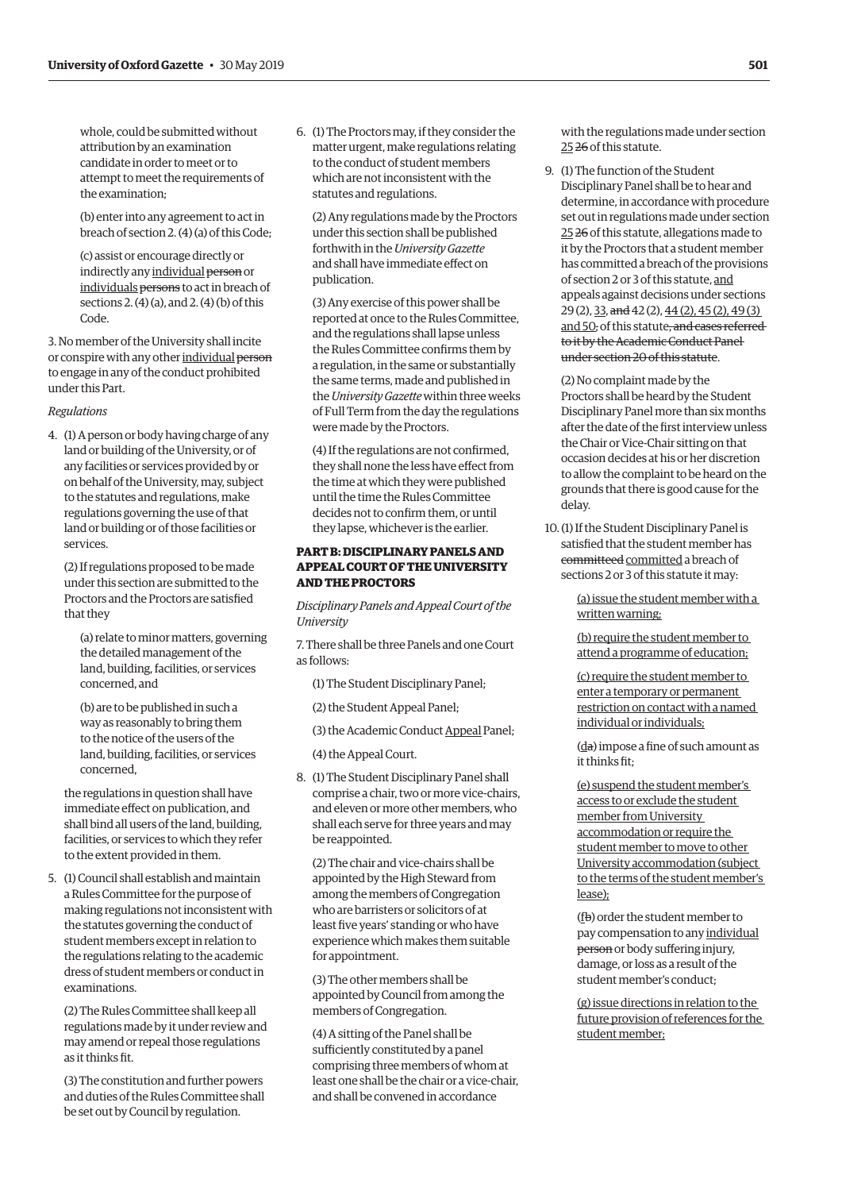whole, could be submitted without attribution by an examination candidate in order to meet or to attempt to meet the requirements of the examination;

(b) enter into any agreement to act in breach of section 2. (4) (a) of this Code;

(c) assist or encourage directly or indirectly any <u>individual</u> ~~person~~ or <u>individuals</u> ~~persons~~ to act in breach of sections 2. (4) (a), and 2. (4) (b) of this Code.

3. No member of the University shall incite or conspire with any other <u>individual</u> ~~person~~ to engage in any of the conduct prohibited under this Part.

*Regulations*

4. (1) A person or body having charge of any land or building of the University, or of any facilities or services provided by or on behalf of the University, may, subject to the statutes and regulations, make regulations governing the use of that land or building or of those facilities or services.

(2) If regulations proposed to be made under this section are submitted to the Proctors and the Proctors are satisfied that they

(a) relate to minor matters, governing the detailed management of the land, building, facilities, or services concerned, and

(b) are to be published in such a way as reasonably to bring them to the notice of the users of the land, building, facilities, or services concerned,

the regulations in question shall have immediate effect on publication, and shall bind all users of the land, building, facilities, or services to which they refer to the extent provided in them.

5. (1) Council shall establish and maintain a Rules Committee for the purpose of making regulations not inconsistent with the statutes governing the conduct of student members except in relation to the regulations relating to the academic dress of student members or conduct in examinations.

(2) The Rules Committee shall keep all regulations made by it under review and may amend or repeal those regulations as it thinks fit.

(3) The constitution and further powers and duties of the Rules Committee shall be set out by Council by regulation.

6. (1) The Proctors may, if they consider the matter urgent, make regulations relating to the conduct of student members which are not inconsistent with the statutes and regulations.

(2) Any regulations made by the Proctors under this section shall be published forthwith in the *University Gazette* and shall have immediate effect on publication.

(3) Any exercise of this power shall be reported at once to the Rules Committee, and the regulations shall lapse unless the Rules Committee confirms them by a regulation, in the same or substantially the same terms, made and published in the *University Gazette* within three weeks of Full Term from the day the regulations were made by the Proctors.

(4) If the regulations are not confirmed, they shall none the less have effect from the time at which they were published until the time the Rules Committee decides not to confirm them, or until they lapse, whichever is the earlier.

### PART B: DISCIPLINARY PANELS AND APPEAL COURT OF THE UNIVERSITY AND THE PROCTORS

*Disciplinary Panels and Appeal Court of the University*

7. There shall be three Panels and one Court as follows:

(1) The Student Disciplinary Panel;

(2) the Student Appeal Panel;

(3) the Academic Conduct <u>Appeal</u> Panel;

(4) the Appeal Court.

8. (1) The Student Disciplinary Panel shall comprise a chair, two or more vice-chairs, and eleven or more other members, who shall each serve for three years and may be reappointed.

(2) The chair and vice-chairs shall be appointed by the High Steward from among the members of Congregation who are barristers or solicitors of at least five years' standing or who have experience which makes them suitable for appointment.

(3) The other members shall be appointed by Council from among the members of Congregation.

(4) A sitting of the Panel shall be sufficiently constituted by a panel comprising three members of whom at least one shall be the chair or a vice-chair, and shall be convened in accordance with the regulations made under section <u>25</u> ~~26~~ of this statute.

9. (1) The function of the Student Disciplinary Panel shall be to hear and determine, in accordance with procedure set out in regulations made under section <u>25</u> ~~26~~ of this statute, allegations made to it by the Proctors that a student member has committed a breach of the provisions of section 2 or 3 of this statute, <u>and</u> appeals against decisions under sections 29 (2), <u>33</u>, ~~and~~ 42 (2), <u>44 (2), 45 (2), 49 (3) and 50</u>~~;~~ of this statute~~, and cases referred to it by the Academic Conduct Panel under section 20 of this statute~~.

(2) No complaint made by the Proctors shall be heard by the Student Disciplinary Panel more than six months after the date of the first interview unless the Chair or Vice-Chair sitting on that occasion decides at his or her discretion to allow the complaint to be heard on the grounds that there is good cause for the delay.

10. (1) If the Student Disciplinary Panel is satisfied that the student member has ~~committeed~~ <u>committed</u> a breach of sections 2 or 3 of this statute it may:

<u>(a) issue the student member with a written warning;</u>

<u>(b) require the student member to attend a programme of education;</u>

<u>(c) require the student member to enter a temporary or permanent restriction on contact with a named individual or individuals;</u>

(<u>d</u>~~a~~) impose a fine of such amount as it thinks fit;

<u>(e) suspend the student member's access to or exclude the student member from University accommodation or require the student member to move to other University accommodation (subject to the terms of the student member's lease);</u>

(<u>f</u>~~b~~) order the student member to pay compensation to any <u>individual</u> ~~person~~ or body suffering injury, damage, or loss as a result of the student member's conduct;

<u>(g) issue directions in relation to the future provision of references for the student member;</u>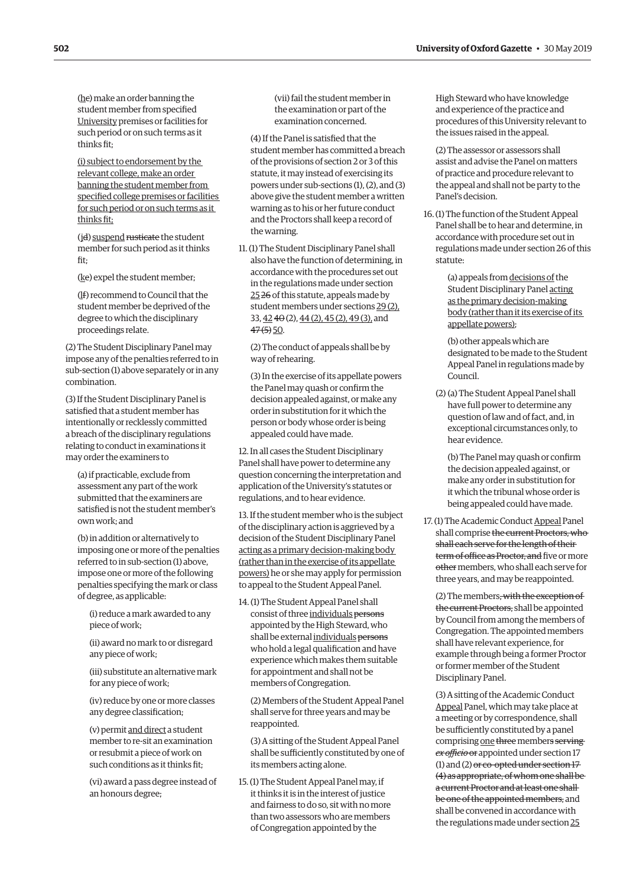(<u>h</u>~~e~~) make an order banning the student member from specified <u>University</u> premises or facilities for such period or on such terms as it thinks fit;

<u>(i) subject to endorsement by the relevant college, make an order banning the student member from specified college premises or facilities for such period or on such terms as it thinks fit;</u>

(<u>j</u>~~d~~) <u>suspend</u> ~~rusticate~~ the student member for such period as it thinks fit;

(<u>k</u>~~e~~) expel the student member;

(<u>l</u>~~f~~) recommend to Council that the student member be deprived of the degree to which the disciplinary proceedings relate.

(2) The Student Disciplinary Panel may impose any of the penalties referred to in sub-section (1) above separately or in any combination.

(3) If the Student Disciplinary Panel is satisfied that a student member has intentionally or recklessly committed a breach of the disciplinary regulations relating to conduct in examinations it may order the examiners to

(a) if practicable, exclude from assessment any part of the work submitted that the examiners are satisfied is not the student member's own work; and

(b) in addition or alternatively to imposing one or more of the penalties referred to in sub-section (1) above, impose one or more of the following penalties specifying the mark or class of degree, as applicable:

(i) reduce a mark awarded to any piece of work;

(ii) award no mark to or disregard any piece of work;

(iii) substitute an alternative mark for any piece of work;

(iv) reduce by one or more classes any degree classification;

(v) permit <u>and direct</u> a student member to re-sit an examination or resubmit a piece of work on such conditions as it thinks fit;

(vi) award a pass degree instead of an honours degree;

(vii) fail the student member in the examination or part of the examination concerned.

(4) If the Panel is satisfied that the student member has committed a breach of the provisions of section 2 or 3 of this statute, it may instead of exercising its powers under sub-sections (1), (2), and (3) above give the student member a written warning as to his or her future conduct and the Proctors shall keep a record of the warning.

11. (1) The Student Disciplinary Panel shall also have the function of determining, in accordance with the procedures set out in the regulations made under section <u>25</u> ~~26~~ of this statute, appeals made by student members under sections <u>29 (2),</u> 33, <u>42</u> ~~40~~ (2), <u>44 (2), 45 (2), 49 (3),</u> and ~~47 (5)~~ <u>50</u>.

(2) The conduct of appeals shall be by way of rehearing.

(3) In the exercise of its appellate powers the Panel may quash or confirm the decision appealed against, or make any order in substitution for it which the person or body whose order is being appealed could have made.

12. In all cases the Student Disciplinary Panel shall have power to determine any question concerning the interpretation and application of the University's statutes or regulations, and to hear evidence.

13. If the student member who is the subject of the disciplinary action is aggrieved by a decision of the Student Disciplinary Panel <u>acting as a primary decision-making body (rather than in the exercise of its appellate powers)</u> he or she may apply for permission to appeal to the Student Appeal Panel.

14. (1) The Student Appeal Panel shall consist of three <u>individuals</u> ~~persons~~ appointed by the High Steward, who shall be external <u>individuals</u> ~~persons~~ who hold a legal qualification and have experience which makes them suitable for appointment and shall not be members of Congregation.

(2) Members of the Student Appeal Panel shall serve for three years and may be reappointed.

(3) A sitting of the Student Appeal Panel shall be sufficiently constituted by one of its members acting alone.

15. (1) The Student Appeal Panel may, if it thinks it is in the interest of justice and fairness to do so, sit with no more than two assessors who are members of Congregation appointed by the High Steward who have knowledge and experience of the practice and procedures of this University relevant to the issues raised in the appeal.

(2) The assessor or assessors shall assist and advise the Panel on matters of practice and procedure relevant to the appeal and shall not be party to the Panel's decision.

16. (1) The function of the Student Appeal Panel shall be to hear and determine, in accordance with procedure set out in regulations made under section 26 of this statute:

(a) appeals from <u>decisions of</u> the Student Disciplinary Panel <u>acting as the primary decision-making body (rather than it its exercise of its appellate powers)</u>;

(b) other appeals which are designated to be made to the Student Appeal Panel in regulations made by Council.

(2) (a) The Student Appeal Panel shall have full power to determine any question of law and of fact, and, in exceptional circumstances only, to hear evidence.

(b) The Panel may quash or confirm the decision appealed against, or make any order in substitution for it which the tribunal whose order is being appealed could have made.

17. (1) The Academic Conduct <u>Appeal</u> Panel shall comprise ~~the current Proctors, who shall each serve for the length of their term of office as Proctor, and~~ five or more ~~other~~ members, who shall each serve for three years, and may be reappointed.

(2) The members~~, with the exception of the current Proctors,~~ shall be appointed by Council from among the members of Congregation. The appointed members shall have relevant experience, for example through being a former Proctor or former member of the Student Disciplinary Panel.

(3) A sitting of the Academic Conduct <u>Appeal</u> Panel, which may take place at a meeting or by correspondence, shall be sufficiently constituted by a panel comprising <u>one</u> ~~three~~ members ~~serving *ex officio* or~~ appointed under section 17 (1) and (2) ~~or co-opted under section 17 (4) as appropriate, of whom one shall be a current Proctor and at least one shall be one of the appointed members,~~ and shall be convened in accordance with the regulations made under section <u>25</u>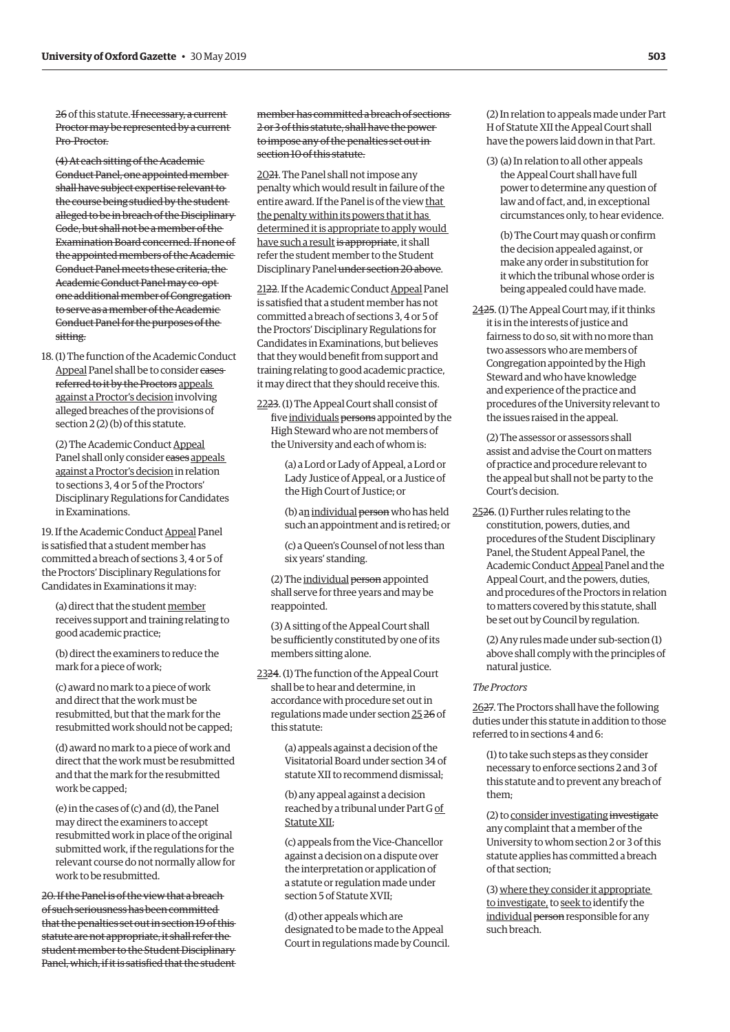~~26~~ of this statute. ~~If necessary, a current Proctor may be represented by a current Pro-Proctor.~~

~~(4) At each sitting of the Academic Conduct Panel, one appointed member shall have subject expertise relevant to the course being studied by the student alleged to be in breach of the Disciplinary Code, but shall not be a member of the Examination Board concerned. If none of the appointed members of the Academic Conduct Panel meets these criteria, the Academic Conduct Panel may co-opt one additional member of Congregation to serve as a member of the Academic Conduct Panel for the purposes of the sitting.~~

18. (1) The function of the Academic Conduct <u>Appeal</u> Panel shall be to consider ~~cases referred to it by the Proctors~~ <u>appeals against a Proctor's decision</u> involving alleged breaches of the provisions of section 2 (2) (b) of this statute.

(2) The Academic Conduct <u>Appeal</u> Panel shall only consider ~~cases~~ <u>appeals against a Proctor's decision</u> in relation to sections 3, 4 or 5 of the Proctors' Disciplinary Regulations for Candidates in Examinations.

19. If the Academic Conduct <u>Appeal</u> Panel is satisfied that a student member has committed a breach of sections 3, 4 or 5 of the Proctors' Disciplinary Regulations for Candidates in Examinations it may:

(a) direct that the student <u>member</u> receives support and training relating to good academic practice;

(b) direct the examiners to reduce the mark for a piece of work;

(c) award no mark to a piece of work and direct that the work must be resubmitted, but that the mark for the resubmitted work should not be capped;

(d) award no mark to a piece of work and direct that the work must be resubmitted and that the mark for the resubmitted work be capped;

(e) in the cases of (c) and (d), the Panel may direct the examiners to accept resubmitted work in place of the original submitted work, if the regulations for the relevant course do not normally allow for work to be resubmitted.

~~20. If the Panel is of the view that a breach of such seriousness has been committed that the penalties set out in section 19 of this statute are not appropriate, it shall refer the student member to the Student Disciplinary Panel, which, if it is satisfied that the student member has committed a breach of sections 2 or 3 of this statute, shall have the power to impose any of the penalties set out in section 10 of this statute.~~

<u>20</u>~~21~~. The Panel shall not impose any penalty which would result in failure of the entire award. If the Panel is of the view <u>that the penalty within its powers that it has determined it is appropriate to apply would have such a result</u> ~~is appropriate~~, it shall refer the student member to the Student Disciplinary Panel ~~under section 20 above~~.

<u>21</u>~~22~~. If the Academic Conduct <u>Appeal</u> Panel is satisfied that a student member has not committed a breach of sections 3, 4 or 5 of the Proctors' Disciplinary Regulations for Candidates in Examinations, but believes that they would benefit from support and training relating to good academic practice, it may direct that they should receive this.

<u>22</u>~~23~~. (1) The Appeal Court shall consist of five <u>individuals</u> ~~persons~~ appointed by the High Steward who are not members of the University and each of whom is:

(a) a Lord or Lady of Appeal, a Lord or Lady Justice of Appeal, or a Justice of the High Court of Justice; or

(b) a<u>n</u> <u>individual</u> ~~person~~ who has held such an appointment and is retired; or

(c) a Queen's Counsel of not less than six years' standing.

(2) The <u>individual</u> ~~person~~ appointed shall serve for three years and may be reappointed.

(3) A sitting of the Appeal Court shall be sufficiently constituted by one of its members sitting alone.

<u>23</u>~~24~~. (1) The function of the Appeal Court shall be to hear and determine, in accordance with procedure set out in regulations made under section <u>25</u> ~~26~~ of this statute:

(a) appeals against a decision of the Visitatorial Board under section 34 of statute XII to recommend dismissal;

(b) any appeal against a decision reached by a tribunal under Part G <u>of Statute XII</u>;

(c) appeals from the Vice-Chancellor against a decision on a dispute over the interpretation or application of a statute or regulation made under section 5 of Statute XVII;

(d) other appeals which are designated to be made to the Appeal Court in regulations made by Council.

(2) In relation to appeals made under Part H of Statute XII the Appeal Court shall have the powers laid down in that Part.

(3) (a) In relation to all other appeals the Appeal Court shall have full power to determine any question of law and of fact, and, in exceptional circumstances only, to hear evidence.

(b) The Court may quash or confirm the decision appealed against, or make any order in substitution for it which the tribunal whose order is being appealed could have made.

<u>24</u>~~25~~. (1) The Appeal Court may, if it thinks it is in the interests of justice and fairness to do so, sit with no more than two assessors who are members of Congregation appointed by the High Steward and who have knowledge and experience of the practice and procedures of the University relevant to the issues raised in the appeal.

(2) The assessor or assessors shall assist and advise the Court on matters of practice and procedure relevant to the appeal but shall not be party to the Court's decision.

<u>25</u>~~26~~. (1) Further rules relating to the constitution, powers, duties, and procedures of the Student Disciplinary Panel, the Student Appeal Panel, the Academic Conduct <u>Appeal</u> Panel and the Appeal Court, and the powers, duties, and procedures of the Proctors in relation to matters covered by this statute, shall be set out by Council by regulation.

(2) Any rules made under sub-section (1) above shall comply with the principles of natural justice.

*The Proctors*

<u>26</u>~~27~~. The Proctors shall have the following duties under this statute in addition to those referred to in sections 4 and 6:

(1) to take such steps as they consider necessary to enforce sections 2 and 3 of this statute and to prevent any breach of them;

(2) to <u>consider investigating</u> ~~investigate~~ any complaint that a member of the University to whom section 2 or 3 of this statute applies has committed a breach of that section;

(3) <u>where they consider it appropriate to investigate,</u> to <u>seek to</u> identify the <u>individual</u> ~~person~~ responsible for any such breach.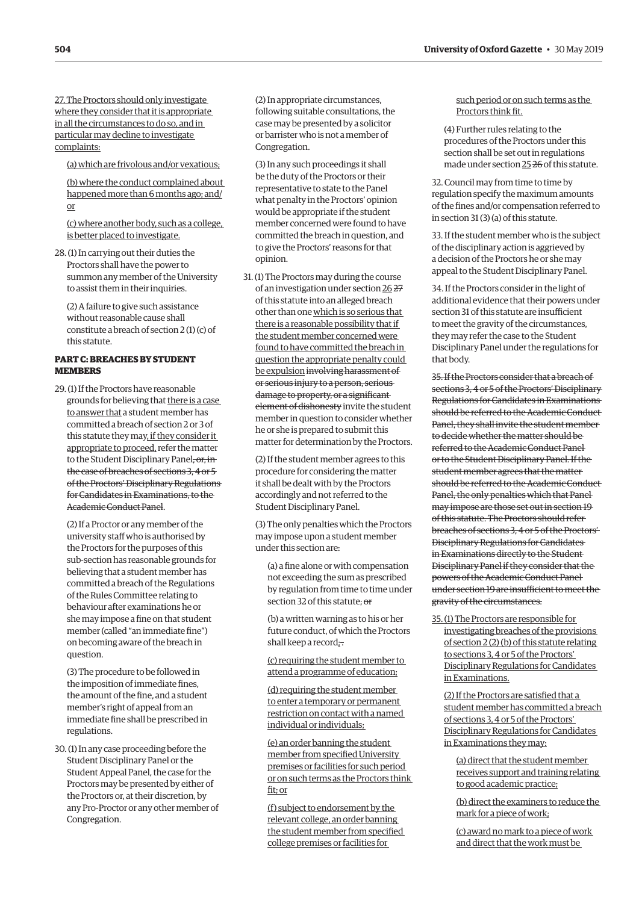27. The Proctors should only investigate where they consider that it is appropriate in all the circumstances to do so, and in particular may decline to investigate complaints:

(a) which are frivolous and/or vexatious;

(b) where the conduct complained about happened more than 6 months ago; and/or

(c) where another body, such as a college, is better placed to investigate.

28. (1) In carrying out their duties the Proctors shall have the power to summon any member of the University to assist them in their inquiries.

(2) A failure to give such assistance without reasonable cause shall constitute a breach of section 2 (1) (c) of this statute.

**PART C: BREACHES BY STUDENT MEMBERS**

29. (1) If the Proctors have reasonable grounds for believing that there is a case to answer that a student member has committed a breach of section 2 or 3 of this statute they may, if they consider it appropriate to proceed, refer the matter to the Student Disciplinary Panel~~, or, in the case of breaches of sections 3, 4 or 5 of the Proctors' Disciplinary Regulations for Candidates in Examinations, to the Academic Conduct Panel~~.

(2) If a Proctor or any member of the university staff who is authorised by the Proctors for the purposes of this sub-section has reasonable grounds for believing that a student member has committed a breach of the Regulations of the Rules Committee relating to behaviour after examinations he or she may impose a fine on that student member (called "an immediate fine") on becoming aware of the breach in question.

(3) The procedure to be followed in the imposition of immediate fines, the amount of the fine, and a student member's right of appeal from an immediate fine shall be prescribed in regulations.

30. (1) In any case proceeding before the Student Disciplinary Panel or the Student Appeal Panel, the case for the Proctors may be presented by either of the Proctors or, at their discretion, by any Pro-Proctor or any other member of Congregation.

(2) In appropriate circumstances, following suitable consultations, the case may be presented by a solicitor or barrister who is not a member of Congregation.

(3) In any such proceedings it shall be the duty of the Proctors or their representative to state to the Panel what penalty in the Proctors' opinion would be appropriate if the student member concerned were found to have committed the breach in question, and to give the Proctors' reasons for that opinion.

31. (1) The Proctors may during the course of an investigation under section 26 ~~27~~ of this statute into an alleged breach other than one which is so serious that there is a reasonable possibility that if the student member concerned were found to have committed the breach in question the appropriate penalty could be expulsion ~~involving harassment of or serious injury to a person, serious damage to property, or a significant element of dishonesty~~ invite the student member in question to consider whether he or she is prepared to submit this matter for determination by the Proctors.

(2) If the student member agrees to this procedure for considering the matter it shall be dealt with by the Proctors accordingly and not referred to the Student Disciplinary Panel.

(3) The only penalties which the Proctors may impose upon a student member under this section are:

(a) a fine alone or with compensation not exceeding the sum as prescribed by regulation from time to time under section 32 of this statute; ~~or~~

(b) a written warning as to his or her future conduct, of which the Proctors shall keep a record;~~.~~

(c) requiring the student member to attend a programme of education;

(d) requiring the student member to enter a temporary or permanent restriction on contact with a named individual or individuals;

(e) an order banning the student member from specified University premises or facilities for such period or on such terms as the Proctors think fit; or

(f) subject to endorsement by the relevant college, an order banning the student member from specified college premises or facilities for such period or on such terms as the Proctors think fit.

(4) Further rules relating to the procedures of the Proctors under this section shall be set out in regulations made under section 25 ~~26~~ of this statute.

32. Council may from time to time by regulation specify the maximum amounts of the fines and/or compensation referred to in section 31 (3) (a) of this statute.

33. If the student member who is the subject of the disciplinary action is aggrieved by a decision of the Proctors he or she may appeal to the Student Disciplinary Panel.

34. If the Proctors consider in the light of additional evidence that their powers under section 31 of this statute are insufficient to meet the gravity of the circumstances, they may refer the case to the Student Disciplinary Panel under the regulations for that body.

~~35. If the Proctors consider that a breach of sections 3, 4 or 5 of the Proctors' Disciplinary Regulations for Candidates in Examinations should be referred to the Academic Conduct Panel, they shall invite the student member to decide whether the matter should be referred to the Academic Conduct Panel or to the Student Disciplinary Panel. If the student member agrees that the matter should be referred to the Academic Conduct Panel, the only penalties which that Panel may impose are those set out in section 19 of this statute. The Proctors should refer breaches of sections 3, 4 or 5 of the Proctors' Disciplinary Regulations for Candidates in Examinations directly to the Student Disciplinary Panel if they consider that the powers of the Academic Conduct Panel under section 19 are insufficient to meet the gravity of the circumstances.~~

35. (1) The Proctors are responsible for investigating breaches of the provisions of section 2 (2) (b) of this statute relating to sections 3, 4 or 5 of the Proctors' Disciplinary Regulations for Candidates in Examinations.

(2) If the Proctors are satisfied that a student member has committed a breach of sections 3, 4 or 5 of the Proctors' Disciplinary Regulations for Candidates in Examinations they may:

(a) direct that the student member receives support and training relating to good academic practice;

(b) direct the examiners to reduce the mark for a piece of work;

(c) award no mark to a piece of work and direct that the work must be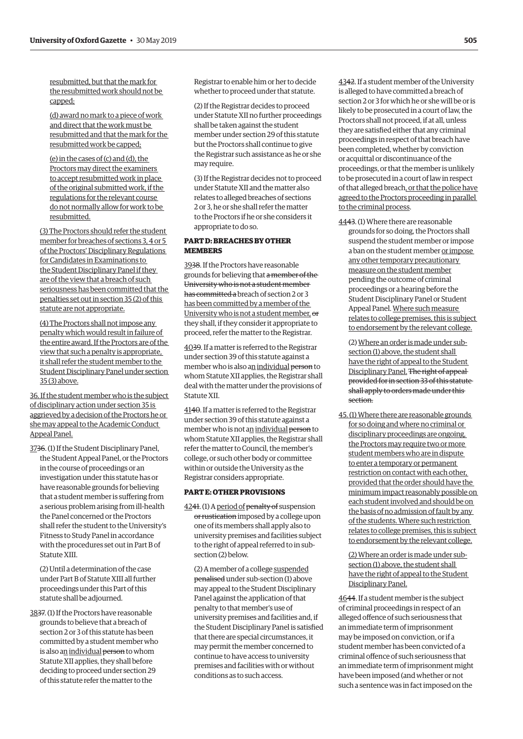resubmitted, but that the mark for the resubmitted work should not be capped;

(d) award no mark to a piece of work and direct that the work must be resubmitted and that the mark for the resubmitted work be capped;

(e) in the cases of (c) and (d), the Proctors may direct the examiners to accept resubmitted work in place of the original submitted work, if the regulations for the relevant course do not normally allow for work to be resubmitted.

(3) The Proctors should refer the student member for breaches of sections 3, 4 or 5 of the Proctors' Disciplinary Regulations for Candidates in Examinations to the Student Disciplinary Panel if they are of the view that a breach of such seriousness has been committed that the penalties set out in section 35 (2) of this statute are not appropriate.

(4) The Proctors shall not impose any penalty which would result in failure of the entire award. If the Proctors are of the view that such a penalty is appropriate, it shall refer the student member to the Student Disciplinary Panel under section 35 (3) above.

36. If the student member who is the subject of disciplinary action under section 35 is aggrieved by a decision of the Proctors he or she may appeal to the Academic Conduct Appeal Panel.

~~36~~37. (1) If the Student Disciplinary Panel, the Student Appeal Panel, or the Proctors in the course of proceedings or an investigation under this statute has or have reasonable grounds for believing that a student member is suffering from a serious problem arising from ill-health the Panel concerned or the Proctors shall refer the student to the University's Fitness to Study Panel in accordance with the procedures set out in Part B of Statute XIII.

(2) Until a determination of the case under Part B of Statute XIII all further proceedings under this Part of this statute shall be adjourned.

~~37~~38. (1) If the Proctors have reasonable grounds to believe that a breach of section 2 or 3 of this statute has been committed by a student member who is also an individual ~~person~~ to whom Statute XII applies, they shall before deciding to proceed under section 29 of this statute refer the matter to the Registrar to enable him or her to decide whether to proceed under that statute.

(2) If the Registrar decides to proceed under Statute XII no further proceedings shall be taken against the student member under section 29 of this statute but the Proctors shall continue to give the Registrar such assistance as he or she may require.

(3) If the Registrar decides not to proceed under Statute XII and the matter also relates to alleged breaches of sections 2 or 3, he or she shall refer the matter to the Proctors if he or she considers it appropriate to do so.

**PART D: BREACHES BY OTHER MEMBERS**

~~38~~39. If the Proctors have reasonable grounds for believing that ~~a member of the University who is not a student member has committed a~~ breach of section 2 or 3 has been committed by a member of the University who is not a student member, ~~or~~ they shall, if they consider it appropriate to proceed, refer the matter to the Registrar.

~~39~~40. If a matter is referred to the Registrar under section 39 of this statute against a member who is also an individual ~~person~~ to whom Statute XII applies, the Registrar shall deal with the matter under the provisions of Statute XII.

~~40~~41. If a matter is referred to the Registrar under section 39 of this statute against a member who is not an individual ~~person~~ to whom Statute XII applies, the Registrar shall refer the matter to Council, the member's college, or such other body or committee within or outside the University as the Registrar considers appropriate.

**PART E: OTHER PROVISIONS**

~~41~~42. (1) A period of ~~penalty of~~ suspension ~~or rustication~~ imposed by a college upon one of its members shall apply also to university premises and facilities subject to the right of appeal referred to in sub-section (2) below.

(2) A member of a college suspended ~~penalised~~ under sub-section (1) above may appeal to the Student Disciplinary Panel against the application of that penalty to that member's use of university premises and facilities and, if the Student Disciplinary Panel is satisfied that there are special circumstances, it may permit the member concerned to continue to have access to university premises and facilities with or without conditions as to such access.

~~42~~43. If a student member of the University is alleged to have committed a breach of section 2 or 3 for which he or she will be or is likely to be prosecuted in a court of law, the Proctors shall not proceed, if at all, unless they are satisfied either that any criminal proceedings in respect of that breach have been completed, whether by conviction or acquittal or discontinuance of the proceedings, or that the member is unlikely to be prosecuted in a court of law in respect of that alleged breach, or that the police have agreed to the Proctors proceeding in parallel to the criminal process.

~~43~~44. (1) Where there are reasonable grounds for so doing, the Proctors shall suspend the student member or impose a ban on the student member or impose any other temporary precautionary measure on the student member pending the outcome of criminal proceedings or a hearing before the Student Disciplinary Panel or Student Appeal Panel. Where such measure relates to college premises, this is subject to endorsement by the relevant college.

(2) Where an order is made under sub-section (1) above, the student shall have the right of appeal to the Student Disciplinary Panel. ~~The right of appeal provided for in section 33 of this statute shall apply to orders made under this section.~~

45. (1) Where there are reasonable grounds for so doing and where no criminal or disciplinary proceedings are ongoing, the Proctors may require two or more student members who are in dispute to enter a temporary or permanent restriction on contact with each other, provided that the order should have the minimum impact reasonably possible on each student involved and should be on the basis of no admission of fault by any of the students. Where such restriction relates to college premises, this is subject to endorsement by the relevant college.

(2) Where an order is made under sub-section (1) above, the student shall have the right of appeal to the Student Disciplinary Panel.

~~44~~46. If a student member is the subject of criminal proceedings in respect of an alleged offence of such seriousness that an immediate term of imprisonment may be imposed on conviction, or if a student member has been convicted of a criminal offence of such seriousness that an immediate term of imprisonment might have been imposed (and whether or not such a sentence was in fact imposed on the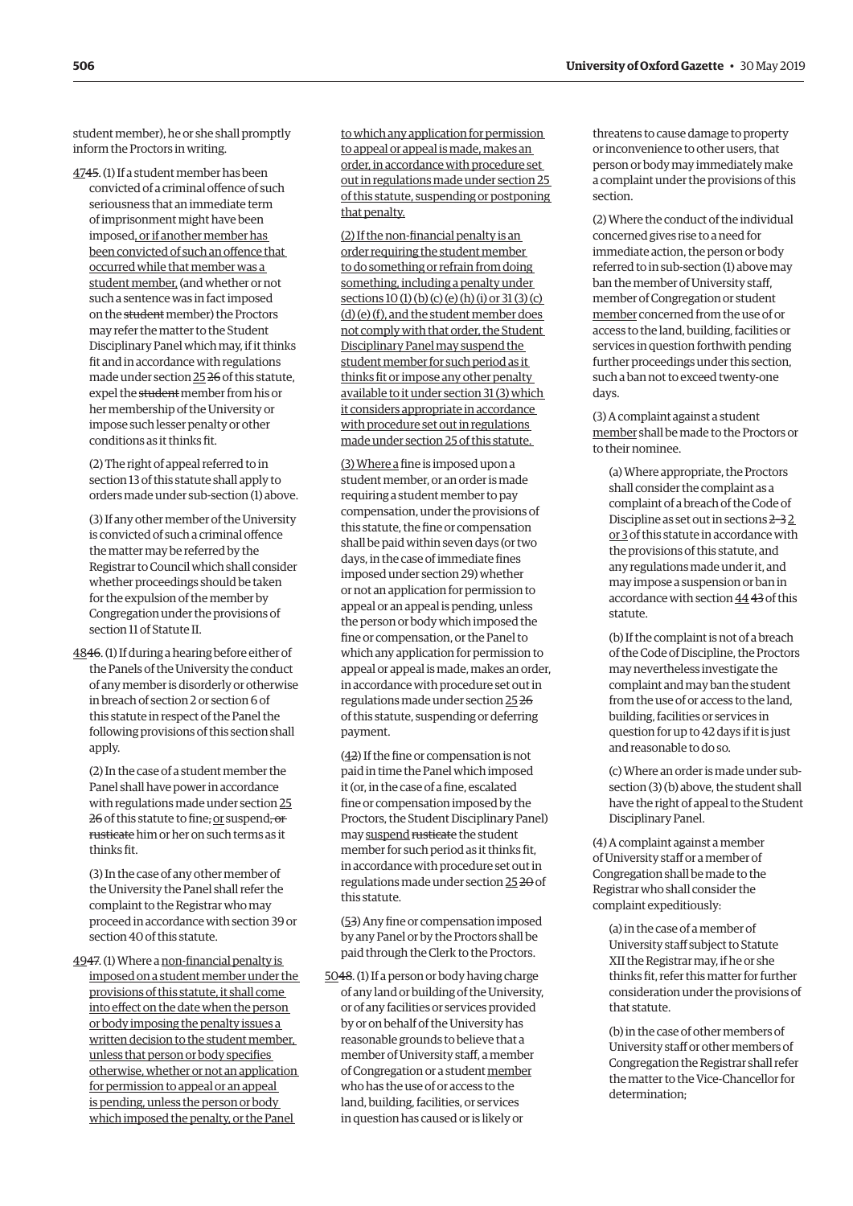student member), he or she shall promptly inform the Proctors in writing.

<u>47</u>~~45~~. (1) If a student member has been convicted of a criminal offence of such seriousness that an immediate term of imprisonment might have been imposed<u>, or if another member has been convicted of such an offence that occurred while that member was a student member,</u> (and whether or not such a sentence was in fact imposed on the ~~student~~ member) the Proctors may refer the matter to the Student Disciplinary Panel which may, if it thinks fit and in accordance with regulations made under section <u>25</u> ~~26~~ of this statute, expel the ~~student~~ member from his or her membership of the University or impose such lesser penalty or other conditions as it thinks fit.

(2) The right of appeal referred to in section 13 of this statute shall apply to orders made under sub-section (1) above.

(3) If any other member of the University is convicted of such a criminal offence the matter may be referred by the Registrar to Council which shall consider whether proceedings should be taken for the expulsion of the member by Congregation under the provisions of section 11 of Statute II.

<u>48</u>~~46~~. (1) If during a hearing before either of the Panels of the University the conduct of any member is disorderly or otherwise in breach of section 2 or section 6 of this statute in respect of the Panel the following provisions of this section shall apply.

(2) In the case of a student member the Panel shall have power in accordance with regulations made under section <u>25</u> ~~26~~ of this statute to fine~~,~~ <u>or</u> suspend~~, or rusticate~~ him or her on such terms as it thinks fit.

(3) In the case of any other member of the University the Panel shall refer the complaint to the Registrar who may proceed in accordance with section 39 or section 40 of this statute.

<u>49</u>~~47~~. (1) Where a <u>non-financial penalty is imposed on a student member under the provisions of this statute, it shall come into effect on the date when the person or body imposing the penalty issues a written decision to the student member, unless that person or body specifies otherwise, whether or not an application for permission to appeal or an appeal is pending, unless the person or body which imposed the penalty, or the Panel to which any application for permission to appeal or appeal is made, makes an order, in accordance with procedure set out in regulations made under section 25 of this statute, suspending or postponing that penalty.</u>

<u>(2) If the non-financial penalty is an order requiring the student member to do something or refrain from doing something, including a penalty under sections 10 (1) (b) (c) (e) (h) (i) or 31 (3) (c) (d) (e) (f), and the student member does not comply with that order, the Student Disciplinary Panel may suspend the student member for such period as it thinks fit or impose any other penalty available to it under section 31 (3) which it considers appropriate in accordance with procedure set out in regulations made under section 25 of this statute.</u>

<u>(3) Where a</u> fine is imposed upon a student member, or an order is made requiring a student member to pay compensation, under the provisions of this statute, the fine or compensation shall be paid within seven days (or two days, in the case of immediate fines imposed under section 29) whether or not an application for permission to appeal or an appeal is pending, unless the person or body which imposed the fine or compensation, or the Panel to which any application for permission to appeal or appeal is made, makes an order, in accordance with procedure set out in regulations made under section <u>25</u> ~~26~~ of this statute, suspending or deferring payment.

(<u>4</u>~~2~~) If the fine or compensation is not paid in time the Panel which imposed it (or, in the case of a fine, escalated fine or compensation imposed by the Proctors, the Student Disciplinary Panel) may <u>suspend</u> ~~rusticate~~ the student member for such period as it thinks fit, in accordance with procedure set out in regulations made under section <u>25</u> ~~20~~ of this statute.

(<u>5</u>~~3~~) Any fine or compensation imposed by any Panel or by the Proctors shall be paid through the Clerk to the Proctors.

<u>50</u>~~48~~. (1) If a person or body having charge of any land or building of the University, or of any facilities or services provided by or on behalf of the University has reasonable grounds to believe that a member of University staff, a member of Congregation or a student <u>member</u> who has the use of or access to the land, building, facilities, or services in question has caused or is likely or threatens to cause damage to property or inconvenience to other users, that person or body may immediately make a complaint under the provisions of this section.

(2) Where the conduct of the individual concerned gives rise to a need for immediate action, the person or body referred to in sub-section (1) above may ban the member of University staff, member of Congregation or student <u>member</u> concerned from the use of or access to the land, building, facilities or services in question forthwith pending further proceedings under this section, such a ban not to exceed twenty-one days.

(3) A complaint against a student <u>member</u> shall be made to the Proctors or to their nominee.

(a) Where appropriate, the Proctors shall consider the complaint as a complaint of a breach of the Code of Discipline as set out in sections ~~2–3~~ <u>2 or 3</u> of this statute in accordance with the provisions of this statute, and any regulations made under it, and may impose a suspension or ban in accordance with section <u>44</u> ~~43~~ of this statute.

(b) If the complaint is not of a breach of the Code of Discipline, the Proctors may nevertheless investigate the complaint and may ban the student from the use of or access to the land, building, facilities or services in question for up to 42 days if it is just and reasonable to do so.

(c) Where an order is made under sub-section (3) (b) above, the student shall have the right of appeal to the Student Disciplinary Panel.

(4) A complaint against a member of University staff or a member of Congregation shall be made to the Registrar who shall consider the complaint expeditiously:

(a) in the case of a member of University staff subject to Statute XII the Registrar may, if he or she thinks fit, refer this matter for further consideration under the provisions of that statute.

(b) in the case of other members of University staff or other members of Congregation the Registrar shall refer the matter to the Vice-Chancellor for determination;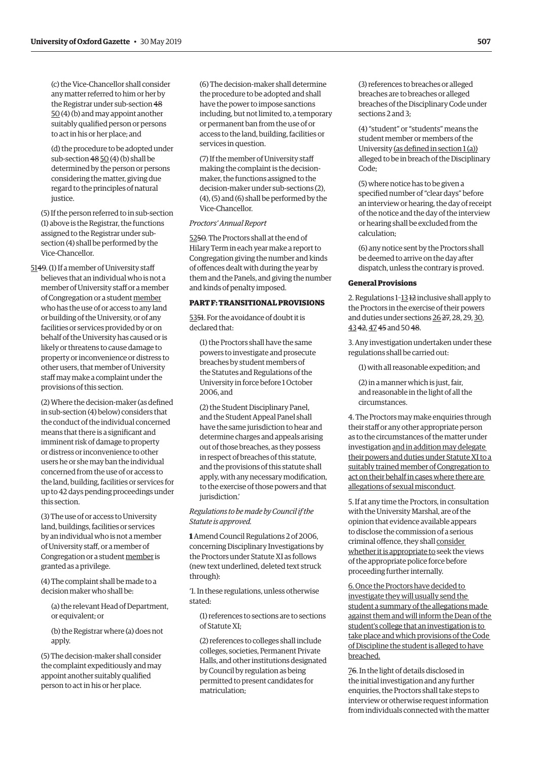(c) the Vice-Chancellor shall consider any matter referred to him or her by the Registrar under sub-section ~~48~~ 50 (4) (b) and may appoint another suitably qualified person or persons to act in his or her place; and

(d) the procedure to be adopted under sub-section ~~48~~ 50 (4) (b) shall be determined by the person or persons considering the matter, giving due regard to the principles of natural justice.

(5) If the person referred to in sub-section (1) above is the Registrar, the functions assigned to the Registrar under sub-section (4) shall be performed by the Vice-Chancellor.

51~~49~~. (1) If a member of University staff believes that an individual who is not a member of University staff or a member of Congregation or a student member who has the use of or access to any land or building of the University, or of any facilities or services provided by or on behalf of the University has caused or is likely or threatens to cause damage to property or inconvenience or distress to other users, that member of University staff may make a complaint under the provisions of this section.

(2) Where the decision-maker (as defined in sub-section (4) below) considers that the conduct of the individual concerned means that there is a significant and imminent risk of damage to property or distress or inconvenience to other users he or she may ban the individual concerned from the use of or access to the land, building, facilities or services for up to 42 days pending proceedings under this section.

(3) The use of or access to University land, buildings, facilities or services by an individual who is not a member of University staff, or a member of Congregation or a student member is granted as a privilege.

(4) The complaint shall be made to a decision maker who shall be:

(a) the relevant Head of Department, or equivalent; or

(b) the Registrar where (a) does not apply.

(5) The decision-maker shall consider the complaint expeditiously and may appoint another suitably qualified person to act in his or her place.

(6) The decision-maker shall determine the procedure to be adopted and shall have the power to impose sanctions including, but not limited to, a temporary or permanent ban from the use of or access to the land, building, facilities or services in question.

(7) If the member of University staff making the complaint is the decision-maker, the functions assigned to the decision-maker under sub-sections (2), (4), (5) and (6) shall be performed by the Vice-Chancellor.

*Proctors' Annual Report*

52~~50~~. The Proctors shall at the end of Hilary Term in each year make a report to Congregation giving the number and kinds of offences dealt with during the year by them and the Panels, and giving the number and kinds of penalty imposed.

**PART F: TRANSITIONAL PROVISIONS**

53~~51~~. For the avoidance of doubt it is declared that:

(1) the Proctors shall have the same powers to investigate and prosecute breaches by student members of the Statutes and Regulations of the University in force before 1 October 2006, and

(2) the Student Disciplinary Panel, and the Student Appeal Panel shall have the same jurisdiction to hear and determine charges and appeals arising out of those breaches, as they possess in respect of breaches of this statute, and the provisions of this statute shall apply, with any necessary modification, to the exercise of those powers and that jurisdiction.'

*Regulations to be made by Council if the Statute is approved.*

**1** Amend Council Regulations 2 of 2006, concerning Disciplinary Investigations by the Proctors under Statute XI as follows (new text underlined, deleted text struck through):

'1. In these regulations, unless otherwise stated:

(1) references to sections are to sections of Statute XI;

(2) references to colleges shall include colleges, societies, Permanent Private Halls, and other institutions designated by Council by regulation as being permitted to present candidates for matriculation;

(3) references to breaches or alleged breaches are to breaches or alleged breaches of the Disciplinary Code under sections 2 and 3;

(4) "student" or "students" means the student member or members of the University (as defined in section 1 (a)) alleged to be in breach of the Disciplinary Code;

(5) where notice has to be given a specified number of "clear days" before an interview or hearing, the day of receipt of the notice and the day of the interview or hearing shall be excluded from the calculation;

(6) any notice sent by the Proctors shall be deemed to arrive on the day after dispatch, unless the contrary is proved.

**General Provisions**

2. Regulations 1–13 ~~12~~ inclusive shall apply to the Proctors in the exercise of their powers and duties under sections 26 ~~27~~, 28, 29, 30, 43 ~~42~~, 47 ~~45~~ and 50 ~~48~~.

3. Any investigation undertaken under these regulations shall be carried out:

(1) with all reasonable expedition; and

(2) in a manner which is just, fair, and reasonable in the light of all the circumstances.

4. The Proctors may make enquiries through their staff or any other appropriate person as to the circumstances of the matter under investigation and in addition may delegate their powers and duties under Statute XI to a suitably trained member of Congregation to act on their behalf in cases where there are allegations of sexual misconduct.

5. If at any time the Proctors, in consultation with the University Marshal, are of the opinion that evidence available appears to disclose the commission of a serious criminal offence, they shall consider whether it is appropriate to seek the views of the appropriate police force before proceeding further internally.

6. Once the Proctors have decided to investigate they will usually send the student a summary of the allegations made against them and will inform the Dean of the student's college that an investigation is to take place and which provisions of the Code of Discipline the student is alleged to have breached.

7~~6~~. In the light of details disclosed in the initial investigation and any further enquiries, the Proctors shall take steps to interview or otherwise request information from individuals connected with the matter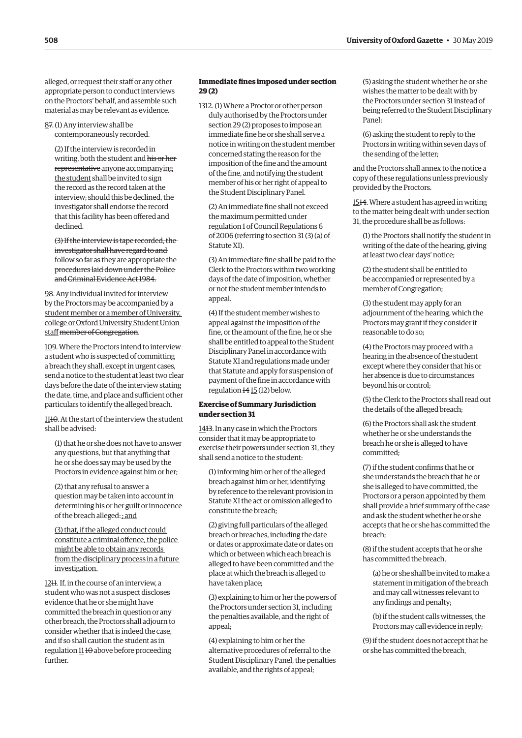alleged, or request their staff or any other appropriate person to conduct interviews on the Proctors' behalf, and assemble such material as may be relevant as evidence.

<u>8</u>~~7~~. (1) Any interview shall be contemporaneously recorded.

(2) If the interview is recorded in writing, both the student and ~~his or her representative~~ <u>anyone accompanying the student</u> shall be invited to sign the record as the record taken at the interview; should this be declined, the investigator shall endorse the record that this facility has been offered and declined.

~~(3) If the interview is tape recorded, the investigator shall have regard to and follow so far as they are appropriate the procedures laid down under the Police and Criminal Evidence Act 1984.~~

<u>9</u>~~8~~. Any individual invited for interview by the Proctors may be accompanied by a <u>student member or a member of University, college or Oxford University Student Union staff</u> ~~member of Congregation~~.

<u>10</u>~~9~~. Where the Proctors intend to interview a student who is suspected of committing a breach they shall, except in urgent cases, send a notice to the student at least two clear days before the date of the interview stating the date, time, and place and sufficient other particulars to identify the alleged breach.

<u>11</u>~~10~~. At the start of the interview the student shall be advised:

(1) that he or she does not have to answer any questions, but that anything that he or she does say may be used by the Proctors in evidence against him or her;

(2) that any refusal to answer a question may be taken into account in determining his or her guilt or innocence of the breach alleged~~.~~<u>; and</u>

<u>(3) that, if the alleged conduct could constitute a criminal offence, the police might be able to obtain any records from the disciplinary process in a future investigation.</u>

<u>12</u>~~11~~. If, in the course of an interview, a student who was not a suspect discloses evidence that he or she might have committed the breach in question or any other breach, the Proctors shall adjourn to consider whether that is indeed the case, and if so shall caution the student as in regulation <u>11</u> ~~10~~ above before proceeding further.

### Immediate fines imposed under section 29 (2)

<u>13</u>~~12~~. (1) Where a Proctor or other person duly authorised by the Proctors under section 29 (2) proposes to impose an immediate fine he or she shall serve a notice in writing on the student member concerned stating the reason for the imposition of the fine and the amount of the fine, and notifying the student member of his or her right of appeal to the Student Disciplinary Panel.

(2) An immediate fine shall not exceed the maximum permitted under regulation 1 of Council Regulations 6 of 2006 (referring to section 31 (3) (a) of Statute XI).

(3) An immediate fine shall be paid to the Clerk to the Proctors within two working days of the date of imposition, whether or not the student member intends to appeal.

(4) If the student member wishes to appeal against the imposition of the fine, or the amount of the fine, he or she shall be entitled to appeal to the Student Disciplinary Panel in accordance with Statute XI and regulations made under that Statute and apply for suspension of payment of the fine in accordance with regulation ~~14~~ <u>15</u> (12) below.

### Exercise of Summary Jurisdiction under section 31

<u>14</u>~~13~~. In any case in which the Proctors consider that it may be appropriate to exercise their powers under section 31, they shall send a notice to the student:

(1) informing him or her of the alleged breach against him or her, identifying by reference to the relevant provision in Statute XI the act or omission alleged to constitute the breach;

(2) giving full particulars of the alleged breach or breaches, including the date or dates or approximate date or dates on which or between which each breach is alleged to have been committed and the place at which the breach is alleged to have taken place;

(3) explaining to him or her the powers of the Proctors under section 31, including the penalties available, and the right of appeal;

(4) explaining to him or her the alternative procedures of referral to the Student Disciplinary Panel, the penalties available, and the rights of appeal;

(5) asking the student whether he or she wishes the matter to be dealt with by the Proctors under section 31 instead of being referred to the Student Disciplinary Panel;

(6) asking the student to reply to the Proctors in writing within seven days of the sending of the letter;

and the Proctors shall annex to the notice a copy of these regulations unless previously provided by the Proctors.

<u>15</u>~~14~~. Where a student has agreed in writing to the matter being dealt with under section 31, the procedure shall be as follows:

(1) the Proctors shall notify the student in writing of the date of the hearing, giving at least two clear days' notice;

(2) the student shall be entitled to be accompanied or represented by a member of Congregation;

(3) the student may apply for an adjournment of the hearing, which the Proctors may grant if they consider it reasonable to do so;

(4) the Proctors may proceed with a hearing in the absence of the student except where they consider that his or her absence is due to circumstances beyond his or her control;

(5) the Clerk to the Proctors shall read out the details of the alleged breach;

(6) the Proctors shall ask the student whether he or she understands the breach he or she is alleged to have committed;

(7) if the student confirms that he or she understands the breach that he or she is alleged to have committed, the Proctors or a person appointed by them shall provide a brief summary of the case and ask the student whether he or she accepts that he or she has committed the breach;

(8) if the student accepts that he or she has committed the breach,

(a) he or she shall be invited to make a statement in mitigation of the breach and may call witnesses relevant to any findings and penalty;

(b) if the student calls witnesses, the Proctors may call evidence in reply;

(9) if the student does not accept that he or she has committed the breach,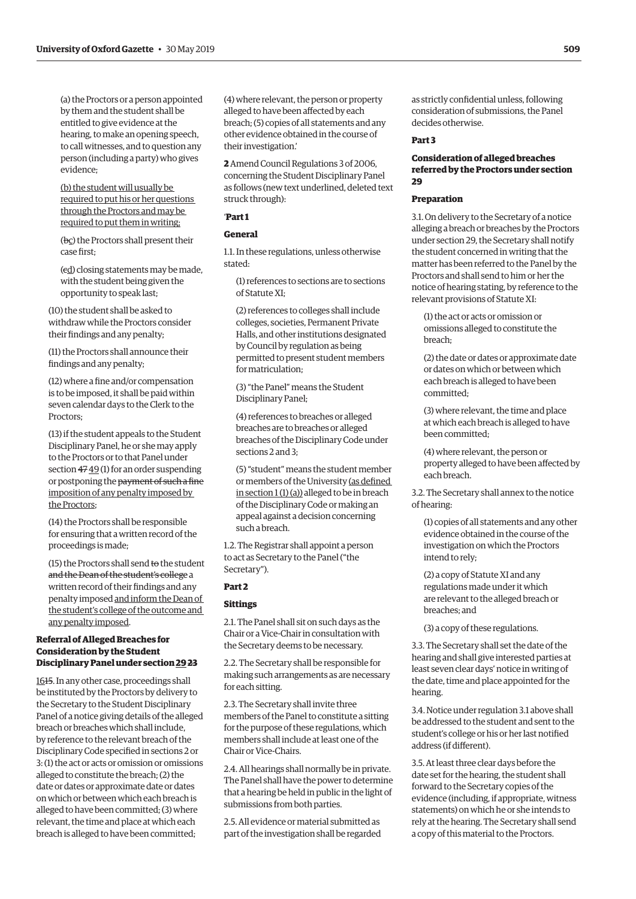(a) the Proctors or a person appointed by them and the student shall be entitled to give evidence at the hearing, to make an opening speech, to call witnesses, and to question any person (including a party) who gives evidence;

<u>(b) the student will usually be required to put his or her questions through the Proctors and may be required to put them in writing;</u>

(~~b~~<u>c</u>) the Proctors shall present their case first;

(~~c~~<u>d</u>) closing statements may be made, with the student being given the opportunity to speak last;

(10) the student shall be asked to withdraw while the Proctors consider their findings and any penalty;

(11) the Proctors shall announce their findings and any penalty;

(12) where a fine and/or compensation is to be imposed, it shall be paid within seven calendar days to the Clerk to the Proctors;

(13) if the student appeals to the Student Disciplinary Panel, he or she may apply to the Proctors or to that Panel under section ~~47~~ <u>49</u> (1) for an order suspending or postponing the ~~payment of such a fine~~ <u>imposition of any penalty imposed by the Proctors</u>;

(14) the Proctors shall be responsible for ensuring that a written record of the proceedings is made;

(15) the Proctors shall send ~~to~~ the student ~~and the Dean of the student's college~~ a written record of their findings and any penalty imposed <u>and inform the Dean of the student's college of the outcome and any penalty imposed</u>.

**Referral of Alleged Breaches for Consideration by the Student Disciplinary Panel under section <u>29</u> ~~23~~**

<u>16</u>~~15~~. In any other case, proceedings shall be instituted by the Proctors by delivery to the Secretary to the Student Disciplinary Panel of a notice giving details of the alleged breach or breaches which shall include, by reference to the relevant breach of the Disciplinary Code specified in sections 2 or 3: (1) the act or acts or omission or omissions alleged to constitute the breach; (2) the date or dates or approximate date or dates on which or between which each breach is alleged to have been committed; (3) where relevant, the time and place at which each breach is alleged to have been committed; (4) where relevant, the person or property alleged to have been affected by each breach; (5) copies of all statements and any other evidence obtained in the course of their investigation.'

**2** Amend Council Regulations 3 of 2006, concerning the Student Disciplinary Panel as follows (new text underlined, deleted text struck through):

'**Part 1**

**General**

1.1. In these regulations, unless otherwise stated:

(1) references to sections are to sections of Statute XI;

(2) references to colleges shall include colleges, societies, Permanent Private Halls, and other institutions designated by Council by regulation as being permitted to present student members for matriculation;

(3) "the Panel" means the Student Disciplinary Panel;

(4) references to breaches or alleged breaches are to breaches or alleged breaches of the Disciplinary Code under sections 2 and 3;

(5) "student" means the student member or members of the University <u>(as defined in section 1 (1) (a))</u> alleged to be in breach of the Disciplinary Code or making an appeal against a decision concerning such a breach.

1.2. The Registrar shall appoint a person to act as Secretary to the Panel ("the Secretary").

**Part 2**

**Sittings**

2.1. The Panel shall sit on such days as the Chair or a Vice-Chair in consultation with the Secretary deems to be necessary.

2.2. The Secretary shall be responsible for making such arrangements as are necessary for each sitting.

2.3. The Secretary shall invite three members of the Panel to constitute a sitting for the purpose of these regulations, which members shall include at least one of the Chair or Vice-Chairs.

2.4. All hearings shall normally be in private. The Panel shall have the power to determine that a hearing be held in public in the light of submissions from both parties.

2.5. All evidence or material submitted as part of the investigation shall be regarded as strictly confidential unless, following consideration of submissions, the Panel decides otherwise.

**Part 3**

**Consideration of alleged breaches referred by the Proctors under section 29**

**Preparation**

3.1. On delivery to the Secretary of a notice alleging a breach or breaches by the Proctors under section 29, the Secretary shall notify the student concerned in writing that the matter has been referred to the Panel by the Proctors and shall send to him or her the notice of hearing stating, by reference to the relevant provisions of Statute XI:

(1) the act or acts or omission or omissions alleged to constitute the breach;

(2) the date or dates or approximate date or dates on which or between which each breach is alleged to have been committed;

(3) where relevant, the time and place at which each breach is alleged to have been committed;

(4) where relevant, the person or property alleged to have been affected by each breach.

3.2. The Secretary shall annex to the notice of hearing:

(1) copies of all statements and any other evidence obtained in the course of the investigation on which the Proctors intend to rely;

(2) a copy of Statute XI and any regulations made under it which are relevant to the alleged breach or breaches; and

(3) a copy of these regulations.

3.3. The Secretary shall set the date of the hearing and shall give interested parties at least seven clear days' notice in writing of the date, time and place appointed for the hearing.

3.4. Notice under regulation 3.1 above shall be addressed to the student and sent to the student's college or his or her last notified address (if different).

3.5. At least three clear days before the date set for the hearing, the student shall forward to the Secretary copies of the evidence (including, if appropriate, witness statements) on which he or she intends to rely at the hearing. The Secretary shall send a copy of this material to the Proctors.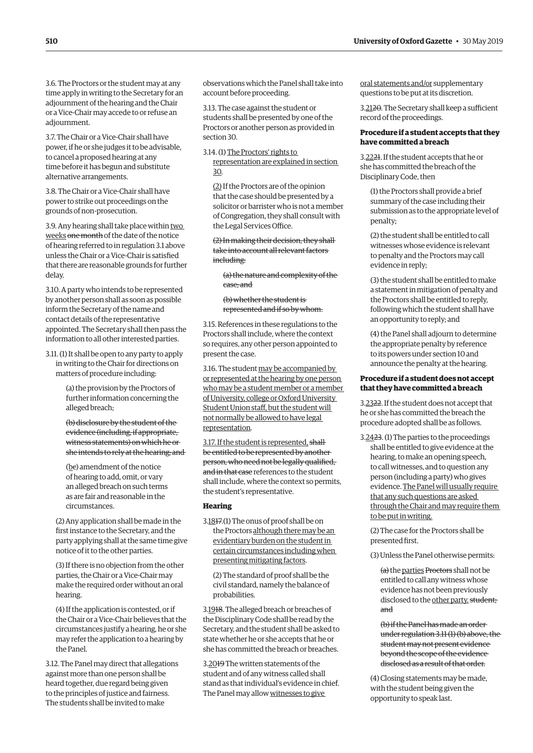3.6. The Proctors or the student may at any time apply in writing to the Secretary for an adjournment of the hearing and the Chair or a Vice-Chair may accede to or refuse an adjournment.

3.7. The Chair or a Vice-Chair shall have power, if he or she judges it to be advisable, to cancel a proposed hearing at any time before it has begun and substitute alternative arrangements.

3.8. The Chair or a Vice-Chair shall have power to strike out proceedings on the grounds of non-prosecution.

3.9. Any hearing shall take place within two weeks ~~one month~~ of the date of the notice of hearing referred to in regulation 3.1 above unless the Chair or a Vice-Chair is satisfied that there are reasonable grounds for further delay.

3.10. A party who intends to be represented by another person shall as soon as possible inform the Secretary of the name and contact details of the representative appointed. The Secretary shall then pass the information to all other interested parties.

3.11. (1) It shall be open to any party to apply in writing to the Chair for directions on matters of procedure including:

(a) the provision by the Proctors of further information concerning the alleged breach;

~~(b) disclosure by the student of the evidence (including, if appropriate, witness statements) on which he or she intends to rely at the hearing; and~~

(b~~c~~) amendment of the notice of hearing to add, omit, or vary an alleged breach on such terms as are fair and reasonable in the circumstances.

(2) Any application shall be made in the first instance to the Secretary, and the party applying shall at the same time give notice of it to the other parties.

(3) If there is no objection from the other parties, the Chair or a Vice-Chair may make the required order without an oral hearing.

(4) If the application is contested, or if the Chair or a Vice-Chair believes that the circumstances justify a hearing, he or she may refer the application to a hearing by the Panel.

3.12. The Panel may direct that allegations against more than one person shall be heard together, due regard being given to the principles of justice and fairness. The students shall be invited to make observations which the Panel shall take into account before proceeding.

3.13. The case against the student or students shall be presented by one of the Proctors or another person as provided in section 30.

3.14. (1) The Proctors' rights to representation are explained in section 30.

(2) If the Proctors are of the opinion that the case should be presented by a solicitor or barrister who is not a member of Congregation, they shall consult with the Legal Services Office.

~~(2) In making their decision, they shall take into account all relevant factors including:~~

~~(a) the nature and complexity of the case; and~~

~~(b) whether the student is represented and if so by whom.~~

3.15. References in these regulations to the Proctors shall include, where the context so requires, any other person appointed to present the case.

3.16. The student may be accompanied by or represented at the hearing by one person who may be a student member or a member of University, college or Oxford University Student Union staff, but the student will not normally be allowed to have legal representation.

3.17. If the student is represented, ~~shall be entitled to be represented by another person, who need not be legally qualified, and in that case~~ references to the student shall include, where the context so permits, the student's representative.

### Hearing

3.18~~17~~. (1) The onus of proof shall be on the Proctors although there may be an evidentiary burden on the student in certain circumstances including when presenting mitigating factors.

(2) The standard of proof shall be the civil standard, namely the balance of probabilities.

3.19~~18~~. The alleged breach or breaches of the Disciplinary Code shall be read by the Secretary, and the student shall be asked to state whether he or she accepts that he or she has committed the breach or breaches.

3.20~~19~~ The written statements of the student and of any witness called shall stand as that individual's evidence in chief. The Panel may allow witnesses to give oral statements and/or supplementary questions to be put at its discretion.

3.21~~20~~. The Secretary shall keep a sufficient record of the proceedings.

### Procedure if a student accepts that they have committed a breach

3.22~~21~~. If the student accepts that he or she has committed the breach of the Disciplinary Code, then

(1) the Proctors shall provide a brief summary of the case including their submission as to the appropriate level of penalty;

(2) the student shall be entitled to call witnesses whose evidence is relevant to penalty and the Proctors may call evidence in reply;

(3) the student shall be entitled to make a statement in mitigation of penalty and the Proctors shall be entitled to reply, following which the student shall have an opportunity to reply; and

(4) the Panel shall adjourn to determine the appropriate penalty by reference to its powers under section 10 and announce the penalty at the hearing.

### Procedure if a student does not accept that they have committed a breach

3.23~~22~~. If the student does not accept that he or she has committed the breach the procedure adopted shall be as follows.

3.24~~23~~. (1) The parties to the proceedings shall be entitled to give evidence at the hearing, to make an opening speech, to call witnesses, and to question any person (including a party) who gives evidence. The Panel will usually require that any such questions are asked through the Chair and may require them to be put in writing.

(2) The case for the Proctors shall be presented first.

(3) Unless the Panel otherwise permits:

~~(a)~~ the parties ~~Proctors~~ shall not be entitled to call any witness whose evidence has not been previously disclosed to the other party. ~~student, and~~

~~(b) if the Panel has made an order under regulation 3.11 (1) (b) above, the student may not present evidence beyond the scope of the evidence disclosed as a result of that order.~~

(4) Closing statements may be made, with the student being given the opportunity to speak last.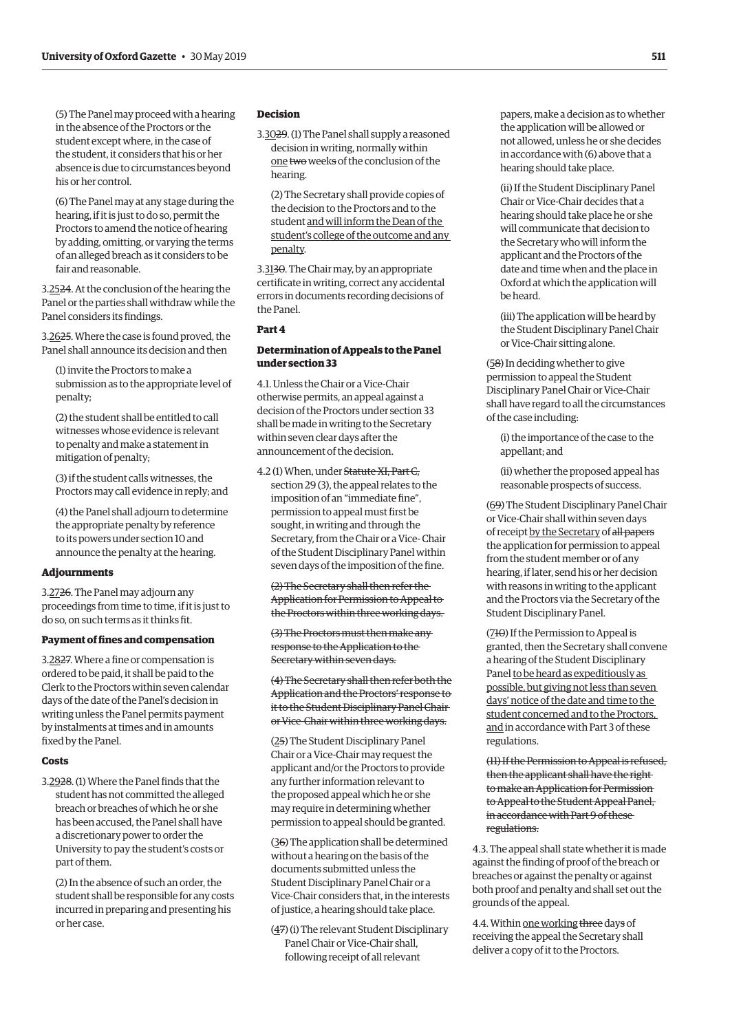(5) The Panel may proceed with a hearing in the absence of the Proctors or the student except where, in the case of the student, it considers that his or her absence is due to circumstances beyond his or her control.

(6) The Panel may at any stage during the hearing, if it is just to do so, permit the Proctors to amend the notice of hearing by adding, omitting, or varying the terms of an alleged breach as it considers to be fair and reasonable.

3.<u>25</u>~~24~~. At the conclusion of the hearing the Panel or the parties shall withdraw while the Panel considers its findings.

3.<u>26</u>~~25~~. Where the case is found proved, the Panel shall announce its decision and then

(1) invite the Proctors to make a submission as to the appropriate level of penalty;

(2) the student shall be entitled to call witnesses whose evidence is relevant to penalty and make a statement in mitigation of penalty;

(3) if the student calls witnesses, the Proctors may call evidence in reply; and

(4) the Panel shall adjourn to determine the appropriate penalty by reference to its powers under section 10 and announce the penalty at the hearing.

**Adjournments**

3.<u>27</u>~~26~~. The Panel may adjourn any proceedings from time to time, if it is just to do so, on such terms as it thinks fit.

**Payment of fines and compensation**

3.<u>28</u>~~27~~. Where a fine or compensation is ordered to be paid, it shall be paid to the Clerk to the Proctors within seven calendar days of the date of the Panel's decision in writing unless the Panel permits payment by instalments at times and in amounts fixed by the Panel.

**Costs**

3.<u>29</u>~~28~~. (1) Where the Panel finds that the student has not committed the alleged breach or breaches of which he or she has been accused, the Panel shall have a discretionary power to order the University to pay the student's costs or part of them.

(2) In the absence of such an order, the student shall be responsible for any costs incurred in preparing and presenting his or her case.

**Decision**

3.<u>30</u>~~29~~. (1) The Panel shall supply a reasoned decision in writing, normally within <u>one</u> ~~two~~ week~~s~~ of the conclusion of the hearing.

(2) The Secretary shall provide copies of the decision to the Proctors and to the student <u>and will inform the Dean of the student's college of the outcome and any penalty</u>.

3.<u>31</u>~~30~~. The Chair may, by an appropriate certificate in writing, correct any accidental errors in documents recording decisions of the Panel.

**Part 4**

**Determination of Appeals to the Panel under section 33**

4.1. Unless the Chair or a Vice-Chair otherwise permits, an appeal against a decision of the Proctors under section 33 shall be made in writing to the Secretary within seven clear days after the announcement of the decision.

4.2 (1) When, under ~~Statute XI, Part C,~~ section 29 (3), the appeal relates to the imposition of an "immediate fine", permission to appeal must first be sought, in writing and through the Secretary, from the Chair or a Vice- Chair of the Student Disciplinary Panel within seven days of the imposition of the fine.

~~(2) The Secretary shall then refer the Application for Permission to Appeal to the Proctors within three working days.~~

~~(3) The Proctors must then make any response to the Application to the Secretary within seven days.~~

~~(4) The Secretary shall then refer both the Application and the Proctors' response to it to the Student Disciplinary Panel Chair or Vice- Chair within three working days.~~

(<u>2</u>~~5~~) The Student Disciplinary Panel Chair or a Vice-Chair may request the applicant and/or the Proctors to provide any further information relevant to the proposed appeal which he or she may require in determining whether permission to appeal should be granted.

(<u>3</u>~~6~~) The application shall be determined without a hearing on the basis of the documents submitted unless the Student Disciplinary Panel Chair or a Vice-Chair considers that, in the interests of justice, a hearing should take place.

(<u>4</u>~~7~~) (i) The relevant Student Disciplinary Panel Chair or Vice-Chair shall, following receipt of all relevant papers, make a decision as to whether the application will be allowed or not allowed, unless he or she decides in accordance with (6) above that a hearing should take place.

(ii) If the Student Disciplinary Panel Chair or Vice-Chair decides that a hearing should take place he or she will communicate that decision to the Secretary who will inform the applicant and the Proctors of the date and time when and the place in Oxford at which the application will be heard.

(iii) The application will be heard by the Student Disciplinary Panel Chair or Vice-Chair sitting alone.

(<u>5</u>~~8~~) In deciding whether to give permission to appeal the Student Disciplinary Panel Chair or Vice-Chair shall have regard to all the circumstances of the case including:

(i) the importance of the case to the appellant; and

(ii) whether the proposed appeal has reasonable prospects of success.

(<u>6</u>~~9~~) The Student Disciplinary Panel Chair or Vice-Chair shall within seven days of receipt <u>by the Secretary</u> of ~~all papers~~ the application for permission to appeal from the student member or of any hearing, if later, send his or her decision with reasons in writing to the applicant and the Proctors via the Secretary of the Student Disciplinary Panel.

(<u>7</u>~~10~~) If the Permission to Appeal is granted, then the Secretary shall convene a hearing of the Student Disciplinary Panel <u>to be heard as expeditiously as possible, but giving not less than seven days' notice of the date and time to the student concerned and to the Proctors, and</u> in accordance with Part 3 of these regulations.

~~(11) If the Permission to Appeal is refused, then the applicant shall have the right to make an Application for Permission to Appeal to the Student Appeal Panel, in accordance with Part 9 of these regulations.~~

4.3. The appeal shall state whether it is made against the finding of proof of the breach or breaches or against the penalty or against both proof and penalty and shall set out the grounds of the appeal.

4.4. Within <u>one working</u> ~~three~~ day~~s~~ of receiving the appeal the Secretary shall deliver a copy of it to the Proctors.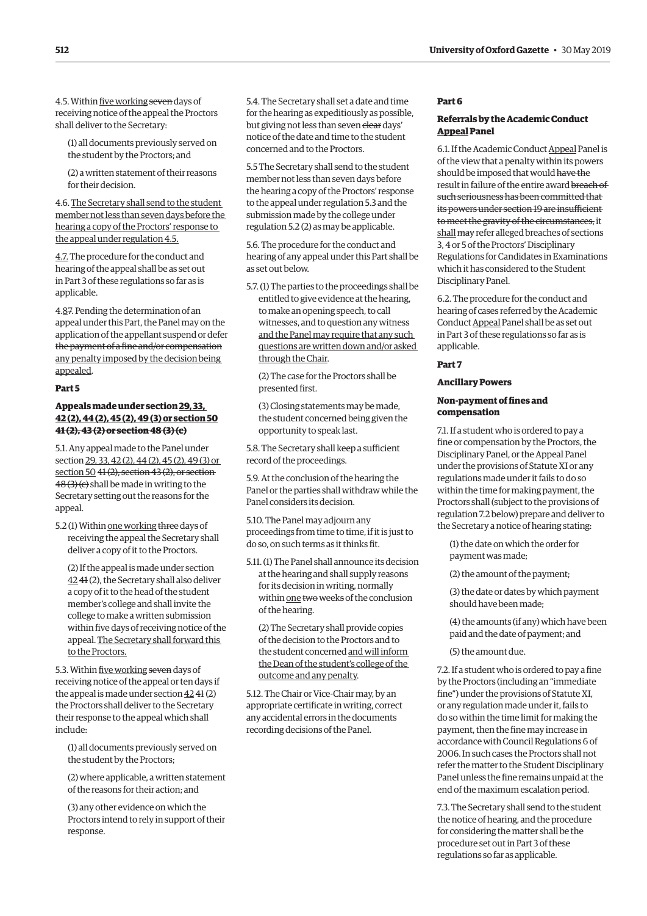4.5. Within <u>five working</u> ~~seven~~ days of receiving notice of the appeal the Proctors shall deliver to the Secretary:

(1) all documents previously served on the student by the Proctors; and

(2) a written statement of their reasons for their decision.

4.6. <u>The Secretary shall send to the student member not less than seven days before the hearing a copy of the Proctors' response to the appeal under regulation 4.5.</u>

<u>4.7.</u> The procedure for the conduct and hearing of the appeal shall be as set out in Part 3 of these regulations so far as is applicable.

4.<u>8</u>~~7~~. Pending the determination of an appeal under this Part, the Panel may on the application of the appellant suspend or defer ~~the payment of a fine and/or compensation~~ <u>any penalty imposed by the decision being appealed</u>.

### Part 5

#### Appeals made under section <u>29, 33, 42 (2), 44 (2), 45 (2), 49 (3) or section 50</u> ~~41 (2), 43 (2) or section 48 (3) (c)~~

5.1. Any appeal made to the Panel under section <u>29, 33, 42 (2), 44 (2), 45 (2), 49 (3) or section 50</u> ~~41 (2), section 43 (2), or section 48 (3) (c)~~ shall be made in writing to the Secretary setting out the reasons for the appeal.

5.2 (1) Within <u>one working</u> ~~three~~ days of receiving the appeal the Secretary shall deliver a copy of it to the Proctors.

(2) If the appeal is made under section <u>42</u> ~~41~~ (2), the Secretary shall also deliver a copy of it to the head of the student member's college and shall invite the college to make a written submission within five days of receiving notice of the appeal. <u>The Secretary shall forward this to the Proctors.</u>

5.3. Within <u>five working</u> ~~seven~~ days of receiving notice of the appeal or ten days if the appeal is made under section <u>42</u> ~~41~~ (2) the Proctors shall deliver to the Secretary their response to the appeal which shall include:

(1) all documents previously served on the student by the Proctors;

(2) where applicable, a written statement of the reasons for their action; and

(3) any other evidence on which the Proctors intend to rely in support of their response.

5.4. The Secretary shall set a date and time for the hearing as expeditiously as possible, but giving not less than seven ~~clear~~ days' notice of the date and time to the student concerned and to the Proctors.

5.5 The Secretary shall send to the student member not less than seven days before the hearing a copy of the Proctors' response to the appeal under regulation 5.3 and the submission made by the college under regulation 5.2 (2) as may be applicable.

5.6. The procedure for the conduct and hearing of any appeal under this Part shall be as set out below.

5.7. (1) The parties to the proceedings shall be entitled to give evidence at the hearing, to make an opening speech, to call witnesses, and to question any witness <u>and the Panel may require that any such questions are written down and/or asked through the Chair</u>.

(2) The case for the Proctors shall be presented first.

(3) Closing statements may be made, the student concerned being given the opportunity to speak last.

5.8. The Secretary shall keep a sufficient record of the proceedings.

5.9. At the conclusion of the hearing the Panel or the parties shall withdraw while the Panel considers its decision.

5.10. The Panel may adjourn any proceedings from time to time, if it is just to do so, on such terms as it thinks fit.

5.11. (1) The Panel shall announce its decision at the hearing and shall supply reasons for its decision in writing, normally within <u>one</u> ~~two~~ week~~s~~ of the conclusion of the hearing.

(2) The Secretary shall provide copies of the decision to the Proctors and to the student concerned <u>and will inform the Dean of the student's college of the outcome and any penalty</u>.

5.12. The Chair or Vice-Chair may, by an appropriate certificate in writing, correct any accidental errors in the documents recording decisions of the Panel.

### Part 6

#### Referrals by the Academic Conduct <u>Appeal</u> Panel

6.1. If the Academic Conduct <u>Appeal</u> Panel is of the view that a penalty within its powers should be imposed that would ~~have the~~ result in failure of the entire award ~~breach of such seriousness has been committed that its powers under section 19 are insufficient to meet the gravity of the circumstances,~~ it <u>shall</u> ~~may~~ refer alleged breaches of sections 3, 4 or 5 of the Proctors' Disciplinary Regulations for Candidates in Examinations which it has considered to the Student Disciplinary Panel.

6.2. The procedure for the conduct and hearing of cases referred by the Academic Conduct <u>Appeal</u> Panel shall be as set out in Part 3 of these regulations so far as is applicable.

### Part 7

#### Ancillary Powers

#### Non-payment of fines and compensation

7.1. If a student who is ordered to pay a fine or compensation by the Proctors, the Disciplinary Panel, or the Appeal Panel under the provisions of Statute XI or any regulations made under it fails to do so within the time for making payment, the Proctors shall (subject to the provisions of regulation 7.2 below) prepare and deliver to the Secretary a notice of hearing stating:

(1) the date on which the order for payment was made;

(2) the amount of the payment;

(3) the date or dates by which payment should have been made;

(4) the amounts (if any) which have been paid and the date of payment; and

(5) the amount due.

7.2. If a student who is ordered to pay a fine by the Proctors (including an "immediate fine") under the provisions of Statute XI, or any regulation made under it, fails to do so within the time limit for making the payment, then the fine may increase in accordance with Council Regulations 6 of 2006. In such cases the Proctors shall not refer the matter to the Student Disciplinary Panel unless the fine remains unpaid at the end of the maximum escalation period.

7.3. The Secretary shall send to the student the notice of hearing, and the procedure for considering the matter shall be the procedure set out in Part 3 of these regulations so far as applicable.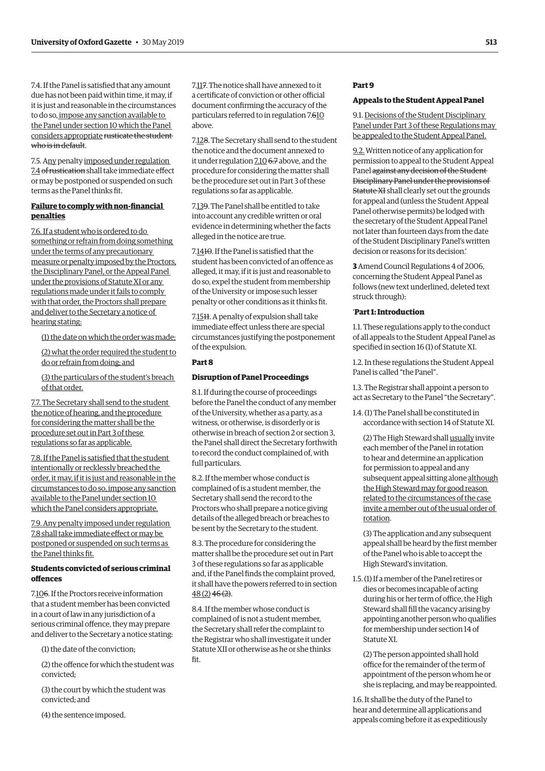7.4. If the Panel is satisfied that any amount due has not been paid within time, it may, if it is just and reasonable in the circumstances to do so, impose any sanction available to the Panel under section 10 which the Panel considers appropriate ~~rusticate the student who is in default~~.

7.5. Any penalty imposed under regulation 7.4 ~~of rustication~~ shall take immediate effect or may be postponed or suspended on such terms as the Panel thinks fit.

**Failure to comply with non-financial penalties**

7.6. If a student who is ordered to do something or refrain from doing something under the terms of any precautionary measure or penalty imposed by the Proctors, the Disciplinary Panel, or the Appeal Panel under the provisions of Statute XI or any regulations made under it fails to comply with that order, the Proctors shall prepare and deliver to the Secretary a notice of hearing stating:

(1) the date on which the order was made;

(2) what the order required the student to do or refrain from doing; and

(3) the particulars of the student's breach of that order.

7.7. The Secretary shall send to the student the notice of hearing, and the procedure for considering the matter shall be the procedure set out in Part 3 of these regulations so far as applicable.

7.8. If the Panel is satisfied that the student intentionally or recklessly breached the order, it may, if it is just and reasonable in the circumstances to do so, impose any sanction available to the Panel under section 10 which the Panel considers appropriate.

7.9. Any penalty imposed under regulation 7.8 shall take immediate effect or may be postponed or suspended on such terms as the Panel thinks fit.

**Students convicted of serious criminal offences**

7.10~~6~~. If the Proctors receive information that a student member has been convicted in a court of law in any jurisdiction of a serious criminal offence, they may prepare and deliver to the Secretary a notice stating:

(1) the date of the conviction;

(2) the offence for which the student was convicted;

(3) the court by which the student was convicted; and

(4) the sentence imposed.

7.11~~7~~. The notice shall have annexed to it a certificate of conviction or other official document confirming the accuracy of the particulars referred to in regulation 7.~~6~~10 above.

7.12~~8~~. The Secretary shall send to the student the notice and the document annexed to it under regulation 7.10 ~~6.7~~ above, and the procedure for considering the matter shall be the procedure set out in Part 3 of these regulations so far as applicable.

7.13~~9~~. The Panel shall be entitled to take into account any credible written or oral evidence in determining whether the facts alleged in the notice are true.

7.14~~10~~. If the Panel is satisfied that the student has been convicted of an offence as alleged, it may, if it is just and reasonable to do so, expel the student from membership of the University or impose such lesser penalty or other conditions as it thinks fit.

7.15~~11~~. A penalty of expulsion shall take immediate effect unless there are special circumstances justifying the postponement of the expulsion.

**Part 8**

**Disruption of Panel Proceedings**

8.1. If during the course of proceedings before the Panel the conduct of any member of the University, whether as a party, as a witness, or otherwise, is disorderly or is otherwise in breach of section 2 or section 3, the Panel shall direct the Secretary forthwith to record the conduct complained of, with full particulars.

8.2. If the member whose conduct is complained of is a student member, the Secretary shall send the record to the Proctors who shall prepare a notice giving details of the alleged breach or breaches to be sent by the Secretary to the student.

8.3. The procedure for considering the matter shall be the procedure set out in Part 3 of these regulations so far as applicable and, if the Panel finds the complaint proved, it shall have the powers referred to in section 48 (2) ~~46 (2)~~.

8.4. If the member whose conduct is complained of is not a student member, the Secretary shall refer the complaint to the Registrar who shall investigate it under Statute XII or otherwise as he or she thinks fit.

**Part 9**

**Appeals to the Student Appeal Panel**

9.1. Decisions of the Student Disciplinary Panel under Part 3 of these Regulations may be appealed to the Student Appeal Panel.

9.2. Written notice of any application for permission to appeal to the Student Appeal Panel ~~against any decision of the Student Disciplinary Panel under the provisions of Statute XI~~ shall clearly set out the grounds for appeal and (unless the Student Appeal Panel otherwise permits) be lodged with the secretary of the Student Appeal Panel not later than fourteen days from the date of the Student Disciplinary Panel's written decision or reasons for its decision.'

**3** Amend Council Regulations 4 of 2006, concerning the Student Appeal Panel as follows (new text underlined, deleted text struck through):

'**Part 1: Introduction**

1.1. These regulations apply to the conduct of all appeals to the Student Appeal Panel as specified in section 16 (1) of Statute XI.

1.2. In these regulations the Student Appeal Panel is called "the Panel".

1.3. The Registrar shall appoint a person to act as Secretary to the Panel "the Secretary".

1.4. (1) The Panel shall be constituted in accordance with section 14 of Statute XI.

(2) The High Steward shall usually invite each member of the Panel in rotation to hear and determine an application for permission to appeal and any subsequent appeal sitting alone although the High Steward may for good reason related to the circumstances of the case invite a member out of the usual order of rotation.

(3) The application and any subsequent appeal shall be heard by the first member of the Panel who is able to accept the High Steward's invitation.

1.5. (1) If a member of the Panel retires or dies or becomes incapable of acting during his or her term of office, the High Steward shall fill the vacancy arising by appointing another person who qualifies for membership under section 14 of Statute XI.

(2) The person appointed shall hold office for the remainder of the term of appointment of the person whom he or she is replacing, and may be reappointed.

1.6. It shall be the duty of the Panel to hear and determine all applications and appeals coming before it as expeditiously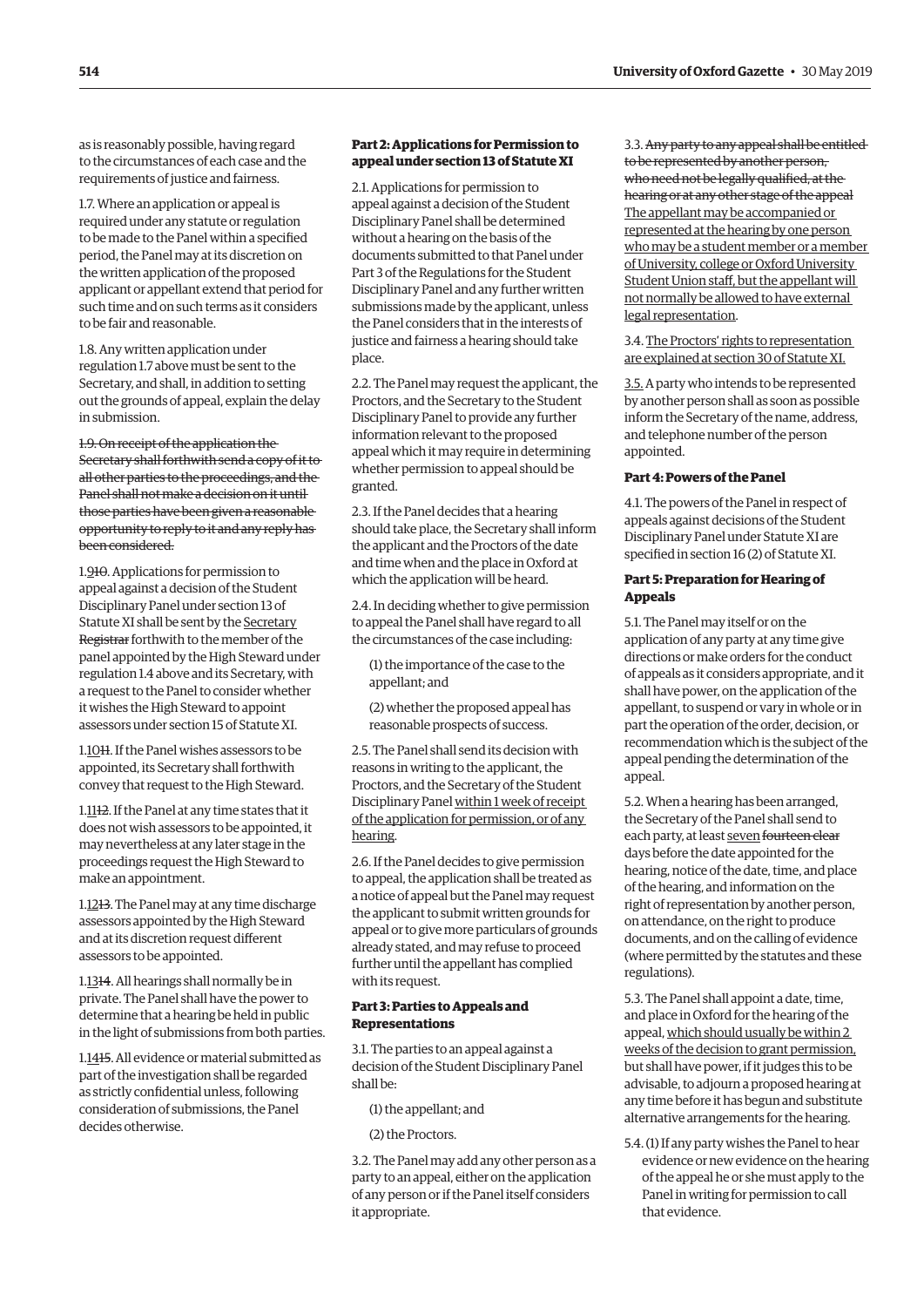as is reasonably possible, having regard to the circumstances of each case and the requirements of justice and fairness.

1.7. Where an application or appeal is required under any statute or regulation to be made to the Panel within a specified period, the Panel may at its discretion on the written application of the proposed applicant or appellant extend that period for such time and on such terms as it considers to be fair and reasonable.

1.8. Any written application under regulation 1.7 above must be sent to the Secretary, and shall, in addition to setting out the grounds of appeal, explain the delay in submission.

~~1.9. On receipt of the application the Secretary shall forthwith send a copy of it to all other parties to the proceedings, and the Panel shall not make a decision on it until those parties have been given a reasonable opportunity to reply to it and any reply has been considered.~~

1.<u>9</u>~~10~~. Applications for permission to appeal against a decision of the Student Disciplinary Panel under section 13 of Statute XI shall be sent by the <u>Secretary</u> ~~Registrar~~ forthwith to the member of the panel appointed by the High Steward under regulation 1.4 above and its Secretary, with a request to the Panel to consider whether it wishes the High Steward to appoint assessors under section 15 of Statute XI.

1.<u>10</u>~~11~~. If the Panel wishes assessors to be appointed, its Secretary shall forthwith convey that request to the High Steward.

1.<u>11</u>~~12~~. If the Panel at any time states that it does not wish assessors to be appointed, it may nevertheless at any later stage in the proceedings request the High Steward to make an appointment.

1.<u>12</u>~~13~~. The Panel may at any time discharge assessors appointed by the High Steward and at its discretion request different assessors to be appointed.

1.<u>13</u>~~14~~. All hearings shall normally be in private. The Panel shall have the power to determine that a hearing be held in public in the light of submissions from both parties.

1.<u>14</u>~~15~~. All evidence or material submitted as part of the investigation shall be regarded as strictly confidential unless, following consideration of submissions, the Panel decides otherwise.

**Part 2: Applications for Permission to appeal under section 13 of Statute XI**

2.1. Applications for permission to appeal against a decision of the Student Disciplinary Panel shall be determined without a hearing on the basis of the documents submitted to that Panel under Part 3 of the Regulations for the Student Disciplinary Panel and any further written submissions made by the applicant, unless the Panel considers that in the interests of justice and fairness a hearing should take place.

2.2. The Panel may request the applicant, the Proctors, and the Secretary to the Student Disciplinary Panel to provide any further information relevant to the proposed appeal which it may require in determining whether permission to appeal should be granted.

2.3. If the Panel decides that a hearing should take place, the Secretary shall inform the applicant and the Proctors of the date and time when and the place in Oxford at which the application will be heard.

2.4. In deciding whether to give permission to appeal the Panel shall have regard to all the circumstances of the case including:

(1) the importance of the case to the appellant; and

(2) whether the proposed appeal has reasonable prospects of success.

2.5. The Panel shall send its decision with reasons in writing to the applicant, the Proctors, and the Secretary of the Student Disciplinary Panel <u>within 1 week of receipt of the application for permission, or of any hearing</u>.

2.6. If the Panel decides to give permission to appeal, the application shall be treated as a notice of appeal but the Panel may request the applicant to submit written grounds for appeal or to give more particulars of grounds already stated, and may refuse to proceed further until the appellant has complied with its request.

**Part 3: Parties to Appeals and Representations**

3.1. The parties to an appeal against a decision of the Student Disciplinary Panel shall be:

(1) the appellant; and

(2) the Proctors.

3.2. The Panel may add any other person as a party to an appeal, either on the application of any person or if the Panel itself considers it appropriate.

3.3. ~~Any party to any appeal shall be entitled to be represented by another person, who need not be legally qualified, at the hearing or at any other stage of the appeal~~ <u>The appellant may be accompanied or represented at the hearing by one person who may be a student member or a member of University, college or Oxford University Student Union staff, but the appellant will not normally be allowed to have external legal representation</u>.

3.4. <u>The Proctors' rights to representation are explained at section 30 of Statute XI.</u>

<u>3.5.</u> A party who intends to be represented by another person shall as soon as possible inform the Secretary of the name, address, and telephone number of the person appointed.

**Part 4: Powers of the Panel**

4.1. The powers of the Panel in respect of appeals against decisions of the Student Disciplinary Panel under Statute XI are specified in section 16 (2) of Statute XI.

**Part 5: Preparation for Hearing of Appeals**

5.1. The Panel may itself or on the application of any party at any time give directions or make orders for the conduct of appeals as it considers appropriate, and it shall have power, on the application of the appellant, to suspend or vary in whole or in part the operation of the order, decision, or recommendation which is the subject of the appeal pending the determination of the appeal.

5.2. When a hearing has been arranged, the Secretary of the Panel shall send to each party, at least <u>seven</u> ~~fourteen clear~~ days before the date appointed for the hearing, notice of the date, time, and place of the hearing, and information on the right of representation by another person, on attendance, on the right to produce documents, and on the calling of evidence (where permitted by the statutes and these regulations).

5.3. The Panel shall appoint a date, time, and place in Oxford for the hearing of the appeal, <u>which should usually be within 2 weeks of the decision to grant permission,</u> but shall have power, if it judges this to be advisable, to adjourn a proposed hearing at any time before it has begun and substitute alternative arrangements for the hearing.

5.4. (1) If any party wishes the Panel to hear evidence or new evidence on the hearing of the appeal he or she must apply to the Panel in writing for permission to call that evidence.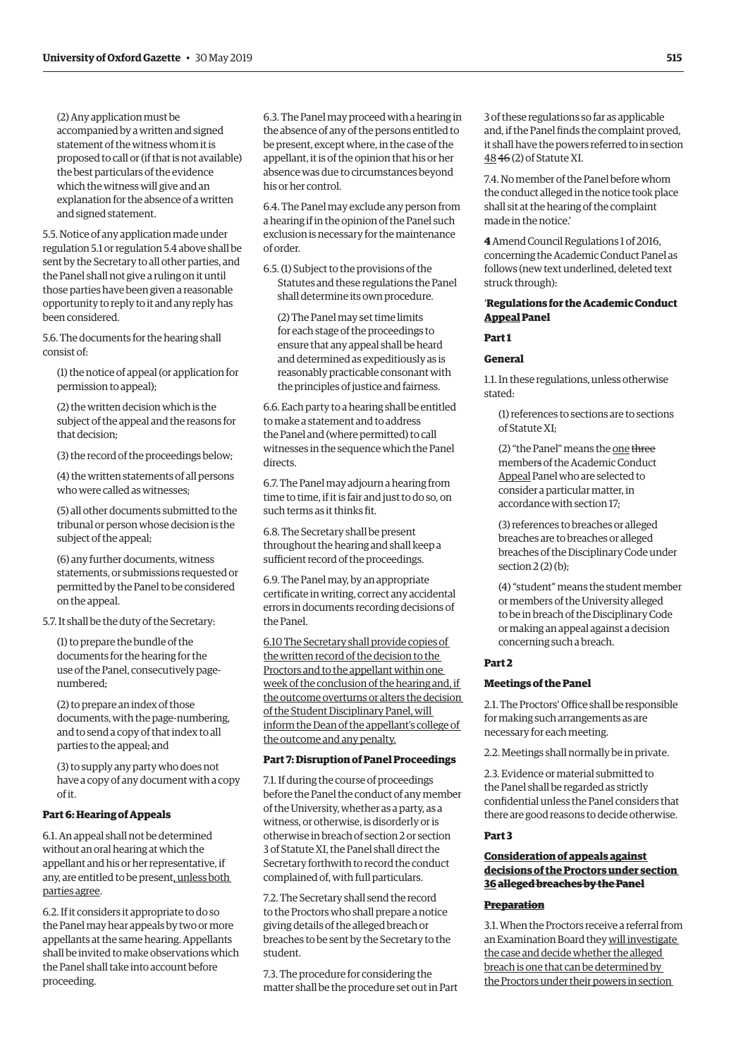(2) Any application must be accompanied by a written and signed statement of the witness whom it is proposed to call or (if that is not available) the best particulars of the evidence which the witness will give and an explanation for the absence of a written and signed statement.

5.5. Notice of any application made under regulation 5.1 or regulation 5.4 above shall be sent by the Secretary to all other parties, and the Panel shall not give a ruling on it until those parties have been given a reasonable opportunity to reply to it and any reply has been considered.

5.6. The documents for the hearing shall consist of:

(1) the notice of appeal (or application for permission to appeal);

(2) the written decision which is the subject of the appeal and the reasons for that decision;

(3) the record of the proceedings below;

(4) the written statements of all persons who were called as witnesses;

(5) all other documents submitted to the tribunal or person whose decision is the subject of the appeal;

(6) any further documents, witness statements, or submissions requested or permitted by the Panel to be considered on the appeal.

5.7. It shall be the duty of the Secretary:

(1) to prepare the bundle of the documents for the hearing for the use of the Panel, consecutively page-numbered;

(2) to prepare an index of those documents, with the page-numbering, and to send a copy of that index to all parties to the appeal; and

(3) to supply any party who does not have a copy of any document with a copy of it.

**Part 6: Hearing of Appeals**

6.1. An appeal shall not be determined without an oral hearing at which the appellant and his or her representative, if any, are entitled to be present, unless both parties agree.

6.2. If it considers it appropriate to do so the Panel may hear appeals by two or more appellants at the same hearing. Appellants shall be invited to make observations which the Panel shall take into account before proceeding.

6.3. The Panel may proceed with a hearing in the absence of any of the persons entitled to be present, except where, in the case of the appellant, it is of the opinion that his or her absence was due to circumstances beyond his or her control.

6.4. The Panel may exclude any person from a hearing if in the opinion of the Panel such exclusion is necessary for the maintenance of order.

6.5. (1) Subject to the provisions of the Statutes and these regulations the Panel shall determine its own procedure.

(2) The Panel may set time limits for each stage of the proceedings to ensure that any appeal shall be heard and determined as expeditiously as is reasonably practicable consonant with the principles of justice and fairness.

6.6. Each party to a hearing shall be entitled to make a statement and to address the Panel and (where permitted) to call witnesses in the sequence which the Panel directs.

6.7. The Panel may adjourn a hearing from time to time, if it is fair and just to do so, on such terms as it thinks fit.

6.8. The Secretary shall be present throughout the hearing and shall keep a sufficient record of the proceedings.

6.9. The Panel may, by an appropriate certificate in writing, correct any accidental errors in documents recording decisions of the Panel.

6.10 The Secretary shall provide copies of the written record of the decision to the Proctors and to the appellant within one week of the conclusion of the hearing and, if the outcome overturns or alters the decision of the Student Disciplinary Panel, will inform the Dean of the appellant's college of the outcome and any penalty.

**Part 7: Disruption of Panel Proceedings**

7.1. If during the course of proceedings before the Panel the conduct of any member of the University, whether as a party, as a witness, or otherwise, is disorderly or is otherwise in breach of section 2 or section 3 of Statute XI, the Panel shall direct the Secretary forthwith to record the conduct complained of, with full particulars.

7.2. The Secretary shall send the record to the Proctors who shall prepare a notice giving details of the alleged breach or breaches to be sent by the Secretary to the student.

7.3. The procedure for considering the matter shall be the procedure set out in Part 3 of these regulations so far as applicable and, if the Panel finds the complaint proved, it shall have the powers referred to in section 48 ~~46~~ (2) of Statute XI.

7.4. No member of the Panel before whom the conduct alleged in the notice took place shall sit at the hearing of the complaint made in the notice.'

**4** Amend Council Regulations 1 of 2016, concerning the Academic Conduct Panel as follows (new text underlined, deleted text struck through):

'**Regulations for the Academic Conduct Appeal Panel**

**Part 1**

**General**

1.1. In these regulations, unless otherwise stated:

(1) references to sections are to sections of Statute XI;

(2) "the Panel" means the one ~~three~~ member~~s~~ of the Academic Conduct Appeal Panel who are selected to consider a particular matter, in accordance with section 17;

(3) references to breaches or alleged breaches are to breaches or alleged breaches of the Disciplinary Code under section 2 (2) (b);

(4) "student" means the student member or members of the University alleged to be in breach of the Disciplinary Code or making an appeal against a decision concerning such a breach.

**Part 2**

**Meetings of the Panel**

2.1. The Proctors' Office shall be responsible for making such arrangements as are necessary for each meeting.

2.2. Meetings shall normally be in private.

2.3. Evidence or material submitted to the Panel shall be regarded as strictly confidential unless the Panel considers that there are good reasons to decide otherwise.

**Part 3**

**Consideration of appeals against decisions of the Proctors under section 36 ~~alleged breaches by the Panel~~**

**~~Preparation~~**

3.1. When the Proctors receive a referral from an Examination Board they will investigate the case and decide whether the alleged breach is one that can be determined by the Proctors under their powers in section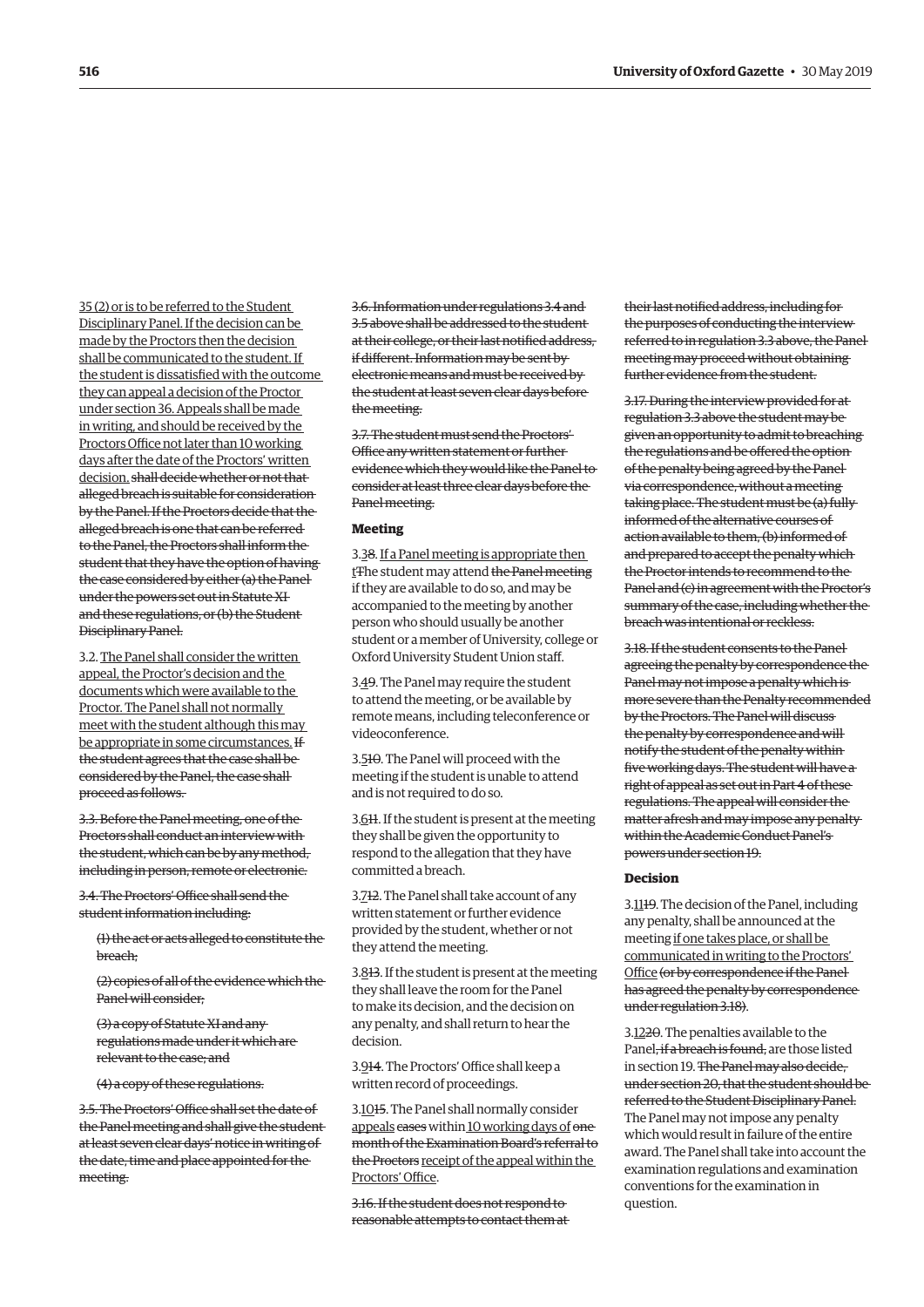<u>35 (2) or is to be referred to the Student Disciplinary Panel. If the decision can be made by the Proctors then the decision shall be communicated to the student. If the student is dissatisfied with the outcome they can appeal a decision of the Proctor under section 36. Appeals shall be made in writing, and should be received by the Proctors Office not later than 10 working days after the date of the Proctors' written decision.</u> ~~shall decide whether or not that alleged breach is suitable for consideration by the Panel. If the Proctors decide that the alleged breach is one that can be referred to the Panel, the Proctors shall inform the student that they have the option of having the case considered by either (a) the Panel under the powers set out in Statute XI and these regulations, or (b) the Student Disciplinary Panel.~~

3.2. <u>The Panel shall consider the written appeal, the Proctor's decision and the documents which were available to the Proctor. The Panel shall not normally meet with the student although this may be appropriate in some circumstances.</u> ~~If the student agrees that the case shall be considered by the Panel, the case shall proceed as follows.~~

~~3.3. Before the Panel meeting, one of the Proctors shall conduct an interview with the student, which can be by any method, including in person, remote or electronic.~~

~~3.4. The Proctors' Office shall send the student information including:~~

~~(1) the act or acts alleged to constitute the breach;~~

~~(2) copies of all of the evidence which the Panel will consider;~~

~~(3) a copy of Statute XI and any regulations made under it which are relevant to the case; and~~

~~(4) a copy of these regulations.~~

~~3.5. The Proctors' Office shall set the date of the Panel meeting and shall give the student at least seven clear days' notice in writing of the date, time and place appointed for the meeting.~~

~~3.6. Information under regulations 3.4 and 3.5 above shall be addressed to the student at their college, or their last notified address, if different. Information may be sent by electronic means and must be received by the student at least seven clear days before the meeting.~~

~~3.7. The student must send the Proctors' Office any written statement or further evidence which they would like the Panel to consider at least three clear days before the Panel meeting.~~

### Meeting

3.<u>3</u>~~8~~. <u>If a Panel meeting is appropriate then t</u>~~T~~he student may attend ~~the Panel meeting~~ if they are available to do so, and may be accompanied to the meeting by another person who should usually be another student or a member of University, college or Oxford University Student Union staff.

3.<u>4</u>~~9~~. The Panel may require the student to attend the meeting, or be available by remote means, including teleconference or videoconference.

3.<u>5</u>~~10~~. The Panel will proceed with the meeting if the student is unable to attend and is not required to do so.

3.<u>6</u>~~11~~. If the student is present at the meeting they shall be given the opportunity to respond to the allegation that they have committed a breach.

3.<u>7</u>~~12~~. The Panel shall take account of any written statement or further evidence provided by the student, whether or not they attend the meeting.

3.<u>8</u>~~13~~. If the student is present at the meeting they shall leave the room for the Panel to make its decision, and the decision on any penalty, and shall return to hear the decision.

3.<u>9</u>~~14~~. The Proctors' Office shall keep a written record of proceedings.

3.<u>10</u>~~15~~. The Panel shall normally consider <u>appeals</u> ~~cases~~ within <u>10 working days of</u> ~~one month of the Examination Board's referral to the Proctors~~ <u>receipt of the appeal within the Proctors' Office</u>.

~~3.16. If the student does not respond to reasonable attempts to contact them at their last notified address, including for the purposes of conducting the interview referred to in regulation 3.3 above, the Panel meeting may proceed without obtaining further evidence from the student.~~

~~3.17. During the interview provided for at regulation 3.3 above the student may be given an opportunity to admit to breaching the regulations and be offered the option of the penalty being agreed by the Panel via correspondence, without a meeting taking place. The student must be (a) fully informed of the alternative courses of action available to them, (b) informed of and prepared to accept the penalty which the Proctor intends to recommend to the Panel and (c) in agreement with the Proctor's summary of the case, including whether the breach was intentional or reckless.~~

~~3.18. If the student consents to the Panel agreeing the penalty by correspondence the Panel may not impose a penalty which is more severe than the Penalty recommended by the Proctors. The Panel will discuss the penalty by correspondence and will notify the student of the penalty within five working days. The student will have a right of appeal as set out in Part 4 of these regulations. The appeal will consider the matter afresh and may impose any penalty within the Academic Conduct Panel's powers under section 19.~~

### Decision

3.<u>11</u>~~19~~. The decision of the Panel, including any penalty, shall be announced at the meeting <u>if one takes place, or shall be communicated in writing to the Proctors' Office</u> ~~(or by correspondence if the Panel has agreed the penalty by correspondence under regulation 3.18)~~.

3.<u>12</u>~~20~~. The penalties available to the Panel~~, if a breach is found,~~ are those listed in section 19. ~~The Panel may also decide, under section 20, that the student should be referred to the Student Disciplinary Panel.~~ The Panel may not impose any penalty which would result in failure of the entire award. The Panel shall take into account the examination regulations and examination conventions for the examination in question.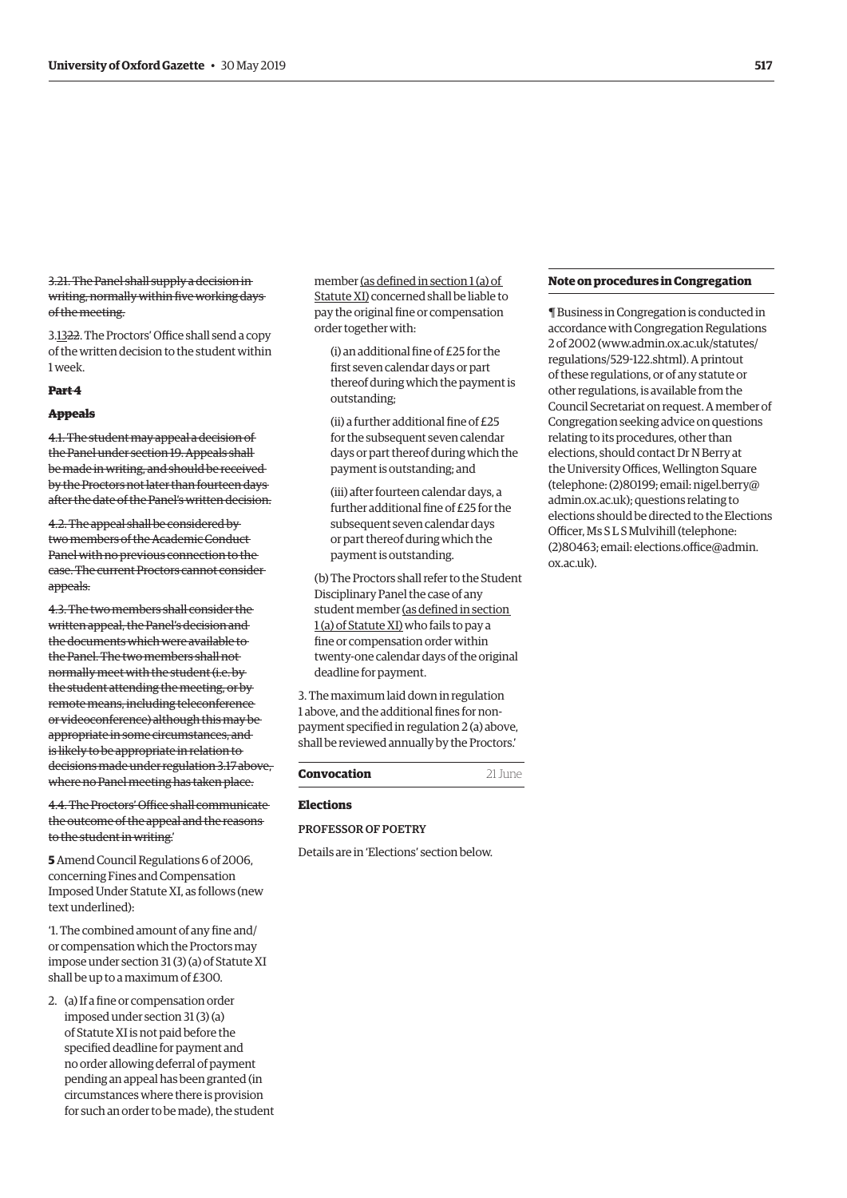~~3.21. The Panel shall supply a decision in writing, normally within five working days of the meeting.~~

3.<u>13</u>~~22~~. The Proctors' Office shall send a copy of the written decision to the student within 1 week.

~~**Part 4**~~

~~**Appeals**~~

~~4.1. The student may appeal a decision of the Panel under section 19. Appeals shall be made in writing, and should be received by the Proctors not later than fourteen days after the date of the Panel's written decision.~~

~~4.2. The appeal shall be considered by two members of the Academic Conduct Panel with no previous connection to the case. The current Proctors cannot consider appeals.~~

~~4.3. The two members shall consider the written appeal, the Panel's decision and the documents which were available to the Panel. The two members shall not normally meet with the student (i.e. by the student attending the meeting, or by remote means, including teleconference or videoconference) although this may be appropriate in some circumstances, and is likely to be appropriate in relation to decisions made under regulation 3.17 above, where no Panel meeting has taken place.~~

~~4.4. The Proctors' Office shall communicate the outcome of the appeal and the reasons to the student in writing.'~~

**5** Amend Council Regulations 6 of 2006, concerning Fines and Compensation Imposed Under Statute XI, as follows (new text underlined):

'1. The combined amount of any fine and/or compensation which the Proctors may impose under section 31 (3) (a) of Statute XI shall be up to a maximum of £300.

2. (a) If a fine or compensation order imposed under section 31 (3) (a) of Statute XI is not paid before the specified deadline for payment and no order allowing deferral of payment pending an appeal has been granted (in circumstances where there is provision for such an order to be made), the student member <u>(as defined in section 1 (a) of Statute XI)</u> concerned shall be liable to pay the original fine or compensation order together with:

   (i) an additional fine of £25 for the first seven calendar days or part thereof during which the payment is outstanding;

   (ii) a further additional fine of £25 for the subsequent seven calendar days or part thereof during which the payment is outstanding; and

   (iii) after fourteen calendar days, a further additional fine of £25 for the subsequent seven calendar days or part thereof during which the payment is outstanding.

   (b) The Proctors shall refer to the Student Disciplinary Panel the case of any student member <u>(as defined in section 1 (a) of Statute XI)</u> who fails to pay a fine or compensation order within twenty-one calendar days of the original deadline for payment.

3. The maximum laid down in regulation 1 above, and the additional fines for non-payment specified in regulation 2 (a) above, shall be reviewed annually by the Proctors.'

## Convocation — 21 June

### Elections

PROFESSOR OF POETRY

Details are in 'Elections' section below.

### Note on procedures in Congregation

¶ Business in Congregation is conducted in accordance with Congregation Regulations 2 of 2002 (www.admin.ox.ac.uk/statutes/regulations/529-122.shtml). A printout of these regulations, or of any statute or other regulations, is available from the Council Secretariat on request. A member of Congregation seeking advice on questions relating to its procedures, other than elections, should contact Dr N Berry at the University Offices, Wellington Square (telephone: (2)80199; email: nigel.berry@admin.ox.ac.uk); questions relating to elections should be directed to the Elections Officer, Ms S L S Mulvihill (telephone: (2)80463; email: elections.office@admin.ox.ac.uk).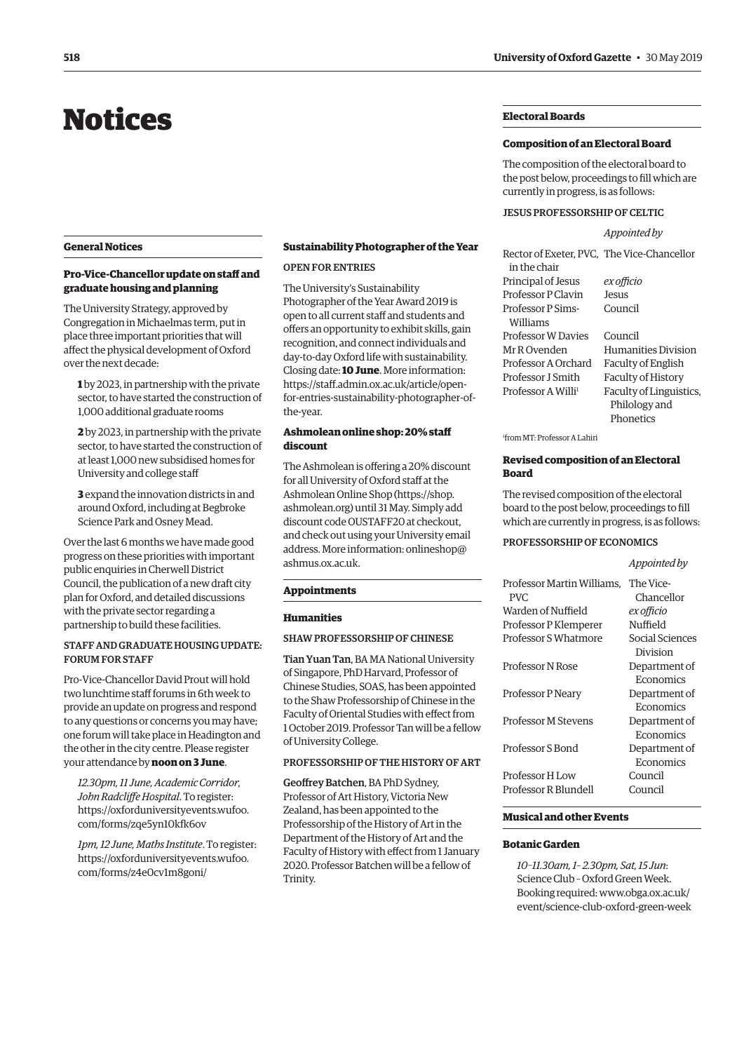# Notices

## General Notices

### Pro-Vice-Chancellor update on staff and graduate housing and planning

The University Strategy, approved by Congregation in Michaelmas term, put in place three important priorities that will affect the physical development of Oxford over the next decade:

**1** by 2023, in partnership with the private sector, to have started the construction of 1,000 additional graduate rooms

**2** by 2023, in partnership with the private sector, to have started the construction of at least 1,000 new subsidised homes for University and college staff

**3** expand the innovation districts in and around Oxford, including at Begbroke Science Park and Osney Mead.

Over the last 6 months we have made good progress on these priorities with important public enquiries in Cherwell District Council, the publication of a new draft city plan for Oxford, and detailed discussions with the private sector regarding a partnership to build these facilities.

#### STAFF AND GRADUATE HOUSING UPDATE: FORUM FOR STAFF

Pro-Vice-Chancellor David Prout will hold two lunchtime staff forums in 6th week to provide an update on progress and respond to any questions or concerns you may have; one forum will take place in Headington and the other in the city centre. Please register your attendance by **noon on 3 June**.

*12.30pm, 11 June, Academic Corridor, John Radcliffe Hospital*. To register: https://oxforduniversityevents.wufoo.com/forms/zqe5yn10kfk6ov

*1pm, 12 June, Maths Institute*. To register: https://oxforduniversityevents.wufoo.com/forms/z4e0cv1m8goni/

### Sustainability Photographer of the Year

#### OPEN FOR ENTRIES

The University's Sustainability Photographer of the Year Award 2019 is open to all current staff and students and offers an opportunity to exhibit skills, gain recognition, and connect individuals and day-to-day Oxford life with sustainability. Closing date: **10 June**. More information: https://staff.admin.ox.ac.uk/article/open-for-entries-sustainability-photographer-of-the-year.

### Ashmolean online shop: 20% staff discount

The Ashmolean is offering a 20% discount for all University of Oxford staff at the Ashmolean Online Shop (https://shop.ashmolean.org) until 31 May. Simply add discount code OUSTAFF20 at checkout, and check out using your University email address. More information: onlineshop@ashmus.ox.ac.uk.

## Appointments

### Humanities

#### SHAW PROFESSORSHIP OF CHINESE

**Tian Yuan Tan**, BA MA National University of Singapore, PhD Harvard, Professor of Chinese Studies, SOAS, has been appointed to the Shaw Professorship of Chinese in the Faculty of Oriental Studies with effect from 1 October 2019. Professor Tan will be a fellow of University College.

#### PROFESSORSHIP OF THE HISTORY OF ART

**Geoffrey Batchen**, BA PhD Sydney, Professor of Art History, Victoria New Zealand, has been appointed to the Professorship of the History of Art in the Department of the History of Art and the Faculty of History with effect from 1 January 2020. Professor Batchen will be a fellow of Trinity.

## Electoral Boards

### Composition of an Electoral Board

The composition of the electoral board to the post below, proceedings to fill which are currently in progress, is as follows:

#### JESUS PROFESSORSHIP OF CELTIC

| | *Appointed by* |
|---|---|
| Rector of Exeter, PVC, in the chair | The Vice-Chancellor |
| Principal of Jesus | *ex officio* |
| Professor P Clavin | Jesus |
| Professor P Sims-Williams | Council |
| Professor W Davies | Council |
| Mr R Ovenden | Humanities Division |
| Professor A Orchard | Faculty of English |
| Professor J Smith | Faculty of History |
| Professor A Willi[1] | Faculty of Linguistics, Philology and Phonetics |

[1] from MT: Professor A Lahiri

### Revised composition of an Electoral Board

The revised composition of the electoral board to the post below, proceedings to fill which are currently in progress, is as follows:

#### PROFESSORSHIP OF ECONOMICS

| | *Appointed by* |
|---|---|
| Professor Martin Williams, PVC | The Vice-Chancellor |
| Warden of Nuffield | *ex officio* |
| Professor P Klemperer | Nuffield |
| Professor S Whatmore | Social Sciences Division |
| Professor N Rose | Department of Economics |
| Professor P Neary | Department of Economics |
| Professor M Stevens | Department of Economics |
| Professor S Bond | Department of Economics |
| Professor H Low | Council |
| Professor R Blundell | Council |

## Musical and other Events

### Botanic Garden

*10–11.30am, 1–2.30pm, Sat, 15 Jun*: Science Club – Oxford Green Week. Booking required: www.obga.ox.ac.uk/event/science-club-oxford-green-week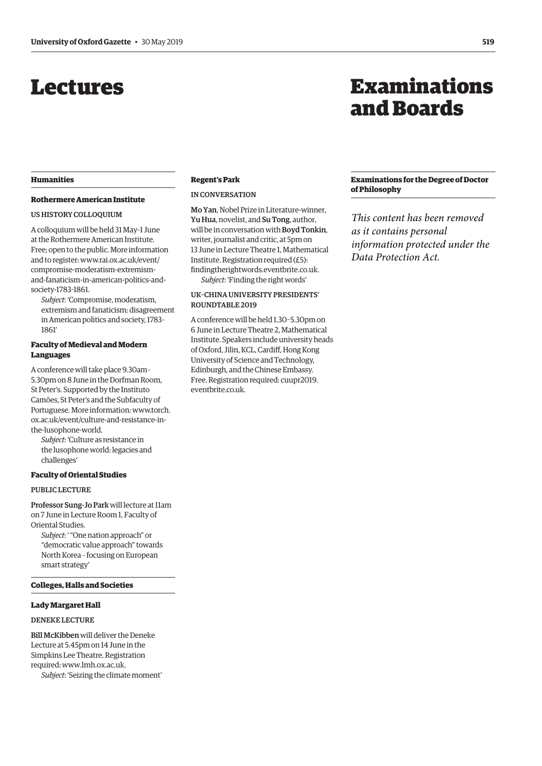# Lectures

## Humanities

### Rothermere American Institute

US HISTORY COLLOQUIUM

A colloquium will be held 31 May–1 June at the Rothermere American Institute. Free; open to the public. More information and to register: www.rai.ox.ac.uk/event/compromise-moderatism-extremism-and-fanaticism-in-american-politics-and-society-1783-1861.

*Subject*: 'Compromise, moderatism, extremism and fanaticism: disagreement in American politics and society, 1783–1861'

### Faculty of Medieval and Modern Languages

A conference will take place 9.30am–5.30pm on 8 June in the Dorfman Room, St Peter's. Supported by the Instituto Camões, St Peter's and the Subfaculty of Portuguese. More information: www.torch.ox.ac.uk/event/culture-and-resistance-in-the-lusophone-world.

*Subject*: 'Culture as resistance in the lusophone world: legacies and challenges'

### Faculty of Oriental Studies

PUBLIC LECTURE

**Professor Sung-Jo Park** will lecture at 11am on 7 June in Lecture Room 1, Faculty of Oriental Studies.

*Subject*: ' "One nation approach" or "democratic value approach" towards North Korea – focusing on European smart strategy'

## Colleges, Halls and Societies

### Lady Margaret Hall

DENEKE LECTURE

**Bill McKibben** will deliver the Deneke Lecture at 5.45pm on 14 June in the Simpkins Lee Theatre. Registration required: www.lmh.ox.ac.uk.

*Subject*: 'Seizing the climate moment'

### Regent's Park

IN CONVERSATION

**Mo Yan**, Nobel Prize in Literature-winner, **Yu Hua**, novelist, and **Su Tong**, author, will be in conversation with **Boyd Tonkin**, writer, journalist and critic, at 5pm on 13 June in Lecture Theatre 1, Mathematical Institute. Registration required (£5): findingtherightwords.eventbrite.co.uk.

*Subject*: 'Finding the right words'

UK–CHINA UNIVERSITY PRESIDENTS' ROUNDTABLE 2019

A conference will be held 1.30–5.30pm on 6 June in Lecture Theatre 2, Mathematical Institute. Speakers include university heads of Oxford, Jilin, KCL, Cardiff, Hong Kong University of Science and Technology, Edinburgh, and the Chinese Embassy. Free. Registration required: cuupr2019.eventbrite.co.uk.

# Examinations and Boards

## Examinations for the Degree of Doctor of Philosophy

*This content has been removed as it contains personal information protected under the Data Protection Act.*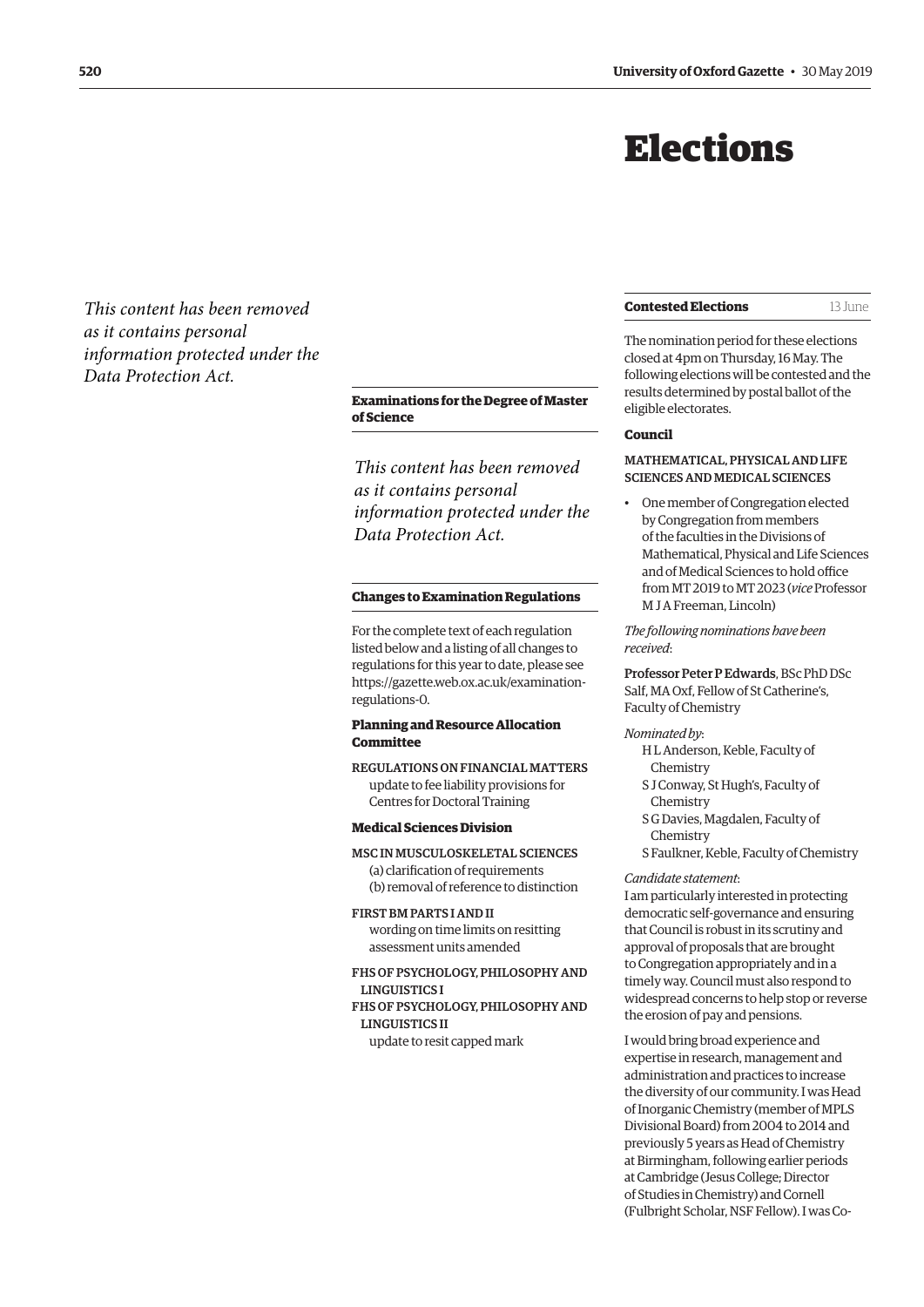# Elections

*This content has been removed as it contains personal information protected under the Data Protection Act.*

### Examinations for the Degree of Master of Science

*This content has been removed as it contains personal information protected under the Data Protection Act.*

### Changes to Examination Regulations

For the complete text of each regulation listed below and a listing of all changes to regulations for this year to date, please see https://gazette.web.ox.ac.uk/examination-regulations-0.

**Planning and Resource Allocation Committee**

REGULATIONS ON FINANCIAL MATTERS
update to fee liability provisions for Centres for Doctoral Training

**Medical Sciences Division**

MSC IN MUSCULOSKELETAL SCIENCES
(a) clarification of requirements
(b) removal of reference to distinction

FIRST BM PARTS I AND II
wording on time limits on resitting assessment units amended

FHS OF PSYCHOLOGY, PHILOSOPHY AND LINGUISTICS I
FHS OF PSYCHOLOGY, PHILOSOPHY AND LINGUISTICS II
update to resit capped mark

### Contested Elections — 13 June

The nomination period for these elections closed at 4pm on Thursday, 16 May. The following elections will be contested and the results determined by postal ballot of the eligible electorates.

**Council**

MATHEMATICAL, PHYSICAL AND LIFE SCIENCES AND MEDICAL SCIENCES

- One member of Congregation elected by Congregation from members of the faculties in the Divisions of Mathematical, Physical and Life Sciences and of Medical Sciences to hold office from MT 2019 to MT 2023 (*vice* Professor M J A Freeman, Lincoln)

*The following nominations have been received*:

**Professor Peter P Edwards**, BSc PhD DSc Salf, MA Oxf, Fellow of St Catherine's, Faculty of Chemistry

*Nominated by*:
H L Anderson, Keble, Faculty of Chemistry
S J Conway, St Hugh's, Faculty of Chemistry
S G Davies, Magdalen, Faculty of Chemistry
S Faulkner, Keble, Faculty of Chemistry

*Candidate statement*:
I am particularly interested in protecting democratic self-governance and ensuring that Council is robust in its scrutiny and approval of proposals that are brought to Congregation appropriately and in a timely way. Council must also respond to widespread concerns to help stop or reverse the erosion of pay and pensions.

I would bring broad experience and expertise in research, management and administration and practices to increase the diversity of our community. I was Head of Inorganic Chemistry (member of MPLS Divisional Board) from 2004 to 2014 and previously 5 years as Head of Chemistry at Birmingham, following earlier periods at Cambridge (Jesus College; Director of Studies in Chemistry) and Cornell (Fulbright Scholar, NSF Fellow). I was Co-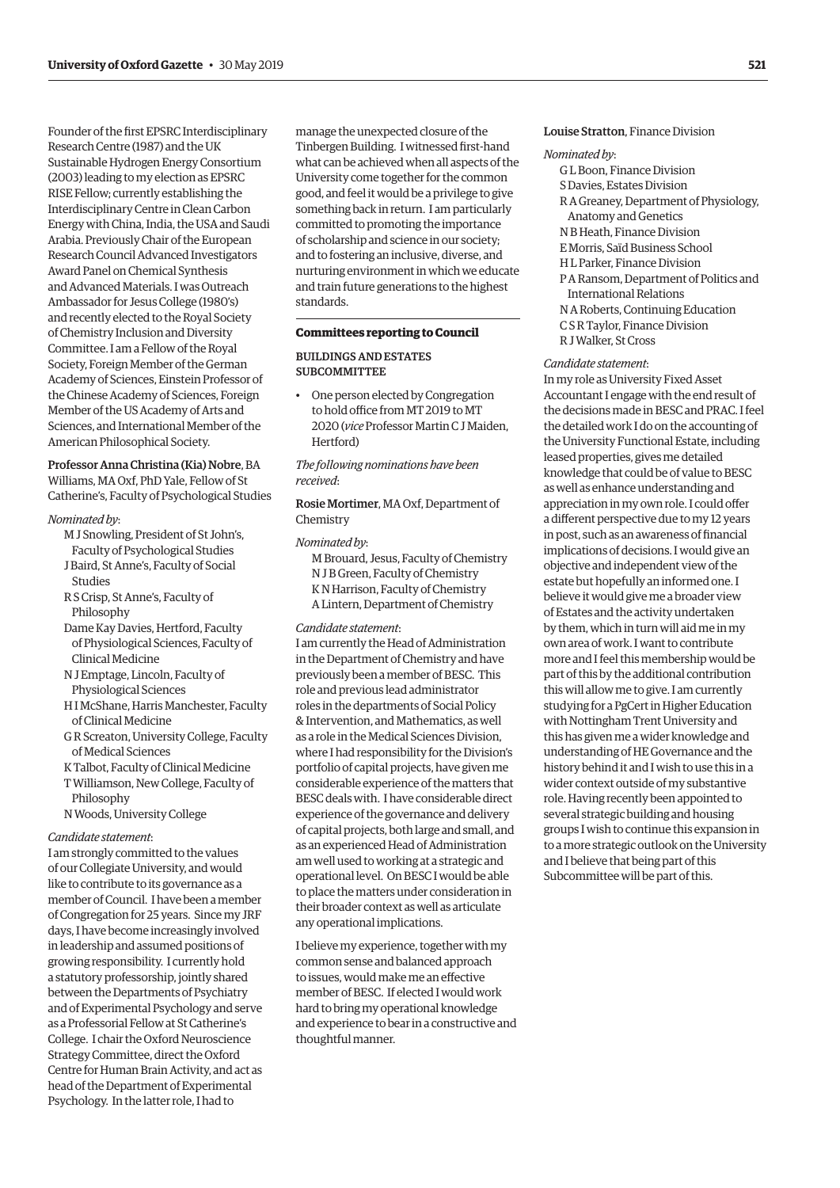Founder of the first EPSRC Interdisciplinary Research Centre (1987) and the UK Sustainable Hydrogen Energy Consortium (2003) leading to my election as EPSRC RISE Fellow; currently establishing the Interdisciplinary Centre in Clean Carbon Energy with China, India, the USA and Saudi Arabia. Previously Chair of the European Research Council Advanced Investigators Award Panel on Chemical Synthesis and Advanced Materials. I was Outreach Ambassador for Jesus College (1980's) and recently elected to the Royal Society of Chemistry Inclusion and Diversity Committee. I am a Fellow of the Royal Society, Foreign Member of the German Academy of Sciences, Einstein Professor of the Chinese Academy of Sciences, Foreign Member of the US Academy of Arts and Sciences, and International Member of the American Philosophical Society.

**Professor Anna Christina (Kia) Nobre**, BA Williams, MA Oxf, PhD Yale, Fellow of St Catherine's, Faculty of Psychological Studies

*Nominated by*:

M J Snowling, President of St John's, Faculty of Psychological Studies
J Baird, St Anne's, Faculty of Social Studies
R S Crisp, St Anne's, Faculty of Philosophy
Dame Kay Davies, Hertford, Faculty of Physiological Sciences, Faculty of Clinical Medicine
N J Emptage, Lincoln, Faculty of Physiological Sciences
H I McShane, Harris Manchester, Faculty of Clinical Medicine
G R Screaton, University College, Faculty of Medical Sciences
K Talbot, Faculty of Clinical Medicine
T Williamson, New College, Faculty of Philosophy
N Woods, University College

*Candidate statement*:

I am strongly committed to the values of our Collegiate University, and would like to contribute to its governance as a member of Council. I have been a member of Congregation for 25 years. Since my JRF days, I have become increasingly involved in leadership and assumed positions of growing responsibility. I currently hold a statutory professorship, jointly shared between the Departments of Psychiatry and of Experimental Psychology and serve as a Professorial Fellow at St Catherine's College. I chair the Oxford Neuroscience Strategy Committee, direct the Oxford Centre for Human Brain Activity, and act as head of the Department of Experimental Psychology. In the latter role, I had to manage the unexpected closure of the Tinbergen Building. I witnessed first-hand what can be achieved when all aspects of the University come together for the common good, and feel it would be a privilege to give something back in return. I am particularly committed to promoting the importance of scholarship and science in our society; and to fostering an inclusive, diverse, and nurturing environment in which we educate and train future generations to the highest standards.

## Committees reporting to Council

### BUILDINGS AND ESTATES SUBCOMMITTEE

- One person elected by Congregation to hold office from MT 2019 to MT 2020 (*vice* Professor Martin C J Maiden, Hertford)

*The following nominations have been received*:

**Rosie Mortimer**, MA Oxf, Department of Chemistry

*Nominated by*:

M Brouard, Jesus, Faculty of Chemistry
N J B Green, Faculty of Chemistry
K N Harrison, Faculty of Chemistry
A Lintern, Department of Chemistry

*Candidate statement*:

I am currently the Head of Administration in the Department of Chemistry and have previously been a member of BESC. This role and previous lead administrator roles in the departments of Social Policy & Intervention, and Mathematics, as well as a role in the Medical Sciences Division, where I had responsibility for the Division's portfolio of capital projects, have given me considerable experience of the matters that BESC deals with. I have considerable direct experience of the governance and delivery of capital projects, both large and small, and as an experienced Head of Administration am well used to working at a strategic and operational level. On BESC I would be able to place the matters under consideration in their broader context as well as articulate any operational implications.

I believe my experience, together with my common sense and balanced approach to issues, would make me an effective member of BESC. If elected I would work hard to bring my operational knowledge and experience to bear in a constructive and thoughtful manner.

**Louise Stratton**, Finance Division

*Nominated by*:

G L Boon, Finance Division
S Davies, Estates Division
R A Greaney, Department of Physiology, Anatomy and Genetics
N B Heath, Finance Division
E Morris, Saïd Business School
H L Parker, Finance Division
P A Ransom, Department of Politics and International Relations
N A Roberts, Continuing Education
C S R Taylor, Finance Division
R J Walker, St Cross

*Candidate statement*:

In my role as University Fixed Asset Accountant I engage with the end result of the decisions made in BESC and PRAC. I feel the detailed work I do on the accounting of the University Functional Estate, including leased properties, gives me detailed knowledge that could be of value to BESC as well as enhance understanding and appreciation in my own role. I could offer a different perspective due to my 12 years in post, such as an awareness of financial implications of decisions. I would give an objective and independent view of the estate but hopefully an informed one. I believe it would give me a broader view of Estates and the activity undertaken by them, which in turn will aid me in my own area of work. I want to contribute more and I feel this membership would be part of this by the additional contribution this will allow me to give. I am currently studying for a PgCert in Higher Education with Nottingham Trent University and this has given me a wider knowledge and understanding of HE Governance and the history behind it and I wish to use this in a wider context outside of my substantive role. Having recently been appointed to several strategic building and housing groups I wish to continue this expansion in to a more strategic outlook on the University and I believe that being part of this Subcommittee will be part of this.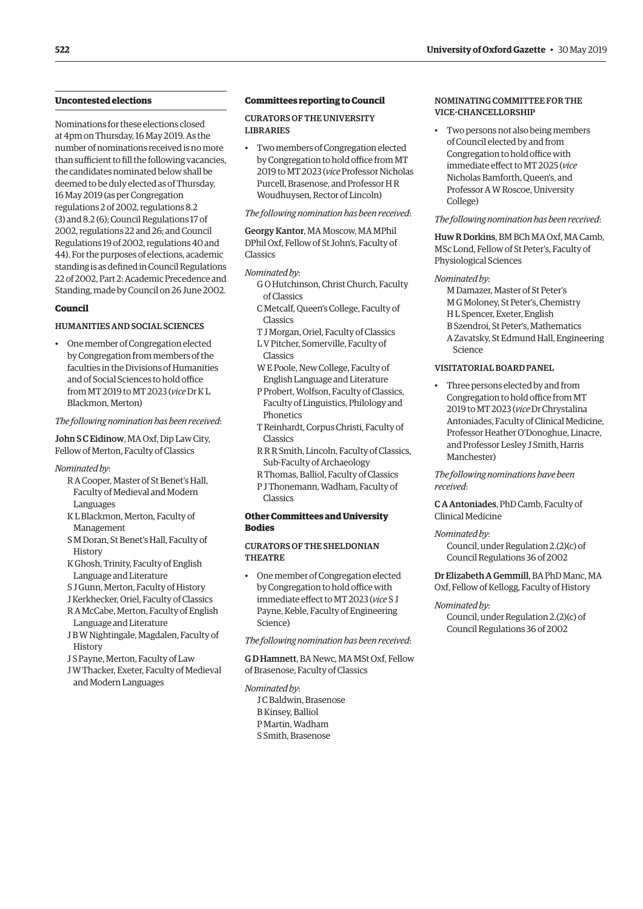## Uncontested elections

Nominations for these elections closed at 4pm on Thursday, 16 May 2019. As the number of nominations received is no more than sufficient to fill the following vacancies, the candidates nominated below shall be deemed to be duly elected as of Thursday, 16 May 2019 (as per Congregation regulations 2 of 2002, regulations 8.2 (3) and 8.2 (6); Council Regulations 17 of 2002, regulations 22 and 26; and Council Regulations 19 of 2002, regulations 40 and 44). For the purposes of elections, academic standing is as defined in Council Regulations 22 of 2002, Part 2: Academic Precedence and Standing, made by Council on 26 June 2002.

### Council

#### HUMANITIES AND SOCIAL SCIENCES

- One member of Congregation elected by Congregation from members of the faculties in the Divisions of Humanities and of Social Sciences to hold office from MT 2019 to MT 2023 (*vice* Dr K L Blackmon, Merton)

*The following nomination has been received*:

**John S C Eidinow**, MA Oxf, Dip Law City, Fellow of Merton, Faculty of Classics

*Nominated by*:

R A Cooper, Master of St Benet's Hall, Faculty of Medieval and Modern Languages
K L Blackmon, Merton, Faculty of Management
S M Doran, St Benet's Hall, Faculty of History
K Ghosh, Trinity, Faculty of English Language and Literature
S J Gunn, Merton, Faculty of History
J Kerkhecker, Oriel, Faculty of Classics
R A McCabe, Merton, Faculty of English Language and Literature
J B W Nightingale, Magdalen, Faculty of History
J S Payne, Merton, Faculty of Law
J W Thacker, Exeter, Faculty of Medieval and Modern Languages

### Committees reporting to Council

#### CURATORS OF THE UNIVERSITY LIBRARIES

- Two members of Congregation elected by Congregation to hold office from MT 2019 to MT 2023 (*vice* Professor Nicholas Purcell, Brasenose, and Professor H R Woudhuysen, Rector of Lincoln)

*The following nomination has been received*:

**Georgy Kantor**, MA Moscow, MA MPhil DPhil Oxf, Fellow of St John's, Faculty of Classics

*Nominated by*:

G O Hutchinson, Christ Church, Faculty of Classics
C Metcalf, Queen's College, Faculty of Classics
T J Morgan, Oriel, Faculty of Classics
L V Pitcher, Somerville, Faculty of Classics
W E Poole, New College, Faculty of English Language and Literature
P Probert, Wolfson, Faculty of Classics, Faculty of Linguistics, Philology and Phonetics
T Reinhardt, Corpus Christi, Faculty of Classics
R R R Smith, Lincoln, Faculty of Classics, Sub-Faculty of Archaeology
R Thomas, Balliol, Faculty of Classics
P J Thonemann, Wadham, Faculty of Classics

### Other Committees and University Bodies

#### CURATORS OF THE SHELDONIAN THEATRE

- One member of Congregation elected by Congregation to hold office with immediate effect to MT 2023 (*vice* S J Payne, Keble, Faculty of Engineering Science)

*The following nomination has been received*:

**G D Hamnett**, BA Newc, MA MSt Oxf, Fellow of Brasenose, Faculty of Classics

*Nominated by*:

J C Baldwin, Brasenose
B Kinsey, Balliol
P Martin, Wadham
S Smith, Brasenose

#### NOMINATING COMMITTEE FOR THE VICE-CHANCELLORSHIP

- Two persons not also being members of Council elected by and from Congregation to hold office with immediate effect to MT 2025 (*vice* Nicholas Bamforth, Queen's, and Professor A W Roscoe, University College)

*The following nomination has been received*:

**Huw R Dorkins**, BM BCh MA Oxf, MA Camb, MSc Lond, Fellow of St Peter's, Faculty of Physiological Sciences

*Nominated by*:

M Damazer, Master of St Peter's
M G Moloney, St Peter's, Chemistry
H L Spencer, Exeter, English
B Szendroi, St Peter's, Mathematics
A Zavatsky, St Edmund Hall, Engineering Science

#### VISITATORIAL BOARD PANEL

- Three persons elected by and from Congregation to hold office from MT 2019 to MT 2023 (*vice* Dr Chrystalina Antoniades, Faculty of Clinical Medicine, Professor Heather O'Donoghue, Linacre, and Professor Lesley J Smith, Harris Manchester)

*The following nominations have been received*:

**C A Antoniades**, PhD Camb, Faculty of Clinical Medicine

*Nominated by*:

Council, under Regulation 2.(2)(c) of Council Regulations 36 of 2002

**Dr Elizabeth A Gemmill**, BA PhD Manc, MA Oxf, Fellow of Kellogg, Faculty of History

*Nominated by*:

Council, under Regulation 2.(2)(c) of Council Regulations 36 of 2002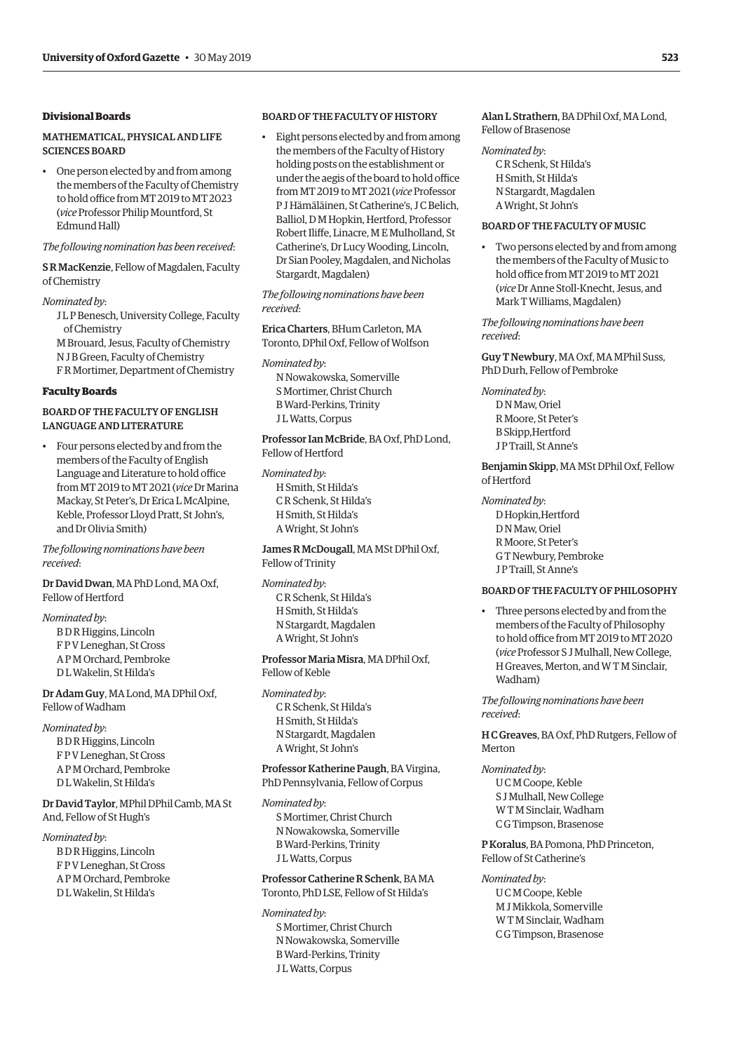### Divisional Boards

#### MATHEMATICAL, PHYSICAL AND LIFE SCIENCES BOARD

- One person elected by and from among the members of the Faculty of Chemistry to hold office from MT 2019 to MT 2023 (*vice* Professor Philip Mountford, St Edmund Hall)

*The following nomination has been received*:

S R MacKenzie, Fellow of Magdalen, Faculty of Chemistry

*Nominated by*:
J L P Benesch, University College, Faculty of Chemistry
M Brouard, Jesus, Faculty of Chemistry
N J B Green, Faculty of Chemistry
F R Mortimer, Department of Chemistry

### Faculty Boards

#### BOARD OF THE FACULTY OF ENGLISH LANGUAGE AND LITERATURE

- Four persons elected by and from the members of the Faculty of English Language and Literature to hold office from MT 2019 to MT 2021 (*vice* Dr Marina Mackay, St Peter's, Dr Erica L McAlpine, Keble, Professor Lloyd Pratt, St John's, and Dr Olivia Smith)

*The following nominations have been received*:

Dr David Dwan, MA PhD Lond, MA Oxf, Fellow of Hertford

*Nominated by*:
B D R Higgins, Lincoln
F P V Leneghan, St Cross
A P M Orchard, Pembroke
D L Wakelin, St Hilda's

Dr Adam Guy, MA Lond, MA DPhil Oxf, Fellow of Wadham

*Nominated by*:
B D R Higgins, Lincoln
F P V Leneghan, St Cross
A P M Orchard, Pembroke
D L Wakelin, St Hilda's

Dr David Taylor, MPhil DPhil Camb, MA St And, Fellow of St Hugh's

*Nominated by*:
B D R Higgins, Lincoln
F P V Leneghan, St Cross
A P M Orchard, Pembroke
D L Wakelin, St Hilda's

#### BOARD OF THE FACULTY OF HISTORY

- Eight persons elected by and from among the members of the Faculty of History holding posts on the establishment or under the aegis of the board to hold office from MT 2019 to MT 2021 (*vice* Professor P J Hämäläinen, St Catherine's, J C Belich, Balliol, D M Hopkin, Hertford, Professor Robert Iliffe, Linacre, M E Mulholland, St Catherine's, Dr Lucy Wooding, Lincoln, Dr Sian Pooley, Magdalen, and Nicholas Stargardt, Magdalen)

*The following nominations have been received*:

Erica Charters, BHum Carleton, MA Toronto, DPhil Oxf, Fellow of Wolfson

*Nominated by*:
N Nowakowska, Somerville
S Mortimer, Christ Church
B Ward-Perkins, Trinity
J L Watts, Corpus

Professor Ian McBride, BA Oxf, PhD Lond, Fellow of Hertford

*Nominated by*:
H Smith, St Hilda's
C R Schenk, St Hilda's
H Smith, St Hilda's
A Wright, St John's

James R McDougall, MA MSt DPhil Oxf, Fellow of Trinity

*Nominated by*:
C R Schenk, St Hilda's
H Smith, St Hilda's
N Stargardt, Magdalen
A Wright, St John's

Professor Maria Misra, MA DPhil Oxf, Fellow of Keble

*Nominated by*:
C R Schenk, St Hilda's
H Smith, St Hilda's
N Stargardt, Magdalen
A Wright, St John's

Professor Katherine Paugh, BA Virgina, PhD Pennsylvania, Fellow of Corpus

*Nominated by*:
S Mortimer, Christ Church
N Nowakowska, Somerville
B Ward-Perkins, Trinity
J L Watts, Corpus

Professor Catherine R Schenk, BA MA Toronto, PhD LSE, Fellow of St Hilda's

*Nominated by*:
S Mortimer, Christ Church
N Nowakowska, Somerville
B Ward-Perkins, Trinity
J L Watts, Corpus

Alan L Strathern, BA DPhil Oxf, MA Lond, Fellow of Brasenose

*Nominated by*:
C R Schenk, St Hilda's
H Smith, St Hilda's
N Stargardt, Magdalen
A Wright, St John's

#### BOARD OF THE FACULTY OF MUSIC

- Two persons elected by and from among the members of the Faculty of Music to hold office from MT 2019 to MT 2021 (*vice* Dr Anne Stoll-Knecht, Jesus, and Mark T Williams, Magdalen)

*The following nominations have been received*:

Guy T Newbury, MA Oxf, MA MPhil Suss, PhD Durh, Fellow of Pembroke

*Nominated by*:
D N Maw, Oriel
R Moore, St Peter's
B Skipp,Hertford
J P Traill, St Anne's

Benjamin Skipp, MA MSt DPhil Oxf, Fellow of Hertford

*Nominated by*:
D Hopkin,Hertford
D N Maw, Oriel
R Moore, St Peter's
G T Newbury, Pembroke
J P Traill, St Anne's

#### BOARD OF THE FACULTY OF PHILOSOPHY

- Three persons elected by and from the members of the Faculty of Philosophy to hold office from MT 2019 to MT 2020 (*vice* Professor S J Mulhall, New College, H Greaves, Merton, and W T M Sinclair, Wadham)

*The following nominations have been received*:

H C Greaves, BA Oxf, PhD Rutgers, Fellow of Merton

*Nominated by*:
U C M Coope, Keble
S J Mulhall, New College
W T M Sinclair, Wadham
C G Timpson, Brasenose

P Koralus, BA Pomona, PhD Princeton, Fellow of St Catherine's

*Nominated by*:
U C M Coope, Keble
M J Mikkola, Somerville
W T M Sinclair, Wadham
C G Timpson, Brasenose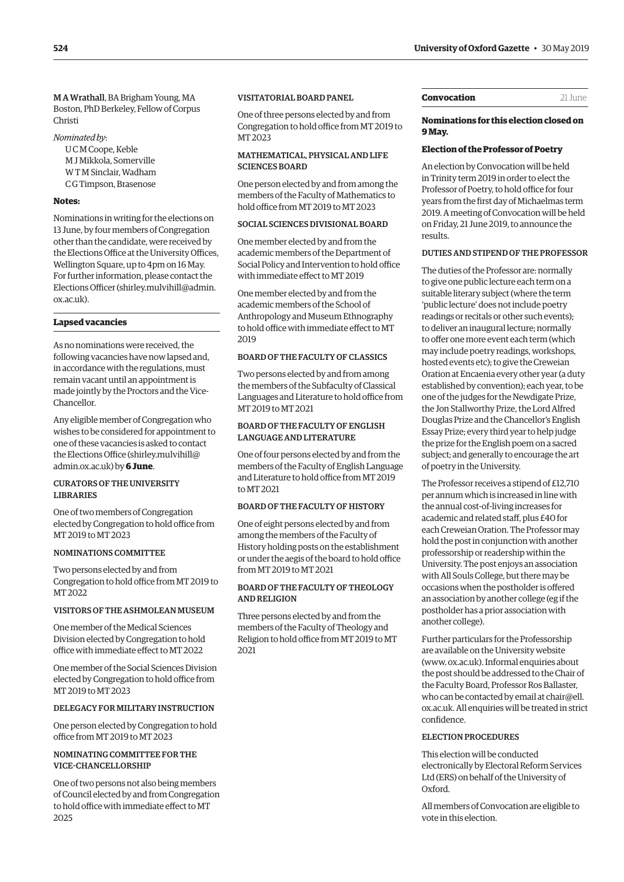**M A Wrathall**, BA Brigham Young, MA Boston, PhD Berkeley, Fellow of Corpus Christi

*Nominated by*:

U C M Coope, Keble
M J Mikkola, Somerville
W T M Sinclair, Wadham
C G Timpson, Brasenose

**Notes:**

Nominations in writing for the elections on 13 June, by four members of Congregation other than the candidate, were received by the Elections Office at the University Offices, Wellington Square, up to 4pm on 16 May. For further information, please contact the Elections Officer (shirley.mulvihill@admin.ox.ac.uk).

## Lapsed vacancies

As no nominations were received, the following vacancies have now lapsed and, in accordance with the regulations, must remain vacant until an appointment is made jointly by the Proctors and the Vice-Chancellor.

Any eligible member of Congregation who wishes to be considered for appointment to one of these vacancies is asked to contact the Elections Office (shirley.mulvihill@admin.ox.ac.uk) by **6 June**.

### CURATORS OF THE UNIVERSITY LIBRARIES

One of two members of Congregation elected by Congregation to hold office from MT 2019 to MT 2023

### NOMINATIONS COMMITTEE

Two persons elected by and from Congregation to hold office from MT 2019 to MT 2022

### VISITORS OF THE ASHMOLEAN MUSEUM

One member of the Medical Sciences Division elected by Congregation to hold office with immediate effect to MT 2022

One member of the Social Sciences Division elected by Congregation to hold office from MT 2019 to MT 2023

### DELEGACY FOR MILITARY INSTRUCTION

One person elected by Congregation to hold office from MT 2019 to MT 2023

### NOMINATING COMMITTEE FOR THE VICE-CHANCELLORSHIP

One of two persons not also being members of Council elected by and from Congregation to hold office with immediate effect to MT 2025

### VISITATORIAL BOARD PANEL

One of three persons elected by and from Congregation to hold office from MT 2019 to MT 2023

### MATHEMATICAL, PHYSICAL AND LIFE SCIENCES BOARD

One person elected by and from among the members of the Faculty of Mathematics to hold office from MT 2019 to MT 2023

### SOCIAL SCIENCES DIVISIONAL BOARD

One member elected by and from the academic members of the Department of Social Policy and Intervention to hold office with immediate effect to MT 2019

One member elected by and from the academic members of the School of Anthropology and Museum Ethnography to hold office with immediate effect to MT 2019

### BOARD OF THE FACULTY OF CLASSICS

Two persons elected by and from among the members of the Subfaculty of Classical Languages and Literature to hold office from MT 2019 to MT 2021

### BOARD OF THE FACULTY OF ENGLISH LANGUAGE AND LITERATURE

One of four persons elected by and from the members of the Faculty of English Language and Literature to hold office from MT 2019 to MT 2021

### BOARD OF THE FACULTY OF HISTORY

One of eight persons elected by and from among the members of the Faculty of History holding posts on the establishment or under the aegis of the board to hold office from MT 2019 to MT 2021

### BOARD OF THE FACULTY OF THEOLOGY AND RELIGION

Three persons elected by and from the members of the Faculty of Theology and Religion to hold office from MT 2019 to MT 2021

## Convocation — 21 June

**Nominations for this election closed on 9 May.**

### Election of the Professor of Poetry

An election by Convocation will be held in Trinity term 2019 in order to elect the Professor of Poetry, to hold office for four years from the first day of Michaelmas term 2019. A meeting of Convocation will be held on Friday, 21 June 2019, to announce the results.

### DUTIES AND STIPEND OF THE PROFESSOR

The duties of the Professor are: normally to give one public lecture each term on a suitable literary subject (where the term 'public lecture' does not include poetry readings or recitals or other such events); to deliver an inaugural lecture; normally to offer one more event each term (which may include poetry readings, workshops, hosted events etc); to give the Creweian Oration at Encaenia every other year (a duty established by convention); each year, to be one of the judges for the Newdigate Prize, the Jon Stallworthy Prize, the Lord Alfred Douglas Prize and the Chancellor's English Essay Prize; every third year to help judge the prize for the English poem on a sacred subject; and generally to encourage the art of poetry in the University.

The Professor receives a stipend of £12,710 per annum which is increased in line with the annual cost-of-living increases for academic and related staff, plus £40 for each Creweian Oration. The Professor may hold the post in conjunction with another professorship or readership within the University. The post enjoys an association with All Souls College, but there may be occasions when the postholder is offered an association by another college (eg if the postholder has a prior association with another college).

Further particulars for the Professorship are available on the University website (www. ox.ac.uk). Informal enquiries about the post should be addressed to the Chair of the Faculty Board, Professor Ros Ballaster, who can be contacted by email at chair@ell.ox.ac.uk. All enquiries will be treated in strict confidence.

### ELECTION PROCEDURES

This election will be conducted electronically by Electoral Reform Services Ltd (ERS) on behalf of the University of Oxford.

All members of Convocation are eligible to vote in this election.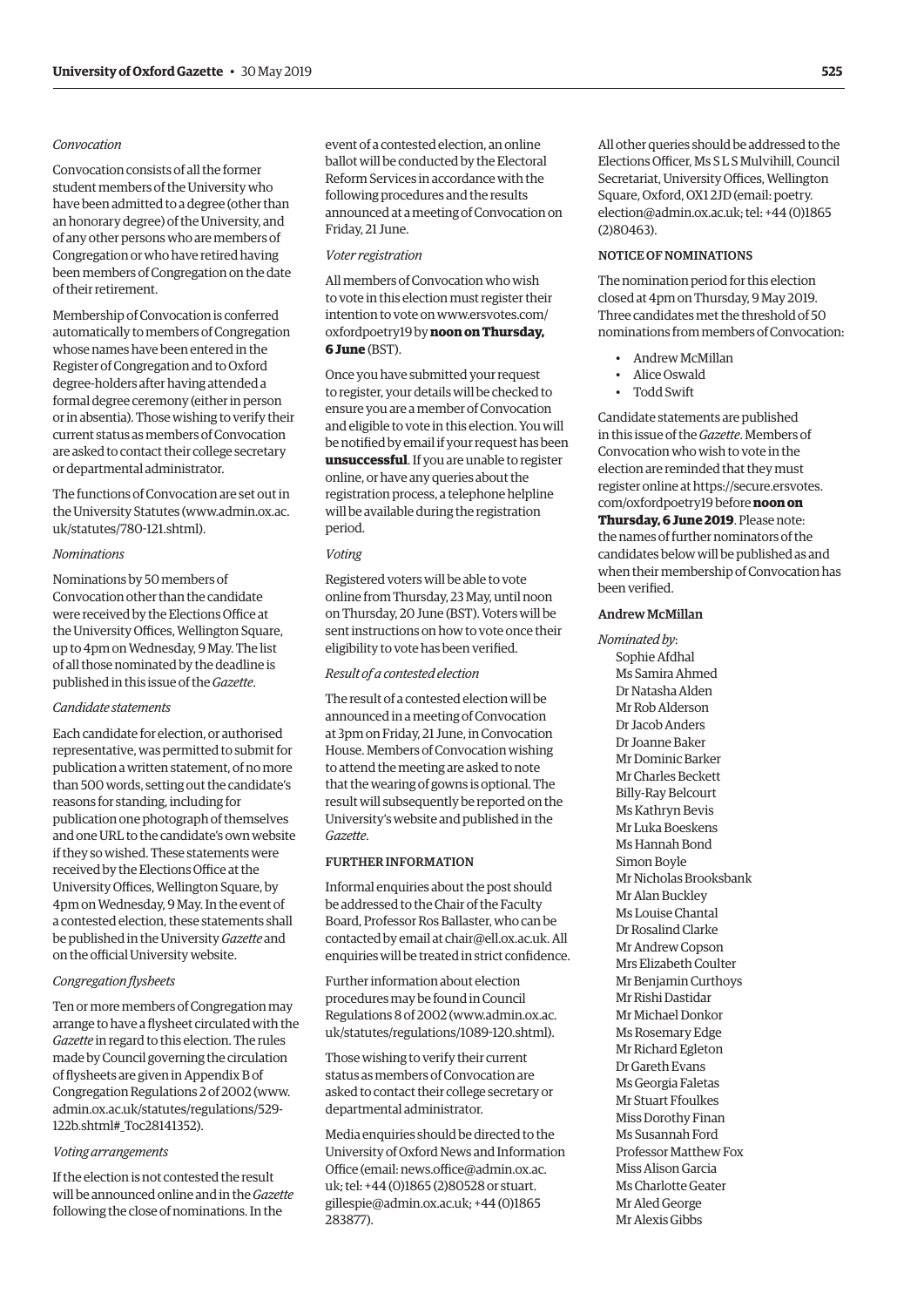*Convocation*

Convocation consists of all the former student members of the University who have been admitted to a degree (other than an honorary degree) of the University, and of any other persons who are members of Congregation or who have retired having been members of Congregation on the date of their retirement.

Membership of Convocation is conferred automatically to members of Congregation whose names have been entered in the Register of Congregation and to Oxford degree-holders after having attended a formal degree ceremony (either in person or in absentia). Those wishing to verify their current status as members of Convocation are asked to contact their college secretary or departmental administrator.

The functions of Convocation are set out in the University Statutes (www.admin.ox.ac.uk/statutes/780-121.shtml).

*Nominations*

Nominations by 50 members of Convocation other than the candidate were received by the Elections Office at the University Offices, Wellington Square, up to 4pm on Wednesday, 9 May. The list of all those nominated by the deadline is published in this issue of the *Gazette*.

*Candidate statements*

Each candidate for election, or authorised representative, was permitted to submit for publication a written statement, of no more than 500 words, setting out the candidate's reasons for standing, including for publication one photograph of themselves and one URL to the candidate's own website if they so wished. These statements were received by the Elections Office at the University Offices, Wellington Square, by 4pm on Wednesday, 9 May. In the event of a contested election, these statements shall be published in the University *Gazette* and on the official University website.

*Congregation flysheets*

Ten or more members of Congregation may arrange to have a flysheet circulated with the *Gazette* in regard to this election. The rules made by Council governing the circulation of flysheets are given in Appendix B of Congregation Regulations 2 of 2002 (www.admin.ox.ac.uk/statutes/regulations/529-122b.shtml#_Toc28141352).

*Voting arrangements*

If the election is not contested the result will be announced online and in the *Gazette* following the close of nominations. In the event of a contested election, an online ballot will be conducted by the Electoral Reform Services in accordance with the following procedures and the results announced at a meeting of Convocation on Friday, 21 June.

*Voter registration*

All members of Convocation who wish to vote in this election must register their intention to vote on www.ersvotes.com/oxfordpoetry19 by **noon on Thursday, 6 June** (BST).

Once you have submitted your request to register, your details will be checked to ensure you are a member of Convocation and eligible to vote in this election. You will be notified by email if your request has been **unsuccessful**. If you are unable to register online, or have any queries about the registration process, a telephone helpline will be available during the registration period.

*Voting*

Registered voters will be able to vote online from Thursday, 23 May, until noon on Thursday, 20 June (BST). Voters will be sent instructions on how to vote once their eligibility to vote has been verified.

*Result of a contested election*

The result of a contested election will be announced in a meeting of Convocation at 3pm on Friday, 21 June, in Convocation House. Members of Convocation wishing to attend the meeting are asked to note that the wearing of gowns is optional. The result will subsequently be reported on the University's website and published in the *Gazette*.

### FURTHER INFORMATION

Informal enquiries about the post should be addressed to the Chair of the Faculty Board, Professor Ros Ballaster, who can be contacted by email at chair@ell.ox.ac.uk. All enquiries will be treated in strict confidence.

Further information about election procedures may be found in Council Regulations 8 of 2002 (www.admin.ox.ac.uk/statutes/regulations/1089-120.shtml).

Those wishing to verify their current status as members of Convocation are asked to contact their college secretary or departmental administrator.

Media enquiries should be directed to the University of Oxford News and Information Office (email: news.office@admin.ox.ac.uk; tel: +44 (0)1865 (2)80528 or stuart.gillespie@admin.ox.ac.uk; +44 (0)1865 283877).

All other queries should be addressed to the Elections Officer, Ms S L S Mulvihill, Council Secretariat, University Offices, Wellington Square, Oxford, OX1 2JD (email: poetry.election@admin.ox.ac.uk; tel: +44 (0)1865 (2)80463).

### NOTICE OF NOMINATIONS

The nomination period for this election closed at 4pm on Thursday, 9 May 2019. Three candidates met the threshold of 50 nominations from members of Convocation:

- Andrew McMillan
- Alice Oswald
- Todd Swift

Candidate statements are published in this issue of the *Gazette*. Members of Convocation who wish to vote in the election are reminded that they must register online at https://secure.ersvotes.com/oxfordpoetry19 before **noon on Thursday, 6 June 2019**. Please note: the names of further nominators of the candidates below will be published as and when their membership of Convocation has been verified.

#### Andrew McMillan

*Nominated by*:

Sophie Afdhal
Ms Samira Ahmed
Dr Natasha Alden
Mr Rob Alderson
Dr Jacob Anders
Dr Joanne Baker
Mr Dominic Barker
Mr Charles Beckett
Billy-Ray Belcourt
Ms Kathryn Bevis
Mr Luka Boeskens
Ms Hannah Bond
Simon Boyle
Mr Nicholas Brooksbank
Mr Alan Buckley
Ms Louise Chantal
Dr Rosalind Clarke
Mr Andrew Copson
Mrs Elizabeth Coulter
Mr Benjamin Curthoys
Mr Rishi Dastidar
Mr Michael Donkor
Ms Rosemary Edge
Mr Richard Egleton
Dr Gareth Evans
Ms Georgia Faletas
Mr Stuart Ffoulkes
Miss Dorothy Finan
Ms Susannah Ford
Professor Matthew Fox
Miss Alison Garcia
Ms Charlotte Geater
Mr Aled George
Mr Alexis Gibbs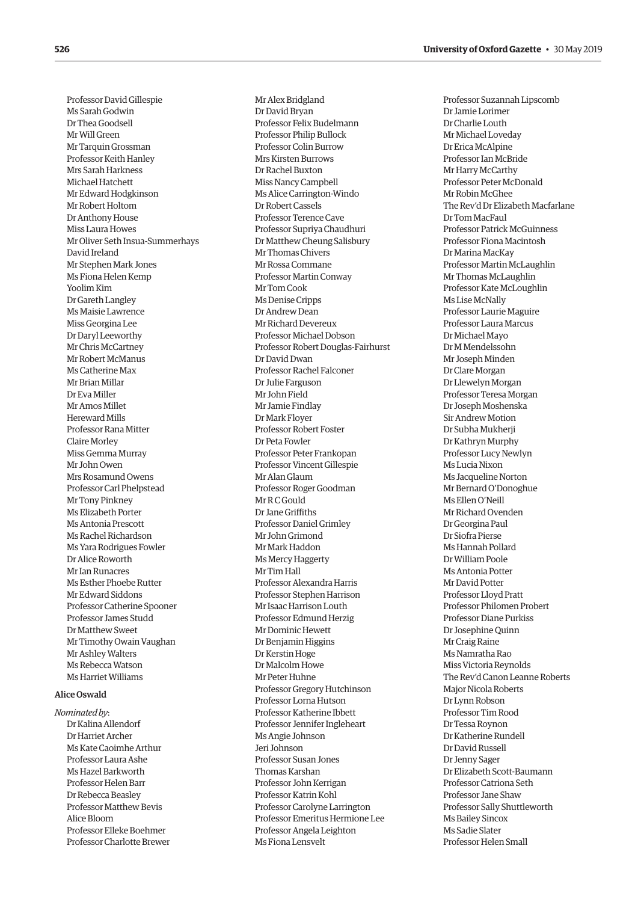Professor David Gillespie
Ms Sarah Godwin
Dr Thea Goodsell
Mr Will Green
Mr Tarquin Grossman
Professor Keith Hanley
Mrs Sarah Harkness
Michael Hatchett
Mr Edward Hodgkinson
Mr Robert Holtom
Dr Anthony House
Miss Laura Howes
Mr Oliver Seth Insua-Summerhays
David Ireland
Mr Stephen Mark Jones
Ms Fiona Helen Kemp
Yoolim Kim
Dr Gareth Langley
Ms Maisie Lawrence
Miss Georgina Lee
Dr Daryl Leeworthy
Mr Chris McCartney
Mr Robert McManus
Ms Catherine Max
Mr Brian Millar
Dr Eva Miller
Mr Amos Millet
Hereward Mills
Professor Rana Mitter
Claire Morley
Miss Gemma Murray
Mr John Owen
Mrs Rosamund Owens
Professor Carl Phelpstead
Mr Tony Pinkney
Ms Elizabeth Porter
Ms Antonia Prescott
Ms Rachel Richardson
Ms Yara Rodrigues Fowler
Dr Alice Roworth
Mr Ian Runacres
Ms Esther Phoebe Rutter
Mr Edward Siddons
Professor Catherine Spooner
Professor James Studd
Dr Matthew Sweet
Mr Timothy Owain Vaughan
Mr Ashley Walters
Ms Rebecca Watson
Ms Harriet Williams

### Alice Oswald

*Nominated by*:

Dr Kalina Allendorf
Dr Harriet Archer
Ms Kate Caoimhe Arthur
Professor Laura Ashe
Ms Hazel Barkworth
Professor Helen Barr
Dr Rebecca Beasley
Professor Matthew Bevis
Alice Bloom
Professor Elleke Boehmer
Professor Charlotte Brewer
Mr Alex Bridgland
Dr David Bryan
Professor Felix Budelmann
Professor Philip Bullock
Professor Colin Burrow
Mrs Kirsten Burrows
Dr Rachel Buxton
Miss Nancy Campbell
Ms Alice Carrington-Windo
Dr Robert Cassels
Professor Terence Cave
Professor Supriya Chaudhuri
Dr Matthew Cheung Salisbury
Mr Thomas Chivers
Mr Rossa Commane
Professor Martin Conway
Mr Tom Cook
Ms Denise Cripps
Dr Andrew Dean
Mr Richard Devereux
Professor Michael Dobson
Professor Robert Douglas-Fairhurst
Dr David Dwan
Professor Rachel Falconer
Dr Julie Farguson
Mr John Field
Mr Jamie Findlay
Dr Mark Floyer
Professor Robert Foster
Dr Peta Fowler
Professor Peter Frankopan
Professor Vincent Gillespie
Mr Alan Glaum
Professor Roger Goodman
Mr R C Gould
Dr Jane Griffiths
Professor Daniel Grimley
Mr John Grimond
Mr Mark Haddon
Ms Mercy Haggerty
Mr Tim Hall
Professor Alexandra Harris
Professor Stephen Harrison
Mr Isaac Harrison Louth
Professor Edmund Herzig
Mr Dominic Hewett
Dr Benjamin Higgins
Dr Kerstin Hoge
Dr Malcolm Howe
Mr Peter Huhne
Professor Gregory Hutchinson
Professor Lorna Hutson
Professor Katherine Ibbett
Professor Jennifer Ingleheart
Ms Angie Johnson
Jeri Johnson
Professor Susan Jones
Thomas Karshan
Professor John Kerrigan
Professor Katrin Kohl
Professor Carolyne Larrington
Professor Emeritus Hermione Lee
Professor Angela Leighton
Ms Fiona Lensvelt
Professor Suzannah Lipscomb
Dr Jamie Lorimer
Dr Charlie Louth
Mr Michael Loveday
Dr Erica McAlpine
Professor Ian McBride
Mr Harry McCarthy
Professor Peter McDonald
Mr Robin McGhee
The Rev'd Dr Elizabeth Macfarlane
Dr Tom MacFaul
Professor Patrick McGuinness
Professor Fiona Macintosh
Dr Marina MacKay
Professor Martin McLaughlin
Mr Thomas McLaughlin
Professor Kate McLoughlin
Ms Lise McNally
Professor Laurie Maguire
Professor Laura Marcus
Dr Michael Mayo
Dr M Mendelssohn
Mr Joseph Minden
Dr Clare Morgan
Dr Llewelyn Morgan
Professor Teresa Morgan
Dr Joseph Moshenska
Sir Andrew Motion
Dr Subha Mukherji
Dr Kathryn Murphy
Professor Lucy Newlyn
Ms Lucia Nixon
Ms Jacqueline Norton
Mr Bernard O'Donoghue
Ms Ellen O'Neill
Mr Richard Ovenden
Dr Georgina Paul
Dr Siofra Pierse
Ms Hannah Pollard
Dr William Poole
Ms Antonia Potter
Mr David Potter
Professor Lloyd Pratt
Professor Philomen Probert
Professor Diane Purkiss
Dr Josephine Quinn
Mr Craig Raine
Ms Namratha Rao
Miss Victoria Reynolds
The Rev'd Canon Leanne Roberts
Major Nicola Roberts
Dr Lynn Robson
Professor Tim Rood
Dr Tessa Roynon
Dr Katherine Rundell
Dr David Russell
Dr Jenny Sager
Dr Elizabeth Scott-Baumann
Professor Catriona Seth
Professor Jane Shaw
Professor Sally Shuttleworth
Ms Bailey Sincox
Ms Sadie Slater
Professor Helen Small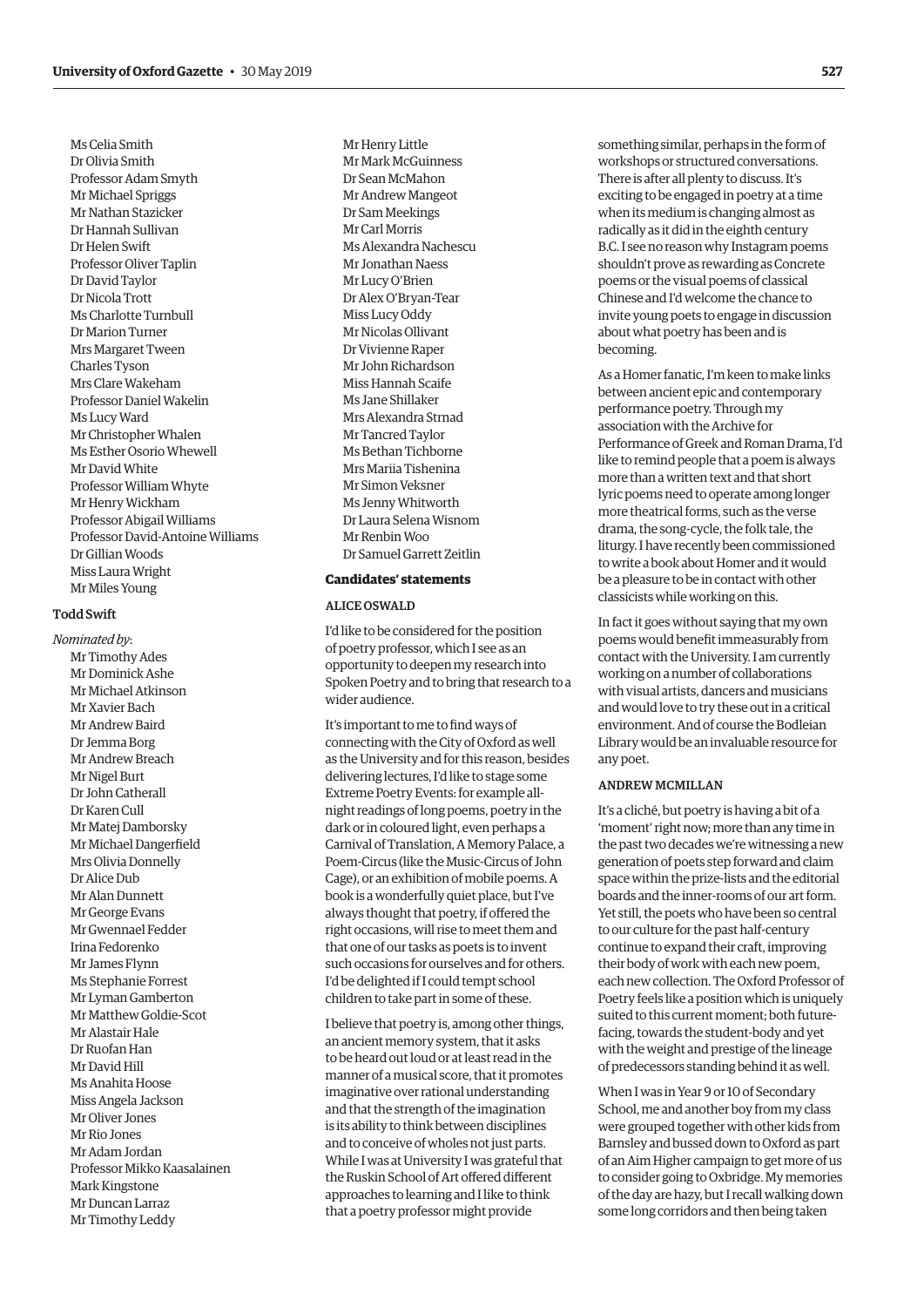Ms Celia Smith
Dr Olivia Smith
Professor Adam Smyth
Mr Michael Spriggs
Mr Nathan Stazicker
Dr Hannah Sullivan
Dr Helen Swift
Professor Oliver Taplin
Dr David Taylor
Dr Nicola Trott
Ms Charlotte Turnbull
Dr Marion Turner
Mrs Margaret Tween
Charles Tyson
Mrs Clare Wakeham
Professor Daniel Wakelin
Ms Lucy Ward
Mr Christopher Whalen
Ms Esther Osorio Whewell
Mr David White
Professor William Whyte
Mr Henry Wickham
Professor Abigail Williams
Professor David-Antoine Williams
Dr Gillian Woods
Miss Laura Wright
Mr Miles Young

### Todd Swift

*Nominated by*:

Mr Timothy Ades
Mr Dominick Ashe
Mr Michael Atkinson
Mr Xavier Bach
Mr Andrew Baird
Dr Jemma Borg
Mr Andrew Breach
Mr Nigel Burt
Dr John Catherall
Dr Karen Cull
Mr Matej Damborsky
Mr Michael Dangerfield
Mrs Olivia Donnelly
Dr Alice Dub
Mr Alan Dunnett
Mr George Evans
Mr Gwennael Fedder
Irina Fedorenko
Mr James Flynn
Ms Stephanie Forrest
Mr Lyman Gamberton
Mr Matthew Goldie-Scot
Mr Alastair Hale
Dr Ruofan Han
Mr David Hill
Ms Anahita Hoose
Miss Angela Jackson
Mr Oliver Jones
Mr Rio Jones
Mr Adam Jordan
Professor Mikko Kaasalainen
Mark Kingstone
Mr Duncan Larraz
Mr Timothy Leddy
Mr Henry Little
Mr Mark McGuinness
Dr Sean McMahon
Mr Andrew Mangeot
Dr Sam Meekings
Mr Carl Morris
Ms Alexandra Nachescu
Mr Jonathan Naess
Mr Lucy O'Brien
Dr Alex O'Bryan-Tear
Miss Lucy Oddy
Mr Nicolas Ollivant
Dr Vivienne Raper
Mr John Richardson
Miss Hannah Scaife
Ms Jane Shillaker
Mrs Alexandra Strnad
Mr Tancred Taylor
Ms Bethan Tichborne
Mrs Mariia Tishenina
Mr Simon Veksner
Ms Jenny Whitworth
Dr Laura Selena Wisnom
Mr Renbin Woo
Dr Samuel Garrett Zeitlin

## Candidates' statements

### ALICE OSWALD

I'd like to be considered for the position of poetry professor, which I see as an opportunity to deepen my research into Spoken Poetry and to bring that research to a wider audience.

It's important to me to find ways of connecting with the City of Oxford as well as the University and for this reason, besides delivering lectures, I'd like to stage some Extreme Poetry Events: for example all-night readings of long poems, poetry in the dark or in coloured light, even perhaps a Carnival of Translation, A Memory Palace, a Poem-Circus (like the Music-Circus of John Cage), or an exhibition of mobile poems. A book is a wonderfully quiet place, but I've always thought that poetry, if offered the right occasions, will rise to meet them and that one of our tasks as poets is to invent such occasions for ourselves and for others. I'd be delighted if I could tempt school children to take part in some of these.

I believe that poetry is, among other things, an ancient memory system, that it asks to be heard out loud or at least read in the manner of a musical score, that it promotes imaginative over rational understanding and that the strength of the imagination is its ability to think between disciplines and to conceive of wholes not just parts. While I was at University I was grateful that the Ruskin School of Art offered different approaches to learning and I like to think that a poetry professor might provide something similar, perhaps in the form of workshops or structured conversations. There is after all plenty to discuss. It's exciting to be engaged in poetry at a time when its medium is changing almost as radically as it did in the eighth century B.C. I see no reason why Instagram poems shouldn't prove as rewarding as Concrete poems or the visual poems of classical Chinese and I'd welcome the chance to invite young poets to engage in discussion about what poetry has been and is becoming.

As a Homer fanatic, I'm keen to make links between ancient epic and contemporary performance poetry. Through my association with the Archive for Performance of Greek and Roman Drama, I'd like to remind people that a poem is always more than a written text and that short lyric poems need to operate among longer more theatrical forms, such as the verse drama, the song-cycle, the folk tale, the liturgy. I have recently been commissioned to write a book about Homer and it would be a pleasure to be in contact with other classicists while working on this.

In fact it goes without saying that my own poems would benefit immeasurably from contact with the University. I am currently working on a number of collaborations with visual artists, dancers and musicians and would love to try these out in a critical environment. And of course the Bodleian Library would be an invaluable resource for any poet.

### ANDREW MCMILLAN

It's a cliché, but poetry is having a bit of a 'moment' right now; more than any time in the past two decades we're witnessing a new generation of poets step forward and claim space within the prize-lists and the editorial boards and the inner-rooms of our art form. Yet still, the poets who have been so central to our culture for the past half-century continue to expand their craft, improving their body of work with each new poem, each new collection. The Oxford Professor of Poetry feels like a position which is uniquely suited to this current moment; both future-facing, towards the student-body and yet with the weight and prestige of the lineage of predecessors standing behind it as well.

When I was in Year 9 or 10 of Secondary School, me and another boy from my class were grouped together with other kids from Barnsley and bussed down to Oxford as part of an Aim Higher campaign to get more of us to consider going to Oxbridge. My memories of the day are hazy, but I recall walking down some long corridors and then being taken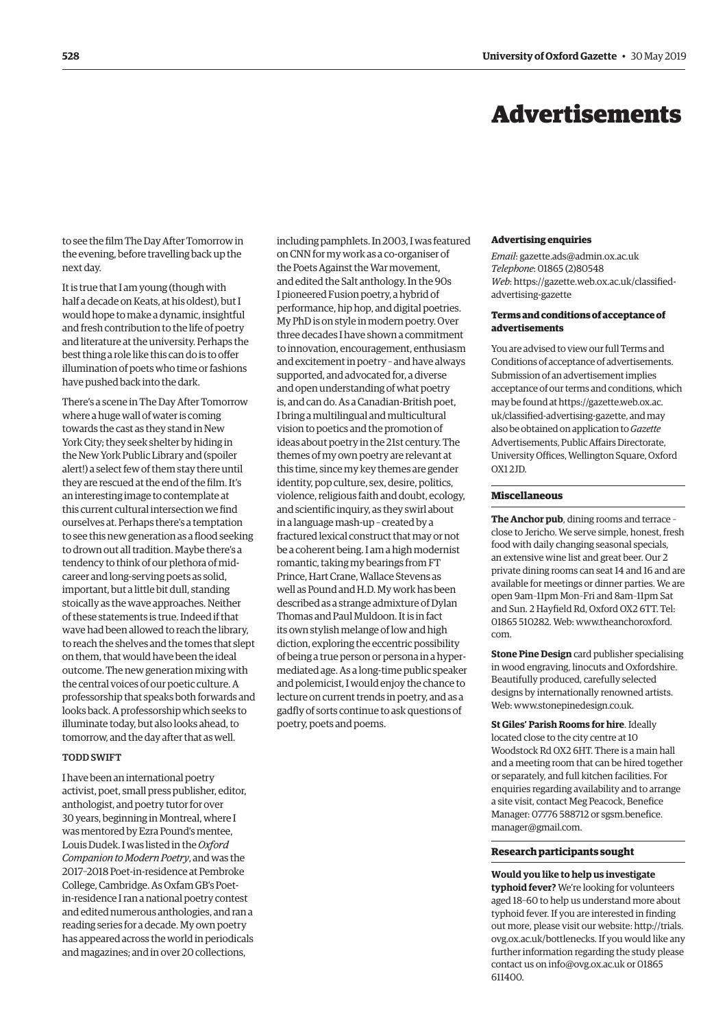# Advertisements

to see the film The Day After Tomorrow in the evening, before travelling back up the next day.

It is true that I am young (though with half a decade on Keats, at his oldest), but I would hope to make a dynamic, insightful and fresh contribution to the life of poetry and literature at the university. Perhaps the best thing a role like this can do is to offer illumination of poets who time or fashions have pushed back into the dark.

There's a scene in The Day After Tomorrow where a huge wall of water is coming towards the cast as they stand in New York City; they seek shelter by hiding in the New York Public Library and (spoiler alert!) a select few of them stay there until they are rescued at the end of the film. It's an interesting image to contemplate at this current cultural intersection we find ourselves at. Perhaps there's a temptation to see this new generation as a flood seeking to drown out all tradition. Maybe there's a tendency to think of our plethora of mid-career and long-serving poets as solid, important, but a little bit dull, standing stoically as the wave approaches. Neither of these statements is true. Indeed if that wave had been allowed to reach the library, to reach the shelves and the tomes that slept on them, that would have been the ideal outcome. The new generation mixing with the central voices of our poetic culture. A professorship that speaks both forwards and looks back. A professorship which seeks to illuminate today, but also looks ahead, to tomorrow, and the day after that as well.

TODD SWIFT

I have been an international poetry activist, poet, small press publisher, editor, anthologist, and poetry tutor for over 30 years, beginning in Montreal, where I was mentored by Ezra Pound's mentee, Louis Dudek. I was listed in the *Oxford Companion to Modern Poetry*, and was the 2017–2018 Poet-in-residence at Pembroke College, Cambridge. As Oxfam GB's Poet-in-residence I ran a national poetry contest and edited numerous anthologies, and ran a reading series for a decade. My own poetry has appeared across the world in periodicals and magazines; and in over 20 collections, including pamphlets. In 2003, I was featured on CNN for my work as a co-organiser of the Poets Against the War movement, and edited the Salt anthology. In the 90s I pioneered Fusion poetry, a hybrid of performance, hip hop, and digital poetries. My PhD is on style in modern poetry. Over three decades I have shown a commitment to innovation, encouragement, enthusiasm and excitement in poetry – and have always supported, and advocated for, a diverse and open understanding of what poetry is, and can do. As a Canadian-British poet, I bring a multilingual and multicultural vision to poetics and the promotion of ideas about poetry in the 21st century. The themes of my own poetry are relevant at this time, since my key themes are gender identity, pop culture, sex, desire, politics, violence, religious faith and doubt, ecology, and scientific inquiry, as they swirl about in a language mash-up – created by a fractured lexical construct that may or not be a coherent being. I am a high modernist romantic, taking my bearings from FT Prince, Hart Crane, Wallace Stevens as well as Pound and H.D. My work has been described as a strange admixture of Dylan Thomas and Paul Muldoon. It is in fact its own stylish melange of low and high diction, exploring the eccentric possibility of being a true person or persona in a hyper-mediated age. As a long-time public speaker and polemicist, I would enjoy the chance to lecture on current trends in poetry, and as a gadfly of sorts continue to ask questions of poetry, poets and poems.

### Advertising enquiries

*Email*: gazette.ads@admin.ox.ac.uk
*Telephone*: 01865 (2)80548
*Web*: https://gazette.web.ox.ac.uk/classified-advertising-gazette

### Terms and conditions of acceptance of advertisements

You are advised to view our full Terms and Conditions of acceptance of advertisements. Submission of an advertisement implies acceptance of our terms and conditions, which may be found at https://gazette.web.ox.ac.uk/classified-advertising-gazette, and may also be obtained on application to *Gazette* Advertisements, Public Affairs Directorate, University Offices, Wellington Square, Oxford OX1 2JD.

### Miscellaneous

**The Anchor pub**, dining rooms and terrace – close to Jericho. We serve simple, honest, fresh food with daily changing seasonal specials, an extensive wine list and great beer. Our 2 private dining rooms can seat 14 and 16 and are available for meetings or dinner parties. We are open 9am–11pm Mon–Fri and 8am–11pm Sat and Sun. 2 Hayfield Rd, Oxford OX2 6TT. Tel: 01865 510282. Web: www.theanchoroxford.com.

**Stone Pine Design** card publisher specialising in wood engraving, linocuts and Oxfordshire. Beautifully produced, carefully selected designs by internationally renowned artists. Web: www.stonepinedesign.co.uk.

**St Giles' Parish Rooms for hire**. Ideally located close to the city centre at 10 Woodstock Rd OX2 6HT. There is a main hall and a meeting room that can be hired together or separately, and full kitchen facilities. For enquiries regarding availability and to arrange a site visit, contact Meg Peacock, Benefice Manager: 07776 588712 or sgsm.benefice.manager@gmail.com.

### Research participants sought

**Would you like to help us investigate typhoid fever?** We're looking for volunteers aged 18–60 to help us understand more about typhoid fever. If you are interested in finding out more, please visit our website: http://trials.ovg.ox.ac.uk/bottlenecks. If you would like any further information regarding the study please contact us on info@ovg.ox.ac.uk or 01865 611400.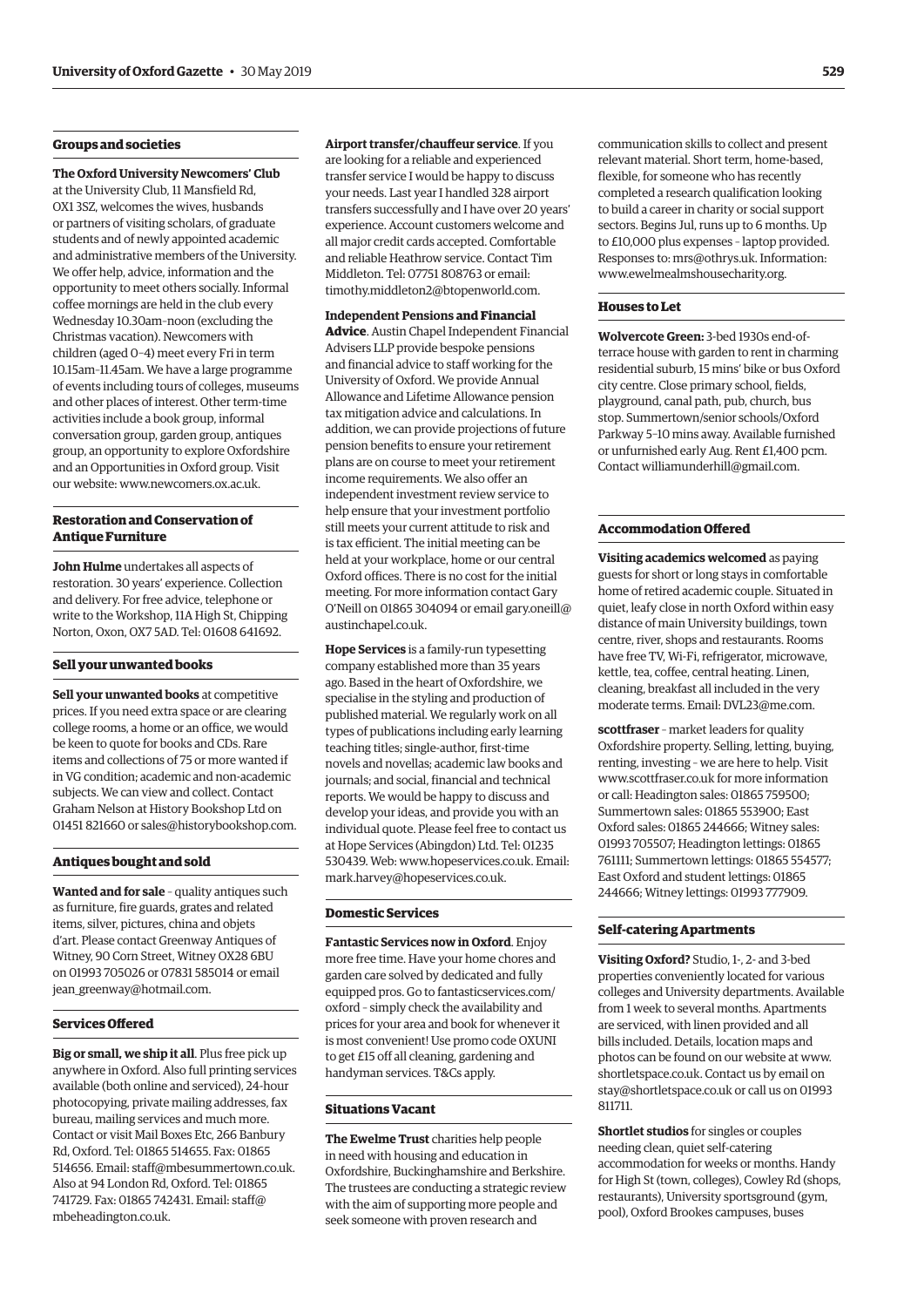### Groups and societies

**The Oxford University Newcomers' Club** at the University Club, 11 Mansfield Rd, OX1 3SZ, welcomes the wives, husbands or partners of visiting scholars, of graduate students and of newly appointed academic and administrative members of the University. We offer help, advice, information and the opportunity to meet others socially. Informal coffee mornings are held in the club every Wednesday 10.30am–noon (excluding the Christmas vacation). Newcomers with children (aged 0–4) meet every Fri in term 10.15am–11.45am. We have a large programme of events including tours of colleges, museums and other places of interest. Other term-time activities include a book group, informal conversation group, garden group, antiques group, an opportunity to explore Oxfordshire and an Opportunities in Oxford group. Visit our website: www.newcomers.ox.ac.uk.

### Restoration and Conservation of Antique Furniture

**John Hulme** undertakes all aspects of restoration. 30 years' experience. Collection and delivery. For free advice, telephone or write to the Workshop, 11A High St, Chipping Norton, Oxon, OX7 5AD. Tel: 01608 641692.

### Sell your unwanted books

**Sell your unwanted books** at competitive prices. If you need extra space or are clearing college rooms, a home or an office, we would be keen to quote for books and CDs. Rare items and collections of 75 or more wanted if in VG condition; academic and non-academic subjects. We can view and collect. Contact Graham Nelson at History Bookshop Ltd on 01451 821660 or sales@historybookshop.com.

### Antiques bought and sold

**Wanted and for sale** – quality antiques such as furniture, fire guards, grates and related items, silver, pictures, china and objets d'art. Please contact Greenway Antiques of Witney, 90 Corn Street, Witney OX28 6BU on 01993 705026 or 07831 585014 or email jean_greenway@hotmail.com.

### Services Offered

**Big or small, we ship it all**. Plus free pick up anywhere in Oxford. Also full printing services available (both online and serviced), 24-hour photocopying, private mailing addresses, fax bureau, mailing services and much more. Contact or visit Mail Boxes Etc, 266 Banbury Rd, Oxford. Tel: 01865 514655. Fax: 01865 514656. Email: staff@mbesummertown.co.uk. Also at 94 London Rd, Oxford. Tel: 01865 741729. Fax: 01865 742431. Email: staff@mbeheadington.co.uk.

**Airport transfer/chauffeur service**. If you are looking for a reliable and experienced transfer service I would be happy to discuss your needs. Last year I handled 328 airport transfers successfully and I have over 20 years' experience. Account customers welcome and all major credit cards accepted. Comfortable and reliable Heathrow service. Contact Tim Middleton. Tel: 07751 808763 or email: timothy.middleton2@btopenworld.com.

**Independent Pensions and Financial Advice**. Austin Chapel Independent Financial Advisers LLP provide bespoke pensions and financial advice to staff working for the University of Oxford. We provide Annual Allowance and Lifetime Allowance pension tax mitigation advice and calculations. In addition, we can provide projections of future pension benefits to ensure your retirement plans are on course to meet your retirement income requirements. We also offer an independent investment review service to help ensure that your investment portfolio still meets your current attitude to risk and is tax efficient. The initial meeting can be held at your workplace, home or our central Oxford offices. There is no cost for the initial meeting. For more information contact Gary O'Neill on 01865 304094 or email gary.oneill@austinchapel.co.uk.

**Hope Services** is a family-run typesetting company established more than 35 years ago. Based in the heart of Oxfordshire, we specialise in the styling and production of published material. We regularly work on all types of publications including early learning teaching titles; single-author, first-time novels and novellas; academic law books and journals; and social, financial and technical reports. We would be happy to discuss and develop your ideas, and provide you with an individual quote. Please feel free to contact us at Hope Services (Abingdon) Ltd. Tel: 01235 530439. Web: www.hopeservices.co.uk. Email: mark.harvey@hopeservices.co.uk.

### Domestic Services

**Fantastic Services now in Oxford**. Enjoy more free time. Have your home chores and garden care solved by dedicated and fully equipped pros. Go to fantasticservices.com/oxford – simply check the availability and prices for your area and book for whenever it is most convenient! Use promo code OXUNI to get £15 off all cleaning, gardening and handyman services. T&Cs apply.

### Situations Vacant

**The Ewelme Trust** charities help people in need with housing and education in Oxfordshire, Buckinghamshire and Berkshire. The trustees are conducting a strategic review with the aim of supporting more people and seek someone with proven research and communication skills to collect and present relevant material. Short term, home-based, flexible, for someone who has recently completed a research qualification looking to build a career in charity or social support sectors. Begins Jul, runs up to 6 months. Up to £10,000 plus expenses – laptop provided. Responses to: mrs@othrys.uk. Information: www.ewelmealmshousecharity.org.

### Houses to Let

**Wolvercote Green:** 3-bed 1930s end-of-terrace house with garden to rent in charming residential suburb, 15 mins' bike or bus Oxford city centre. Close primary school, fields, playground, canal path, pub, church, bus stop. Summertown/senior schools/Oxford Parkway 5–10 mins away. Available furnished or unfurnished early Aug. Rent £1,400 pcm. Contact williamunderhill@gmail.com.

### Accommodation Offered

**Visiting academics welcomed** as paying guests for short or long stays in comfortable home of retired academic couple. Situated in quiet, leafy close in north Oxford within easy distance of main University buildings, town centre, river, shops and restaurants. Rooms have free TV, Wi-Fi, refrigerator, microwave, kettle, tea, coffee, central heating. Linen, cleaning, breakfast all included in the very moderate terms. Email: DVL23@me.com.

**scottfraser** – market leaders for quality Oxfordshire property. Selling, letting, buying, renting, investing – we are here to help. Visit www.scottfraser.co.uk for more information or call: Headington sales: 01865 759500; Summertown sales: 01865 553900; East Oxford sales: 01865 244666; Witney sales: 01993 705507; Headington lettings: 01865 761111; Summertown lettings: 01865 554577; East Oxford and student lettings: 01865 244666; Witney lettings: 01993 777909.

### Self-catering Apartments

**Visiting Oxford?** Studio, 1-, 2- and 3-bed properties conveniently located for various colleges and University departments. Available from 1 week to several months. Apartments are serviced, with linen provided and all bills included. Details, location maps and photos can be found on our website at www.shortletspace.co.uk. Contact us by email on stay@shortletspace.co.uk or call us on 01993 811711.

**Shortlet studios** for singles or couples needing clean, quiet self-catering accommodation for weeks or months. Handy for High St (town, colleges), Cowley Rd (shops, restaurants), University sportsground (gym, pool), Oxford Brookes campuses, buses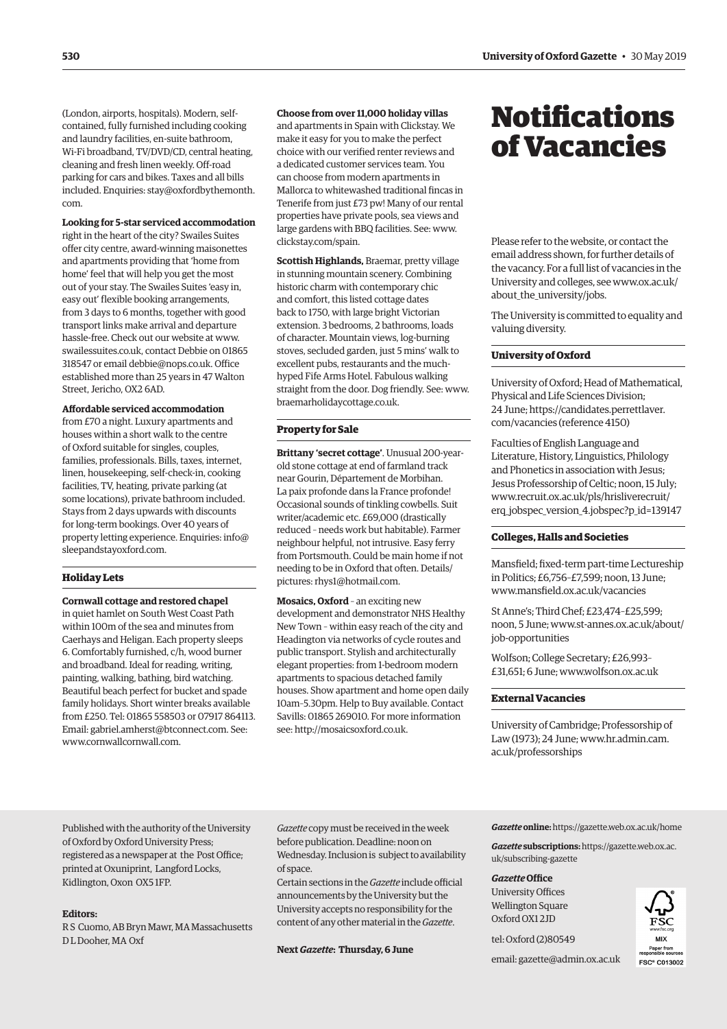(London, airports, hospitals). Modern, self-contained, fully furnished including cooking and laundry facilities, en-suite bathroom, Wi-Fi broadband, TV/DVD/CD, central heating, cleaning and fresh linen weekly. Off-road parking for cars and bikes. Taxes and all bills included. Enquiries: stay@oxfordbythemonth.com.

**Looking for 5-star serviced accommodation** right in the heart of the city? Swailes Suites offer city centre, award-winning maisonettes and apartments providing that 'home from home' feel that will help you get the most out of your stay. The Swailes Suites 'easy in, easy out' flexible booking arrangements, from 3 days to 6 months, together with good transport links make arrival and departure hassle-free. Check out our website at www.swailessuites.co.uk, contact Debbie on 01865 318547 or email debbie@nops.co.uk. Office established more than 25 years in 47 Walton Street, Jericho, OX2 6AD.

**Affordable serviced accommodation** from £70 a night. Luxury apartments and houses within a short walk to the centre of Oxford suitable for singles, couples, families, professionals. Bills, taxes, internet, linen, housekeeping, self-check-in, cooking facilities, TV, heating, private parking (at some locations), private bathroom included. Stays from 2 days upwards with discounts for long-term bookings. Over 40 years of property letting experience. Enquiries: info@sleepandstayoxford.com.

### Holiday Lets

**Cornwall cottage and restored chapel** in quiet hamlet on South West Coast Path within 100m of the sea and minutes from Caerhays and Heligan. Each property sleeps 6. Comfortably furnished, c/h, wood burner and broadband. Ideal for reading, writing, painting, walking, bathing, bird watching. Beautiful beach perfect for bucket and spade family holidays. Short winter breaks available from £250. Tel: 01865 558503 or 07917 864113. Email: gabriel.amherst@btconnect.com. See: www.cornwallcornwall.com.

**Choose from over 11,000 holiday villas** and apartments in Spain with Clickstay. We make it easy for you to make the perfect choice with our verified renter reviews and a dedicated customer services team. You can choose from modern apartments in Mallorca to whitewashed traditional fincas in Tenerife from just £73 pw! Many of our rental properties have private pools, sea views and large gardens with BBQ facilities. See: www.clickstay.com/spain.

**Scottish Highlands,** Braemar, pretty village in stunning mountain scenery. Combining historic charm with contemporary chic and comfort, this listed cottage dates back to 1750, with large bright Victorian extension. 3 bedrooms, 2 bathrooms, loads of character. Mountain views, log-burning stoves, secluded garden, just 5 mins' walk to excellent pubs, restaurants and the much-hyped Fife Arms Hotel. Fabulous walking straight from the door. Dog friendly. See: www.braemarholidaycottage.co.uk.

### Property for Sale

**Brittany 'secret cottage'**. Unusual 200-year-old stone cottage at end of farmland track near Gourin, Département de Morbihan. La paix profonde dans la France profonde! Occasional sounds of tinkling cowbells. Suit writer/academic etc. £69,000 (drastically reduced – needs work but habitable). Farmer neighbour helpful, not intrusive. Easy ferry from Portsmouth. Could be main home if not needing to be in Oxford that often. Details/pictures: rhys1@hotmail.com.

**Mosaics, Oxford** – an exciting new development and demonstrator NHS Healthy New Town – within easy reach of the city and Headington via networks of cycle routes and public transport. Stylish and architecturally elegant properties: from 1-bedroom modern apartments to spacious detached family houses. Show apartment and home open daily 10am–5.30pm. Help to Buy available. Contact Savills: 01865 269010. For more information see: http://mosaicsoxford.co.uk.

# Notifications of Vacancies

Please refer to the website, or contact the email address shown, for further details of the vacancy. For a full list of vacancies in the University and colleges, see www.ox.ac.uk/about_the_university/jobs.

The University is committed to equality and valuing diversity.

### University of Oxford

University of Oxford; Head of Mathematical, Physical and Life Sciences Division; 24 June; https://candidates.perrettlaver.com/vacancies (reference 4150)

Faculties of English Language and Literature, History, Linguistics, Philology and Phonetics in association with Jesus; Jesus Professorship of Celtic; noon, 15 July; www.recruit.ox.ac.uk/pls/hrisliverecruit/erq_jobspec_version_4.jobspec?p_id=139147

### Colleges, Halls and Societies

Mansfield; fixed-term part-time Lectureship in Politics; £6,756–£7,599; noon, 13 June; www.mansfield.ox.ac.uk/vacancies

St Anne's; Third Chef; £23,474–£25,599; noon, 5 June; www.st-annes.ox.ac.uk/about/job-opportunities

Wolfson; College Secretary; £26,993–£31,651; 6 June; www.wolfson.ox.ac.uk

### External Vacancies

University of Cambridge; Professorship of Law (1973); 24 June; www.hr.admin.cam.ac.uk/professorships

---

Published with the authority of the University of Oxford by Oxford University Press; registered as a newspaper at the Post Office; printed at Oxuniprint, Langford Locks, Kidlington, Oxon OX5 1FP.

**Editors:**
R S Cuomo, AB Bryn Mawr, MA Massachusetts
D L Dooher, MA Oxf

*Gazette* copy must be received in the week before publication. Deadline: noon on Wednesday. Inclusion is subject to availability of space.
Certain sections in the *Gazette* include official announcements by the University but the University accepts no responsibility for the content of any other material in the *Gazette*.

**Next *Gazette*: Thursday, 6 June**

***Gazette* online:** https://gazette.web.ox.ac.uk/home

***Gazette* subscriptions:** https://gazette.web.ox.ac.uk/subscribing-gazette

***Gazette* Office**
University Offices
Wellington Square
Oxford OX1 2JD

tel: Oxford (2)80549

email: gazette@admin.ox.ac.uk

FSC www.fsc.org MIX Paper from responsible sources FSC® C013002